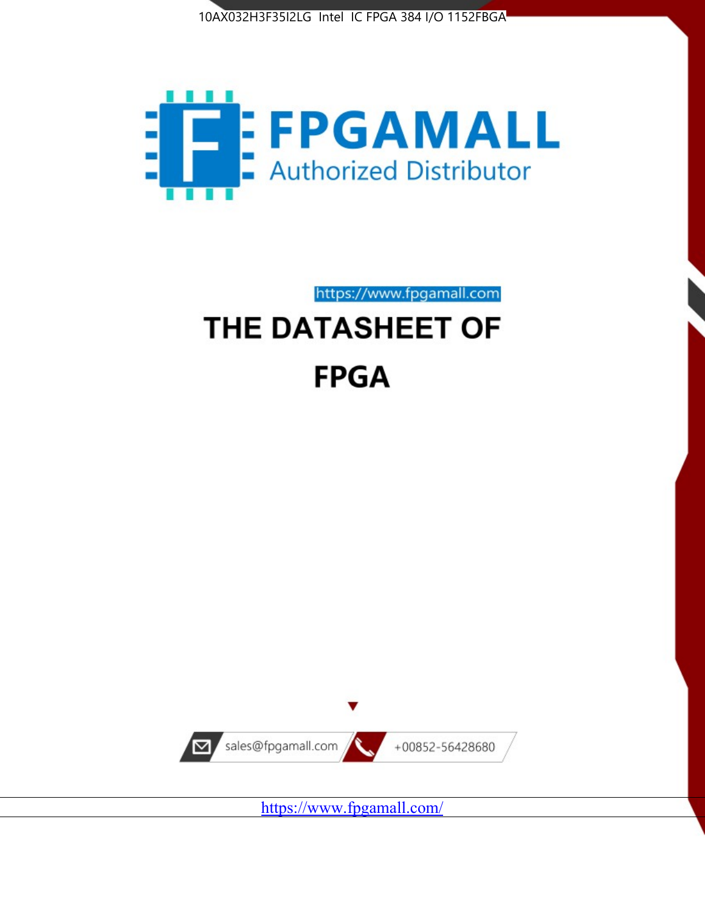10AX032H3F35I2LG Intel IC FPGA 384 I/O 1152FBGA

FPGAMALL

Authorized Distributor

https://www.fpgamall.com

# THE DATASHEET OF FPGA

sales@fpgamall.com

+00852-56428680

https://www.fpgamall.com/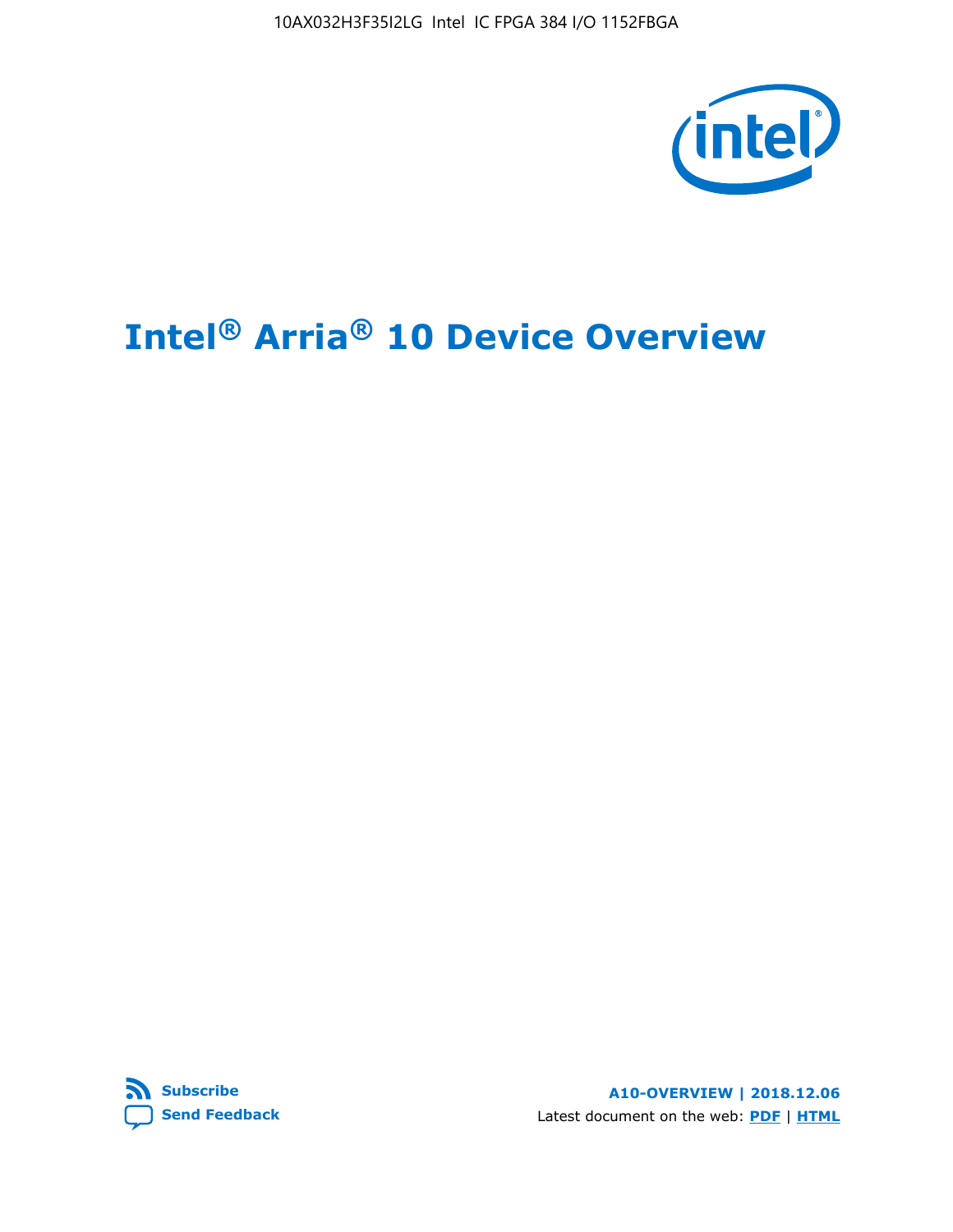# Intel® Arria® 10 Device Overview

**Subscribe**

**Send Feedback**

**A10-OVERVIEW | 2018.12.06**

Latest document on the web: **PDF** | **HTML**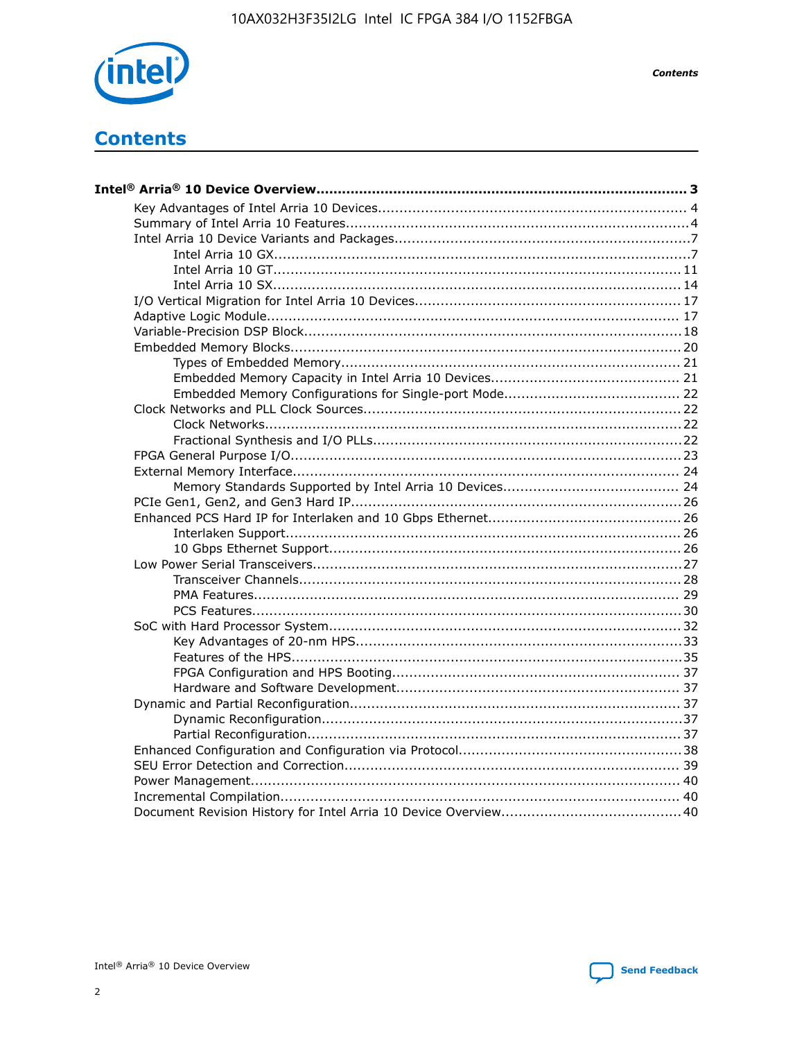# Contents

**Intel® Arria® 10 Device Overview** .......... 3

- Key Advantages of Intel Arria 10 Devices .......... 4
- Summary of Intel Arria 10 Features .......... 4
- Intel Arria 10 Device Variants and Packages .......... 7
  - Intel Arria 10 GX .......... 7
  - Intel Arria 10 GT .......... 11
  - Intel Arria 10 SX .......... 14
- I/O Vertical Migration for Intel Arria 10 Devices .......... 17
- Adaptive Logic Module .......... 17
- Variable-Precision DSP Block .......... 18
- Embedded Memory Blocks .......... 20
  - Types of Embedded Memory .......... 21
  - Embedded Memory Capacity in Intel Arria 10 Devices .......... 21
  - Embedded Memory Configurations for Single-port Mode .......... 22
- Clock Networks and PLL Clock Sources .......... 22
  - Clock Networks .......... 22
  - Fractional Synthesis and I/O PLLs .......... 22
- FPGA General Purpose I/O .......... 23
- External Memory Interface .......... 24
  - Memory Standards Supported by Intel Arria 10 Devices .......... 24
- PCIe Gen1, Gen2, and Gen3 Hard IP .......... 26
- Enhanced PCS Hard IP for Interlaken and 10 Gbps Ethernet .......... 26
  - Interlaken Support .......... 26
  - 10 Gbps Ethernet Support .......... 26
- Low Power Serial Transceivers .......... 27
  - Transceiver Channels .......... 28
  - PMA Features .......... 29
  - PCS Features .......... 30
- SoC with Hard Processor System .......... 32
  - Key Advantages of 20-nm HPS .......... 33
  - Features of the HPS .......... 35
  - FPGA Configuration and HPS Booting .......... 37
  - Hardware and Software Development .......... 37
- Dynamic and Partial Reconfiguration .......... 37
  - Dynamic Reconfiguration .......... 37
  - Partial Reconfiguration .......... 37
- Enhanced Configuration and Configuration via Protocol .......... 38
- SEU Error Detection and Correction .......... 39
- Power Management .......... 40
- Incremental Compilation .......... 40
- Document Revision History for Intel Arria 10 Device Overview .......... 40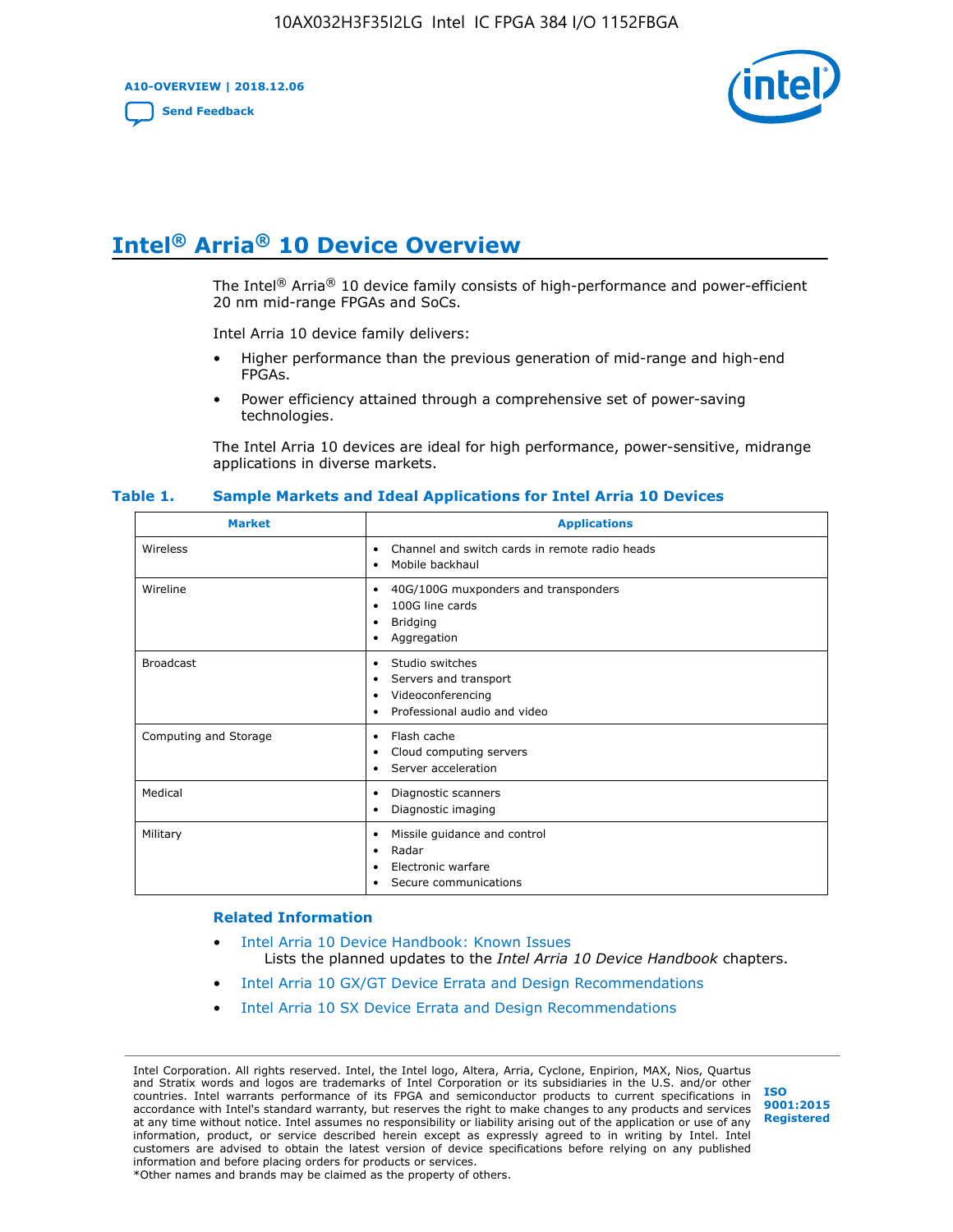# Intel® Arria® 10 Device Overview

The Intel® Arria® 10 device family consists of high-performance and power-efficient 20 nm mid-range FPGAs and SoCs.

Intel Arria 10 device family delivers:

- Higher performance than the previous generation of mid-range and high-end FPGAs.
- Power efficiency attained through a comprehensive set of power-saving technologies.

The Intel Arria 10 devices are ideal for high performance, power-sensitive, midrange applications in diverse markets.

**Table 1. Sample Markets and Ideal Applications for Intel Arria 10 Devices**

| Market | Applications |
| --- | --- |
| Wireless | • Channel and switch cards in remote radio heads<br>• Mobile backhaul |
| Wireline | • 40G/100G muxponders and transponders<br>• 100G line cards<br>• Bridging<br>• Aggregation |
| Broadcast | • Studio switches<br>• Servers and transport<br>• Videoconferencing<br>• Professional audio and video |
| Computing and Storage | • Flash cache<br>• Cloud computing servers<br>• Server acceleration |
| Medical | • Diagnostic scanners<br>• Diagnostic imaging |
| Military | • Missile guidance and control<br>• Radar<br>• Electronic warfare<br>• Secure communications |

### Related Information

- Intel Arria 10 Device Handbook: Known Issues
  Lists the planned updates to the *Intel Arria 10 Device Handbook* chapters.
- Intel Arria 10 GX/GT Device Errata and Design Recommendations
- Intel Arria 10 SX Device Errata and Design Recommendations

Intel Corporation. All rights reserved. Intel, the Intel logo, Altera, Arria, Cyclone, Enpirion, MAX, Nios, Quartus and Stratix words and logos are trademarks of Intel Corporation or its subsidiaries in the U.S. and/or other countries. Intel warrants performance of its FPGA and semiconductor products to current specifications in accordance with Intel's standard warranty, but reserves the right to make changes to any products and services at any time without notice. Intel assumes no responsibility or liability arising out of the application or use of any information, product, or service described herein except as expressly agreed to in writing by Intel. Intel customers are advised to obtain the latest version of device specifications before relying on any published information and before placing orders for products or services.
*Other names and brands may be claimed as the property of others.

ISO 9001:2015 Registered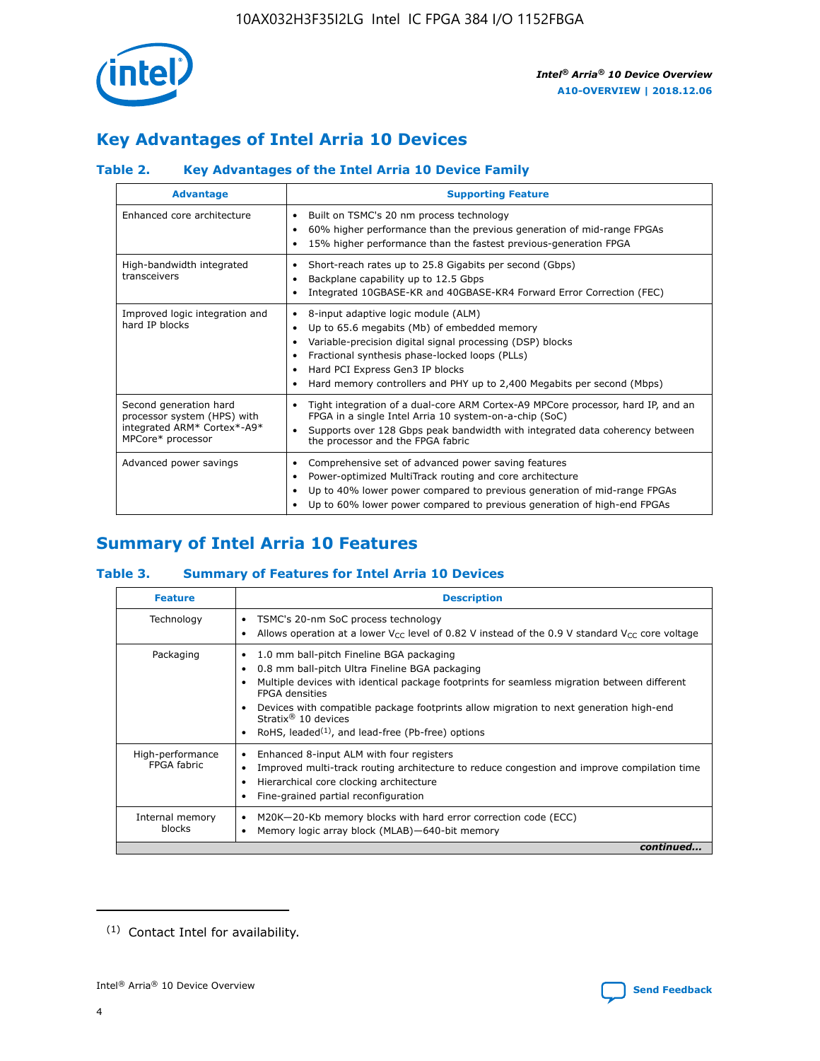## Key Advantages of Intel Arria 10 Devices

### Table 2. Key Advantages of the Intel Arria 10 Device Family

| Advantage | Supporting Feature |
| --- | --- |
| Enhanced core architecture | • Built on TSMC's 20 nm process technology<br>• 60% higher performance than the previous generation of mid-range FPGAs<br>• 15% higher performance than the fastest previous-generation FPGA |
| High-bandwidth integrated transceivers | • Short-reach rates up to 25.8 Gigabits per second (Gbps)<br>• Backplane capability up to 12.5 Gbps<br>• Integrated 10GBASE-KR and 40GBASE-KR4 Forward Error Correction (FEC) |
| Improved logic integration and hard IP blocks | • 8-input adaptive logic module (ALM)<br>• Up to 65.6 megabits (Mb) of embedded memory<br>• Variable-precision digital signal processing (DSP) blocks<br>• Fractional synthesis phase-locked loops (PLLs)<br>• Hard PCI Express Gen3 IP blocks<br>• Hard memory controllers and PHY up to 2,400 Megabits per second (Mbps) |
| Second generation hard processor system (HPS) with integrated ARM* Cortex*-A9* MPCore* processor | • Tight integration of a dual-core ARM Cortex-A9 MPCore processor, hard IP, and an FPGA in a single Intel Arria 10 system-on-a-chip (SoC)<br>• Supports over 128 Gbps peak bandwidth with integrated data coherency between the processor and the FPGA fabric |
| Advanced power savings | • Comprehensive set of advanced power saving features<br>• Power-optimized MultiTrack routing and core architecture<br>• Up to 40% lower power compared to previous generation of mid-range FPGAs<br>• Up to 60% lower power compared to previous generation of high-end FPGAs |

## Summary of Intel Arria 10 Features

### Table 3. Summary of Features for Intel Arria 10 Devices

| Feature | Description |
| --- | --- |
| Technology | • TSMC's 20-nm SoC process technology<br>• Allows operation at a lower $V_{CC}$ level of 0.82 V instead of the 0.9 V standard $V_{CC}$ core voltage |
| Packaging | • 1.0 mm ball-pitch Fineline BGA packaging<br>• 0.8 mm ball-pitch Ultra Fineline BGA packaging<br>• Multiple devices with identical package footprints for seamless migration between different FPGA densities<br>• Devices with compatible package footprints allow migration to next generation high-end Stratix® 10 devices<br>• RoHS, leaded[(1)], and lead-free (Pb-free) options |
| High-performance FPGA fabric | • Enhanced 8-input ALM with four registers<br>• Improved multi-track routing architecture to reduce congestion and improve compilation time<br>• Hierarchical core clocking architecture<br>• Fine-grained partial reconfiguration |
| Internal memory blocks | • M20K—20-Kb memory blocks with hard error correction code (ECC)<br>• Memory logic array block (MLAB)—640-bit memory |

*continued...*

(1) Contact Intel for availability.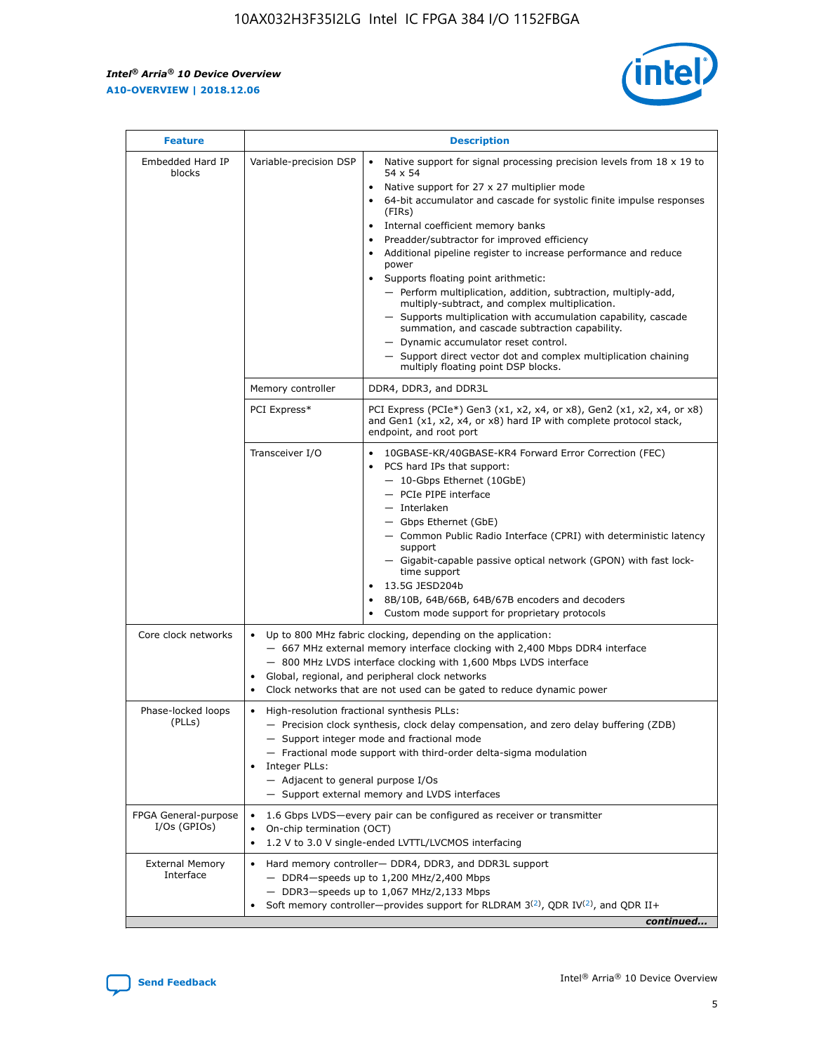| Feature | Description | |
| --- | --- | --- |
| Embedded Hard IP blocks | Variable-precision DSP | • Native support for signal processing precision levels from 18 x 19 to 54 x 54<br>• Native support for 27 x 27 multiplier mode<br>• 64-bit accumulator and cascade for systolic finite impulse responses (FIRs)<br>• Internal coefficient memory banks<br>• Preadder/subtractor for improved efficiency<br>• Additional pipeline register to increase performance and reduce power<br>• Supports floating point arithmetic:<br>— Perform multiplication, addition, subtraction, multiply-add, multiply-subtract, and complex multiplication.<br>— Supports multiplication with accumulation capability, cascade summation, and cascade subtraction capability.<br>— Dynamic accumulator reset control.<br>— Support direct vector dot and complex multiplication chaining multiply floating point DSP blocks. |
| | Memory controller | DDR4, DDR3, and DDR3L |
| | PCI Express* | PCI Express (PCIe*) Gen3 (x1, x2, x4, or x8), Gen2 (x1, x2, x4, or x8) and Gen1 (x1, x2, x4, or x8) hard IP with complete protocol stack, endpoint, and root port |
| | Transceiver I/O | • 10GBASE-KR/40GBASE-KR4 Forward Error Correction (FEC)<br>• PCS hard IPs that support:<br>— 10-Gbps Ethernet (10GbE)<br>— PCIe PIPE interface<br>— Interlaken<br>— Gbps Ethernet (GbE)<br>— Common Public Radio Interface (CPRI) with deterministic latency support<br>— Gigabit-capable passive optical network (GPON) with fast lock-time support<br>• 13.5G JESD204b<br>• 8B/10B, 64B/66B, 64B/67B encoders and decoders<br>• Custom mode support for proprietary protocols |
| Core clock networks | • Up to 800 MHz fabric clocking, depending on the application:<br>— 667 MHz external memory interface clocking with 2,400 Mbps DDR4 interface<br>— 800 MHz LVDS interface clocking with 1,600 Mbps LVDS interface<br>• Global, regional, and peripheral clock networks<br>• Clock networks that are not used can be gated to reduce dynamic power | |
| Phase-locked loops (PLLs) | • High-resolution fractional synthesis PLLs:<br>— Precision clock synthesis, clock delay compensation, and zero delay buffering (ZDB)<br>— Support integer mode and fractional mode<br>— Fractional mode support with third-order delta-sigma modulation<br>• Integer PLLs:<br>— Adjacent to general purpose I/Os<br>— Support external memory and LVDS interfaces | |
| FPGA General-purpose I/Os (GPIOs) | • 1.6 Gbps LVDS—every pair can be configured as receiver or transmitter<br>• On-chip termination (OCT)<br>• 1.2 V to 3.0 V single-ended LVTTL/LVCMOS interfacing | |
| External Memory Interface | • Hard memory controller— DDR4, DDR3, and DDR3L support<br>— DDR4—speeds up to 1,200 MHz/2,400 Mbps<br>— DDR3—speeds up to 1,067 MHz/2,133 Mbps<br>• Soft memory controller—provides support for RLDRAM 3[(2)], QDR IV[(2)], and QDR II+ | |

*continued...*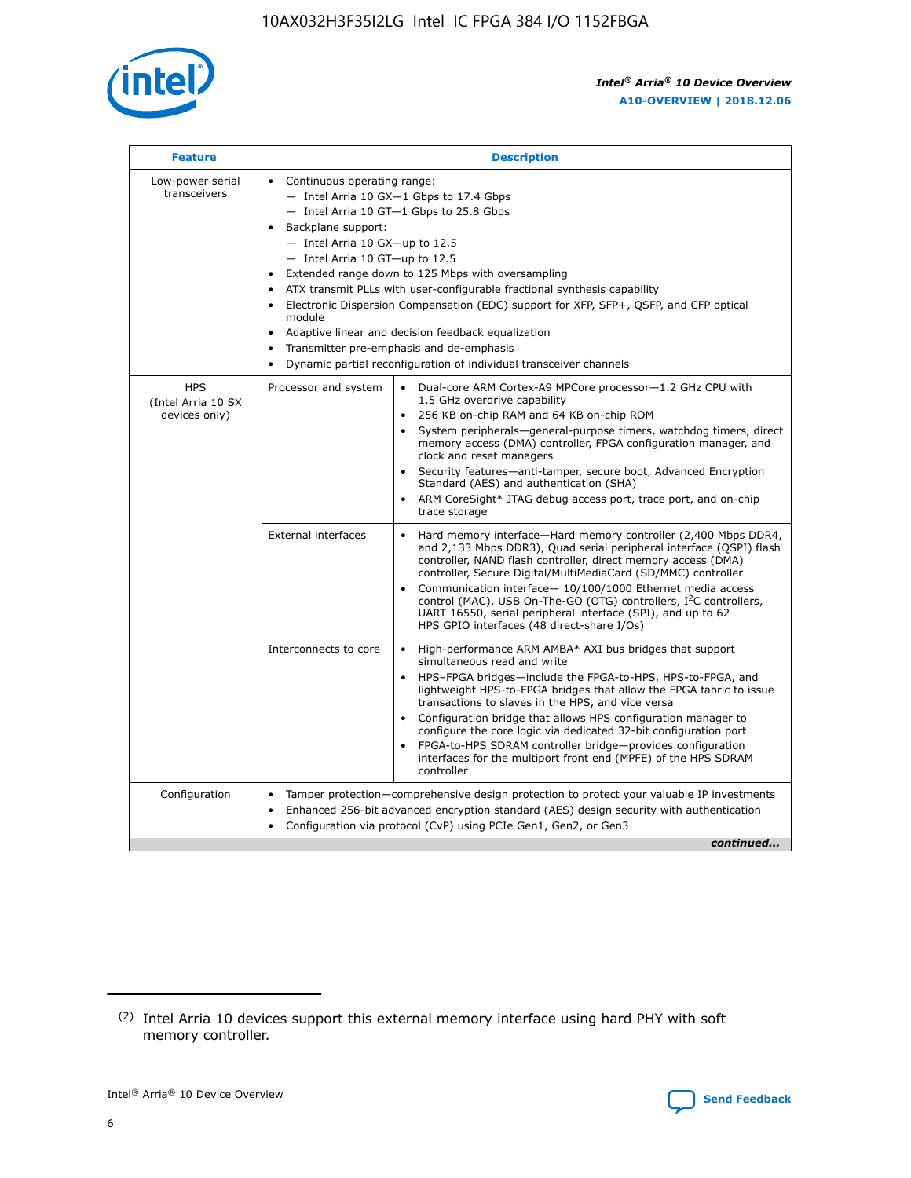| Feature | Description | |
|---|---|---|
| Low-power serial transceivers | • Continuous operating range:<br>— Intel Arria 10 GX—1 Gbps to 17.4 Gbps<br>— Intel Arria 10 GT—1 Gbps to 25.8 Gbps<br>• Backplane support:<br>— Intel Arria 10 GX—up to 12.5<br>— Intel Arria 10 GT—up to 12.5<br>• Extended range down to 125 Mbps with oversampling<br>• ATX transmit PLLs with user-configurable fractional synthesis capability<br>• Electronic Dispersion Compensation (EDC) support for XFP, SFP+, QSFP, and CFP optical module<br>• Adaptive linear and decision feedback equalization<br>• Transmitter pre-emphasis and de-emphasis<br>• Dynamic partial reconfiguration of individual transceiver channels | |
| HPS (Intel Arria 10 SX devices only) | Processor and system | • Dual-core ARM Cortex-A9 MPCore processor—1.2 GHz CPU with 1.5 GHz overdrive capability<br>• 256 KB on-chip RAM and 64 KB on-chip ROM<br>• System peripherals—general-purpose timers, watchdog timers, direct memory access (DMA) controller, FPGA configuration manager, and clock and reset managers<br>• Security features—anti-tamper, secure boot, Advanced Encryption Standard (AES) and authentication (SHA)<br>• ARM CoreSight* JTAG debug access port, trace port, and on-chip trace storage |
| | External interfaces | • Hard memory interface—Hard memory controller (2,400 Mbps DDR4, and 2,133 Mbps DDR3), Quad serial peripheral interface (QSPI) flash controller, NAND flash controller, direct memory access (DMA) controller, Secure Digital/MultiMediaCard (SD/MMC) controller<br>• Communication interface— 10/100/1000 Ethernet media access control (MAC), USB On-The-GO (OTG) controllers, I²C controllers, UART 16550, serial peripheral interface (SPI), and up to 62 HPS GPIO interfaces (48 direct-share I/Os) |
| | Interconnects to core | • High-performance ARM AMBA* AXI bus bridges that support simultaneous read and write<br>• HPS–FPGA bridges—include the FPGA-to-HPS, HPS-to-FPGA, and lightweight HPS-to-FPGA bridges that allow the FPGA fabric to issue transactions to slaves in the HPS, and vice versa<br>• Configuration bridge that allows HPS configuration manager to configure the core logic via dedicated 32-bit configuration port<br>• FPGA-to-HPS SDRAM controller bridge—provides configuration interfaces for the multiport front end (MPFE) of the HPS SDRAM controller |
| Configuration | • Tamper protection—comprehensive design protection to protect your valuable IP investments<br>• Enhanced 256-bit advanced encryption standard (AES) design security with authentication<br>• Configuration via protocol (CvP) using PCIe Gen1, Gen2, or Gen3 | |

*continued...*

(2) Intel Arria 10 devices support this external memory interface using hard PHY with soft memory controller.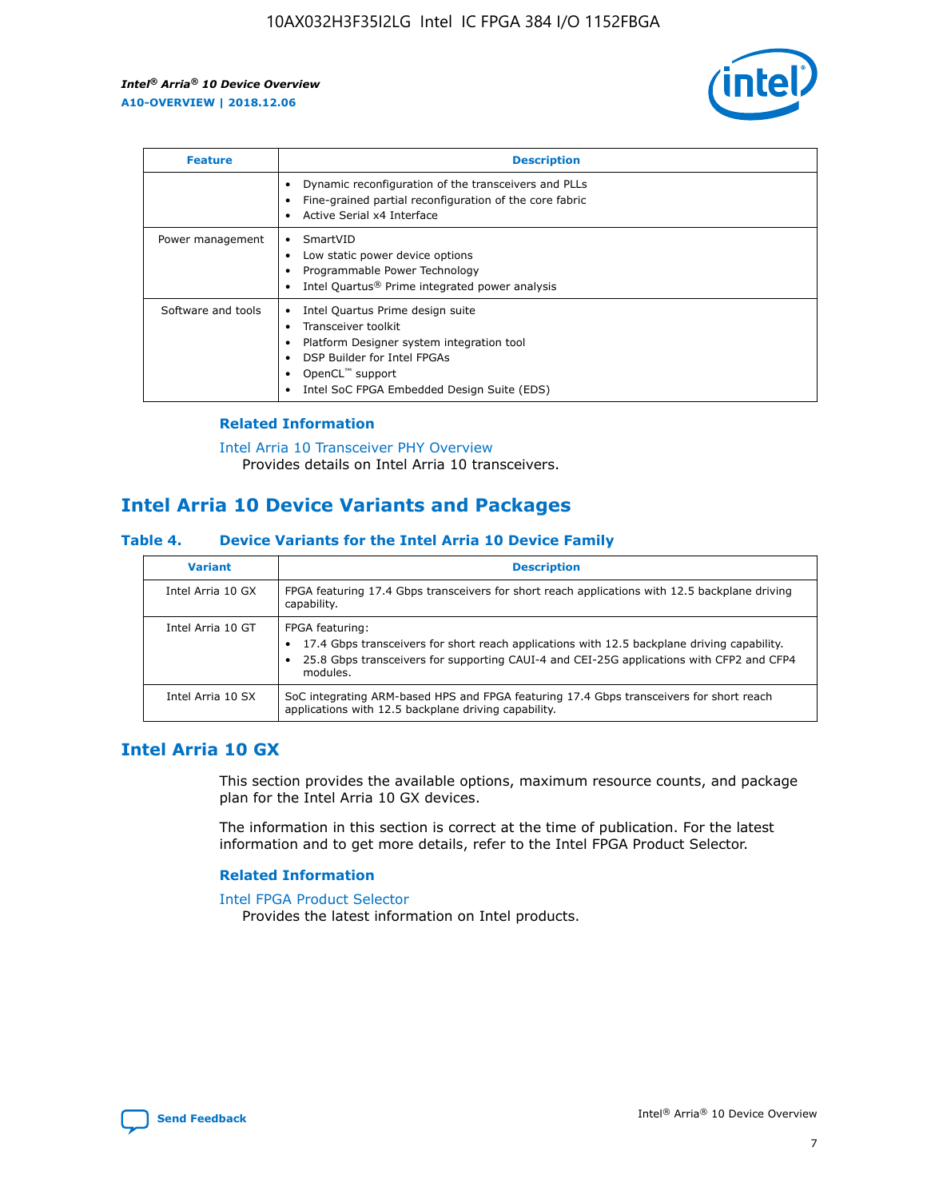| Feature | Description |
| --- | --- |
| | • Dynamic reconfiguration of the transceivers and PLLs<br>• Fine-grained partial reconfiguration of the core fabric<br>• Active Serial x4 Interface |
| Power management | • SmartVID<br>• Low static power device options<br>• Programmable Power Technology<br>• Intel Quartus® Prime integrated power analysis |
| Software and tools | • Intel Quartus Prime design suite<br>• Transceiver toolkit<br>• Platform Designer system integration tool<br>• DSP Builder for Intel FPGAs<br>• OpenCL™ support<br>• Intel SoC FPGA Embedded Design Suite (EDS) |

### Related Information

Intel Arria 10 Transceiver PHY Overview
Provides details on Intel Arria 10 transceivers.

## Intel Arria 10 Device Variants and Packages

**Table 4. Device Variants for the Intel Arria 10 Device Family**

| Variant | Description |
| --- | --- |
| Intel Arria 10 GX | FPGA featuring 17.4 Gbps transceivers for short reach applications with 12.5 backplane driving capability. |
| Intel Arria 10 GT | FPGA featuring:<br>• 17.4 Gbps transceivers for short reach applications with 12.5 backplane driving capability.<br>• 25.8 Gbps transceivers for supporting CAUI-4 and CEI-25G applications with CFP2 and CFP4 modules. |
| Intel Arria 10 SX | SoC integrating ARM-based HPS and FPGA featuring 17.4 Gbps transceivers for short reach applications with 12.5 backplane driving capability. |

## Intel Arria 10 GX

This section provides the available options, maximum resource counts, and package plan for the Intel Arria 10 GX devices.

The information in this section is correct at the time of publication. For the latest information and to get more details, refer to the Intel FPGA Product Selector.

### Related Information

Intel FPGA Product Selector
Provides the latest information on Intel products.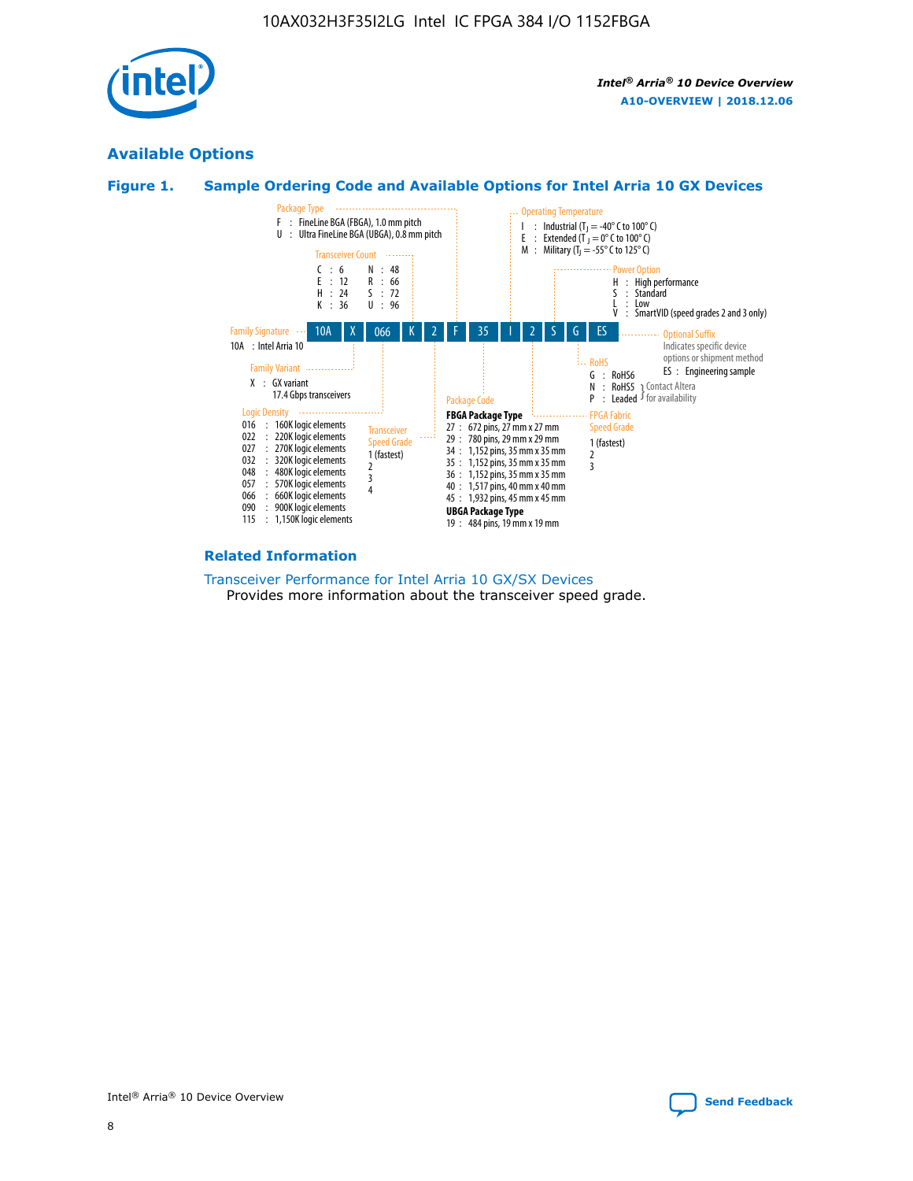## Available Options

### Figure 1. Sample Ordering Code and Available Options for Intel Arria 10 GX Devices

| 10A | X | 066 | K | 2 | F | 35 | I | 2 | S | G | ES |
|---|---|---|---|---|---|---|---|---|---|---|---|

**Family Signature**
- 10A : Intel Arria 10

**Family Variant**
- X : GX variant 17.4 Gbps transceivers

**Logic Density**
- 016 : 160K logic elements
- 022 : 220K logic elements
- 027 : 270K logic elements
- 032 : 320K logic elements
- 048 : 480K logic elements
- 057 : 570K logic elements
- 066 : 660K logic elements
- 090 : 900K logic elements
- 115 : 1,150K logic elements

**Transceiver Count**
- C : 6
- E : 12
- H : 24
- K : 36
- N : 48
- R : 66
- S : 72
- U : 96

**Transceiver Speed Grade**
- 1 (fastest)
- 2
- 3
- 4

**Package Type**
- F : FineLine BGA (FBGA), 1.0 mm pitch
- U : Ultra FineLine BGA (UBGA), 0.8 mm pitch

**Package Code**

FBGA Package Type
- 27 : 672 pins, 27 mm x 27 mm
- 29 : 780 pins, 29 mm x 29 mm
- 34 : 1,152 pins, 35 mm x 35 mm
- 35 : 1,152 pins, 35 mm x 35 mm
- 36 : 1,152 pins, 35 mm x 35 mm
- 40 : 1,517 pins, 40 mm x 40 mm
- 45 : 1,932 pins, 45 mm x 45 mm

UBGA Package Type
- 19 : 484 pins, 19 mm x 19 mm

**Operating Temperature**
- I : Industrial ($T_J$ = -40° C to 100° C)
- E : Extended ($T_J$ = 0° C to 100° C)
- M : Military ($T_J$ = -55° C to 125° C)

**FPGA Fabric Speed Grade**
- 1 (fastest)
- 2
- 3

**Power Option**
- H : High performance
- S : Standard
- L : Low
- V : SmartVID (speed grades 2 and 3 only)

**RoHS**
- G : RoHS6
- N : RoHS5 (Contact Altera for availability)
- P : Leaded (Contact Altera for availability)

**Optional Suffix**

Indicates specific device options or shipment method
- ES : Engineering sample

### Related Information

Transceiver Performance for Intel Arria 10 GX/SX Devices

Provides more information about the transceiver speed grade.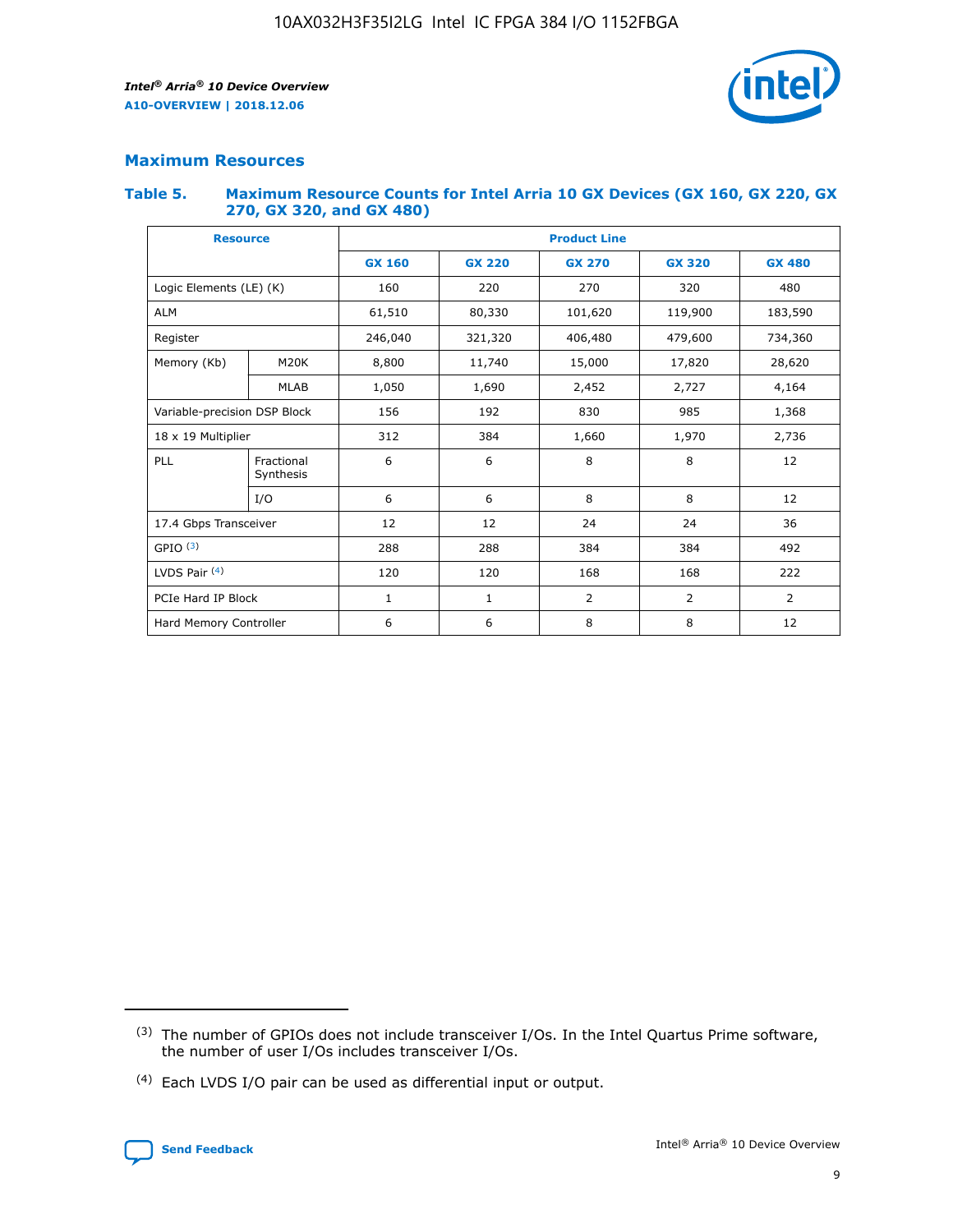## Maximum Resources

### Table 5. Maximum Resource Counts for Intel Arria 10 GX Devices (GX 160, GX 220, GX 270, GX 320, and GX 480)

| Resource | | Product Line | | | | |
|---|---|---|---|---|---|---|
| | | GX 160 | GX 220 | GX 270 | GX 320 | GX 480 |
| Logic Elements (LE) (K) | | 160 | 220 | 270 | 320 | 480 |
| ALM | | 61,510 | 80,330 | 101,620 | 119,900 | 183,590 |
| Register | | 246,040 | 321,320 | 406,480 | 479,600 | 734,360 |
| Memory (Kb) | M20K | 8,800 | 11,740 | 15,000 | 17,820 | 28,620 |
| | MLAB | 1,050 | 1,690 | 2,452 | 2,727 | 4,164 |
| Variable-precision DSP Block | | 156 | 192 | 830 | 985 | 1,368 |
| 18 x 19 Multiplier | | 312 | 384 | 1,660 | 1,970 | 2,736 |
| PLL | Fractional Synthesis | 6 | 6 | 8 | 8 | 12 |
| | I/O | 6 | 6 | 8 | 8 | 12 |
| 17.4 Gbps Transceiver | | 12 | 12 | 24 | 24 | 36 |
| GPIO (3) | | 288 | 288 | 384 | 384 | 492 |
| LVDS Pair (4) | | 120 | 120 | 168 | 168 | 222 |
| PCIe Hard IP Block | | 1 | 1 | 2 | 2 | 2 |
| Hard Memory Controller | | 6 | 6 | 8 | 8 | 12 |

(3) The number of GPIOs does not include transceiver I/Os. In the Intel Quartus Prime software, the number of user I/Os includes transceiver I/Os.

(4) Each LVDS I/O pair can be used as differential input or output.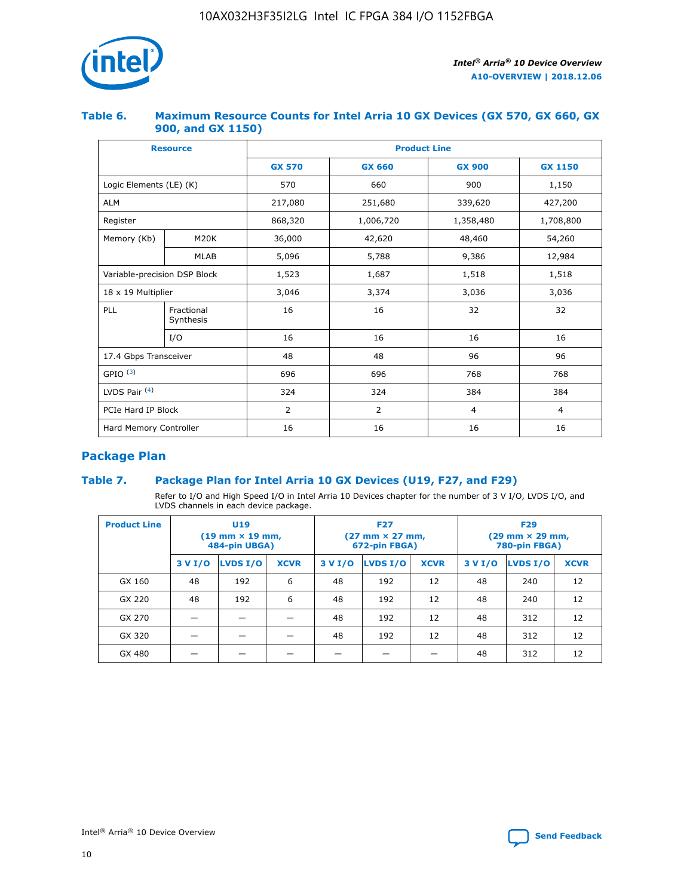### Table 6. Maximum Resource Counts for Intel Arria 10 GX Devices (GX 570, GX 660, GX 900, and GX 1150)

| Resource | | Product Line | | | |
|---|---|---|---|---|---|
| | | GX 570 | GX 660 | GX 900 | GX 1150 |
| Logic Elements (LE) (K) | | 570 | 660 | 900 | 1,150 |
| ALM | | 217,080 | 251,680 | 339,620 | 427,200 |
| Register | | 868,320 | 1,006,720 | 1,358,480 | 1,708,800 |
| Memory (Kb) | M20K | 36,000 | 42,620 | 48,460 | 54,260 |
| | MLAB | 5,096 | 5,788 | 9,386 | 12,984 |
| Variable-precision DSP Block | | 1,523 | 1,687 | 1,518 | 1,518 |
| 18 x 19 Multiplier | | 3,046 | 3,374 | 3,036 | 3,036 |
| PLL | Fractional Synthesis | 16 | 16 | 32 | 32 |
| | I/O | 16 | 16 | 16 | 16 |
| 17.4 Gbps Transceiver | | 48 | 48 | 96 | 96 |
| GPIO [(3)] | | 696 | 696 | 768 | 768 |
| LVDS Pair [(4)] | | 324 | 324 | 384 | 384 |
| PCIe Hard IP Block | | 2 | 2 | 4 | 4 |
| Hard Memory Controller | | 16 | 16 | 16 | 16 |

## Package Plan

### Table 7. Package Plan for Intel Arria 10 GX Devices (U19, F27, and F29)

Refer to I/O and High Speed I/O in Intel Arria 10 Devices chapter for the number of 3 V I/O, LVDS I/O, and LVDS channels in each device package.

| Product Line | U19 (19 mm × 19 mm, 484-pin UBGA) | | | F27 (27 mm × 27 mm, 672-pin FBGA) | | | F29 (29 mm × 29 mm, 780-pin FBGA) | | |
|---|---|---|---|---|---|---|---|---|---|
| | 3 V I/O | LVDS I/O | XCVR | 3 V I/O | LVDS I/O | XCVR | 3 V I/O | LVDS I/O | XCVR |
| GX 160 | 48 | 192 | 6 | 48 | 192 | 12 | 48 | 240 | 12 |
| GX 220 | 48 | 192 | 6 | 48 | 192 | 12 | 48 | 240 | 12 |
| GX 270 | — | — | — | 48 | 192 | 12 | 48 | 312 | 12 |
| GX 320 | — | — | — | 48 | 192 | 12 | 48 | 312 | 12 |
| GX 480 | — | — | — | — | — | — | 48 | 312 | 12 |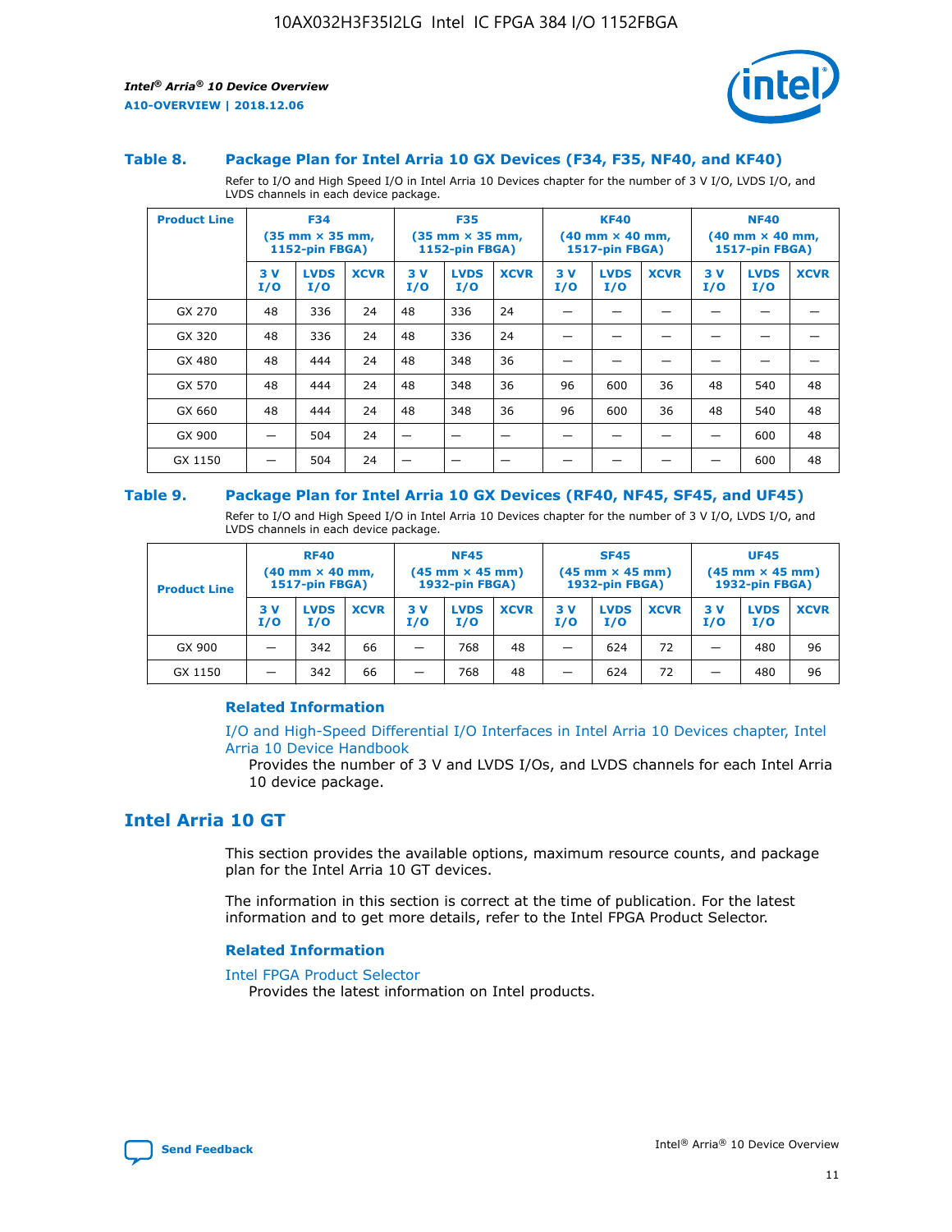### Table 8. Package Plan for Intel Arria 10 GX Devices (F34, F35, NF40, and KF40)

Refer to I/O and High Speed I/O in Intel Arria 10 Devices chapter for the number of 3 V I/O, LVDS I/O, and LVDS channels in each device package.

| Product Line | F34 (35 mm × 35 mm, 1152-pin FBGA) | | | F35 (35 mm × 35 mm, 1152-pin FBGA) | | | KF40 (40 mm × 40 mm, 1517-pin FBGA) | | | NF40 (40 mm × 40 mm, 1517-pin FBGA) | | |
|---|---|---|---|---|---|---|---|---|---|---|---|---|
| | 3 V I/O | LVDS I/O | XCVR | 3 V I/O | LVDS I/O | XCVR | 3 V I/O | LVDS I/O | XCVR | 3 V I/O | LVDS I/O | XCVR |
| GX 270 | 48 | 336 | 24 | 48 | 336 | 24 | — | — | — | — | — | — |
| GX 320 | 48 | 336 | 24 | 48 | 336 | 24 | — | — | — | — | — | — |
| GX 480 | 48 | 444 | 24 | 48 | 348 | 36 | — | — | — | — | — | — |
| GX 570 | 48 | 444 | 24 | 48 | 348 | 36 | 96 | 600 | 36 | 48 | 540 | 48 |
| GX 660 | 48 | 444 | 24 | 48 | 348 | 36 | 96 | 600 | 36 | 48 | 540 | 48 |
| GX 900 | — | 504 | 24 | — | — | — | — | — | — | — | 600 | 48 |
| GX 1150 | — | 504 | 24 | — | — | — | — | — | — | — | 600 | 48 |

### Table 9. Package Plan for Intel Arria 10 GX Devices (RF40, NF45, SF45, and UF45)

Refer to I/O and High Speed I/O in Intel Arria 10 Devices chapter for the number of 3 V I/O, LVDS I/O, and LVDS channels in each device package.

| Product Line | RF40 (40 mm × 40 mm, 1517-pin FBGA) | | | NF45 (45 mm × 45 mm) 1932-pin FBGA) | | | SF45 (45 mm × 45 mm) 1932-pin FBGA) | | | UF45 (45 mm × 45 mm) 1932-pin FBGA) | | |
|---|---|---|---|---|---|---|---|---|---|---|---|---|
| | 3 V I/O | LVDS I/O | XCVR | 3 V I/O | LVDS I/O | XCVR | 3 V I/O | LVDS I/O | XCVR | 3 V I/O | LVDS I/O | XCVR |
| GX 900 | — | 342 | 66 | — | 768 | 48 | — | 624 | 72 | — | 480 | 96 |
| GX 1150 | — | 342 | 66 | — | 768 | 48 | — | 624 | 72 | — | 480 | 96 |

#### Related Information

I/O and High-Speed Differential I/O Interfaces in Intel Arria 10 Devices chapter, Intel Arria 10 Device Handbook
Provides the number of 3 V and LVDS I/Os, and LVDS channels for each Intel Arria 10 device package.

## Intel Arria 10 GT

This section provides the available options, maximum resource counts, and package plan for the Intel Arria 10 GT devices.

The information in this section is correct at the time of publication. For the latest information and to get more details, refer to the Intel FPGA Product Selector.

#### Related Information

Intel FPGA Product Selector
Provides the latest information on Intel products.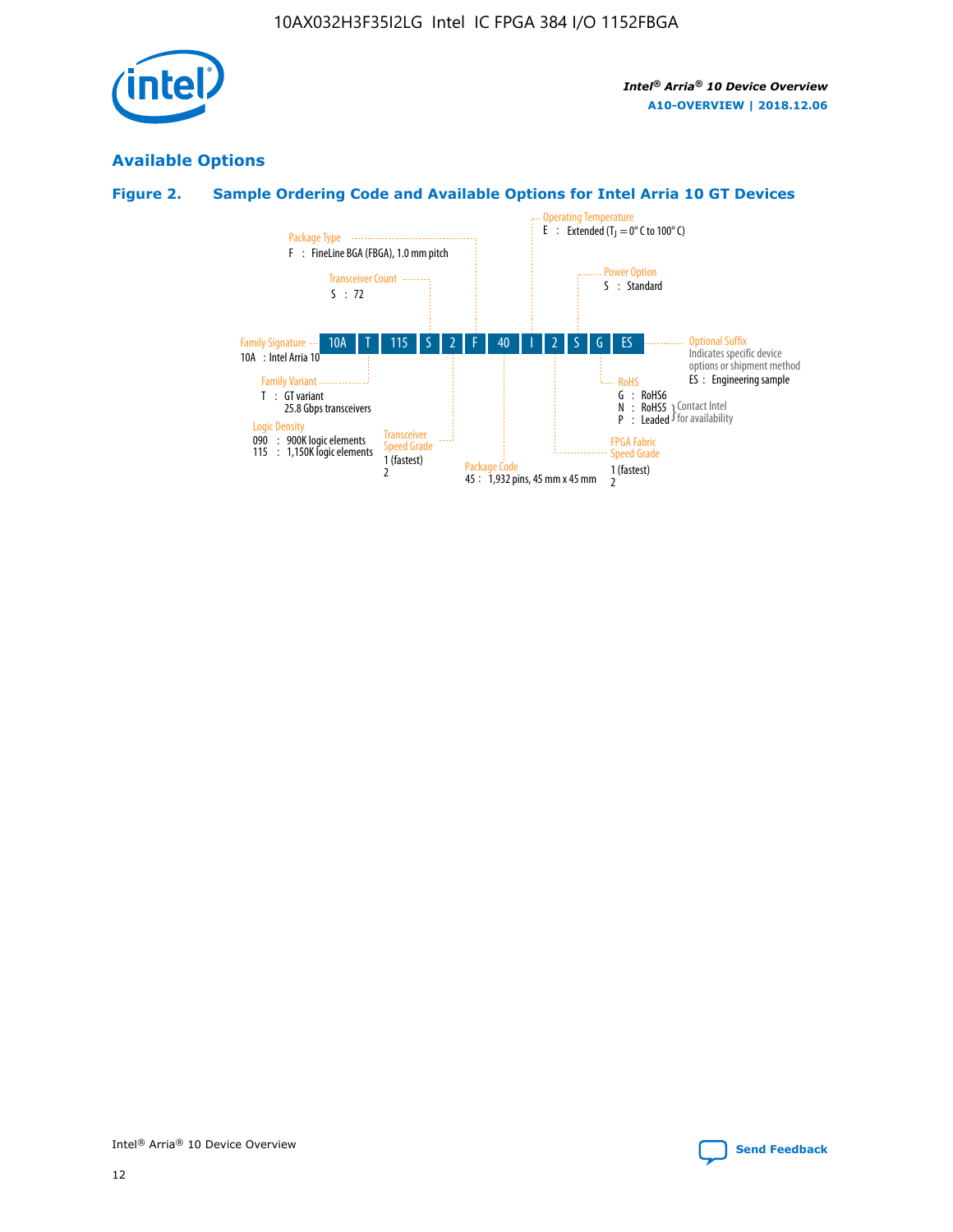## Available Options

### Figure 2. Sample Ordering Code and Available Options for Intel Arria 10 GT Devices

| 10A | T | 115 | S | 2 | F | 40 | I | 2 | S | G | ES |
|---|---|---|---|---|---|---|---|---|---|---|---|

**Family Signature**
10A : Intel Arria 10

**Family Variant**
T : GT variant
25.8 Gbps transceivers

**Logic Density**
090 : 900K logic elements
115 : 1,150K logic elements

**Transceiver Count**
S : 72

**Transceiver Speed Grade**
1 (fastest)
2

**Package Type**
F : FineLine BGA (FBGA), 1.0 mm pitch

**Package Code**
45 : 1,932 pins, 45 mm x 45 mm

**Operating Temperature**
E : Extended ($T_J$ = 0° C to 100° C)

**FPGA Fabric Speed Grade**
1 (fastest)
2

**Power Option**
S : Standard

**RoHS**
G : RoHS6
N : RoHS5 } Contact Intel for availability
P : Leaded } Contact Intel for availability

**Optional Suffix**
Indicates specific device options or shipment method
ES : Engineering sample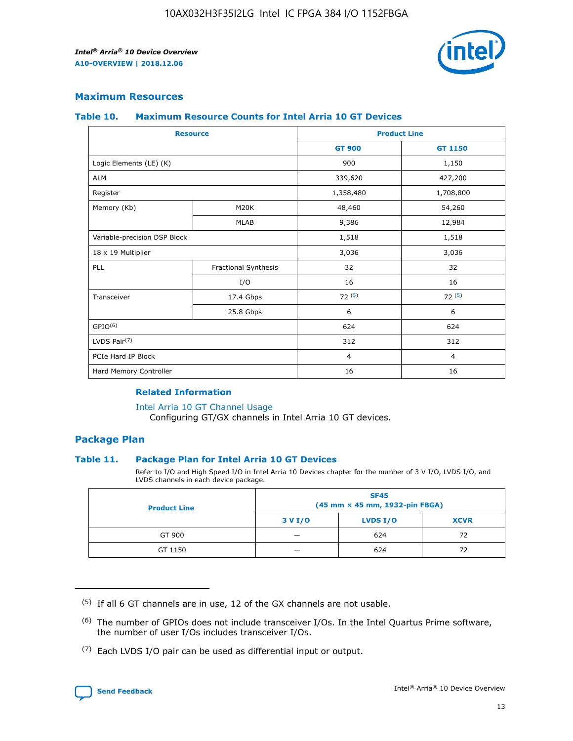## Maximum Resources

### Table 10. Maximum Resource Counts for Intel Arria 10 GT Devices

| Resource | | Product Line | |
|---|---|---|---|
| | | GT 900 | GT 1150 |
| Logic Elements (LE) (K) | | 900 | 1,150 |
| ALM | | 339,620 | 427,200 |
| Register | | 1,358,480 | 1,708,800 |
| Memory (Kb) | M20K | 48,460 | 54,260 |
| | MLAB | 9,386 | 12,984 |
| Variable-precision DSP Block | | 1,518 | 1,518 |
| 18 x 19 Multiplier | | 3,036 | 3,036 |
| PLL | Fractional Synthesis | 32 | 32 |
| | I/O | 16 | 16 |
| Transceiver | 17.4 Gbps | 72 (5) | 72 (5) |
| | 25.8 Gbps | 6 | 6 |
| GPIO(6) | | 624 | 624 |
| LVDS Pair(7) | | 312 | 312 |
| PCIe Hard IP Block | | 4 | 4 |
| Hard Memory Controller | | 16 | 16 |

#### Related Information

Intel Arria 10 GT Channel Usage
Configuring GT/GX channels in Intel Arria 10 GT devices.

## Package Plan

### Table 11. Package Plan for Intel Arria 10 GT Devices

Refer to I/O and High Speed I/O in Intel Arria 10 Devices chapter for the number of 3 V I/O, LVDS I/O, and LVDS channels in each device package.

| Product Line | SF45 (45 mm × 45 mm, 1932-pin FBGA) | | |
|---|---|---|---|
| | 3 V I/O | LVDS I/O | XCVR |
| GT 900 | — | 624 | 72 |
| GT 1150 | — | 624 | 72 |

(5) If all 6 GT channels are in use, 12 of the GX channels are not usable.

(6) The number of GPIOs does not include transceiver I/Os. In the Intel Quartus Prime software, the number of user I/Os includes transceiver I/Os.

(7) Each LVDS I/O pair can be used as differential input or output.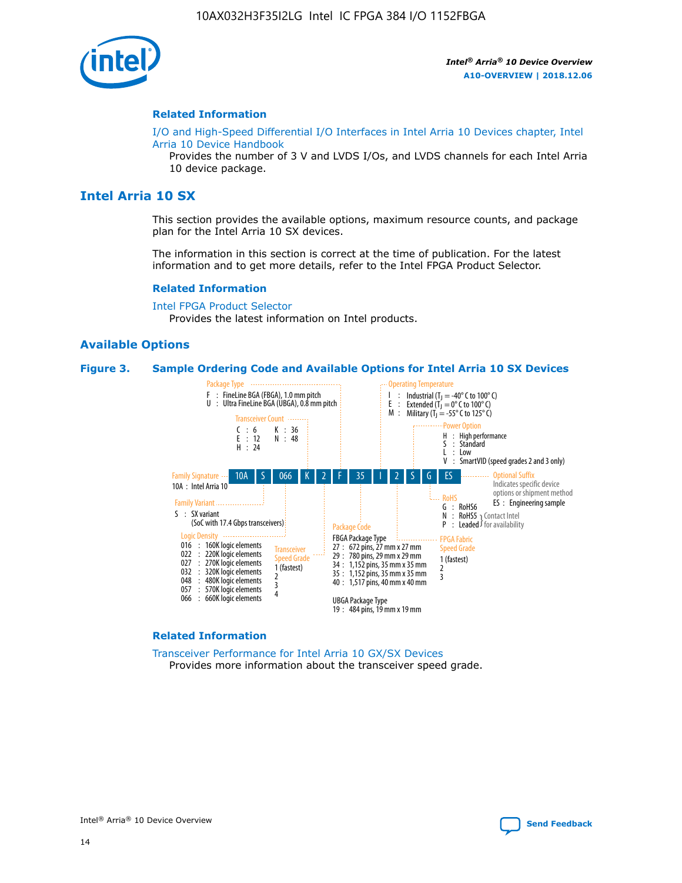### Related Information

I/O and High-Speed Differential I/O Interfaces in Intel Arria 10 Devices chapter, Intel Arria 10 Device Handbook
Provides the number of 3 V and LVDS I/Os, and LVDS channels for each Intel Arria 10 device package.

## Intel Arria 10 SX

This section provides the available options, maximum resource counts, and package plan for the Intel Arria 10 SX devices.

The information in this section is correct at the time of publication. For the latest information and to get more details, refer to the Intel FPGA Product Selector.

### Related Information

Intel FPGA Product Selector
Provides the latest information on Intel products.

## Available Options

**Figure 3. Sample Ordering Code and Available Options for Intel Arria 10 SX Devices**

Sample ordering code: 10A S 066 K 2 F 35 I 2 S G ES

- **Family Signature**
  - 10A : Intel Arria 10
- **Family Variant**
  - S : SX variant (SoC with 17.4 Gbps transceivers)
- **Logic Density**
  - 016 : 160K logic elements
  - 022 : 220K logic elements
  - 027 : 270K logic elements
  - 032 : 320K logic elements
  - 048 : 480K logic elements
  - 057 : 570K logic elements
  - 066 : 660K logic elements
- **Transceiver Count**
  - C : 6
  - E : 12
  - H : 24
  - K : 36
  - N : 48
- **Transceiver Speed Grade**
  - 1 (fastest)
  - 2
  - 3
  - 4
- **Package Type**
  - F : FineLine BGA (FBGA), 1.0 mm pitch
  - U : Ultra FineLine BGA (UBGA), 0.8 mm pitch
- **Package Code**
  - FBGA Package Type
    - 27 : 672 pins, 27 mm x 27 mm
    - 29 : 780 pins, 29 mm x 29 mm
    - 34 : 1,152 pins, 35 mm x 35 mm
    - 35 : 1,152 pins, 35 mm x 35 mm
    - 40 : 1,517 pins, 40 mm x 40 mm
  - UBGA Package Type
    - 19 : 484 pins, 19 mm x 19 mm
- **Operating Temperature**
  - I : Industrial ($T_J$ = -40° C to 100° C)
  - E : Extended ($T_J$ = 0° C to 100° C)
  - M : Military ($T_J$ = -55° C to 125° C)
- **FPGA Fabric Speed Grade**
  - 1 (fastest)
  - 2
  - 3
- **Power Option**
  - H : High performance
  - S : Standard
  - L : Low
  - V : SmartVID (speed grades 2 and 3 only)
- **RoHS**
  - G : RoHS6
  - N : RoHS5 (Contact Intel for availability)
  - P : Leaded (Contact Intel for availability)
- **Optional Suffix**
  - Indicates specific device options or shipment method
  - ES : Engineering sample

### Related Information

Transceiver Performance for Intel Arria 10 GX/SX Devices
Provides more information about the transceiver speed grade.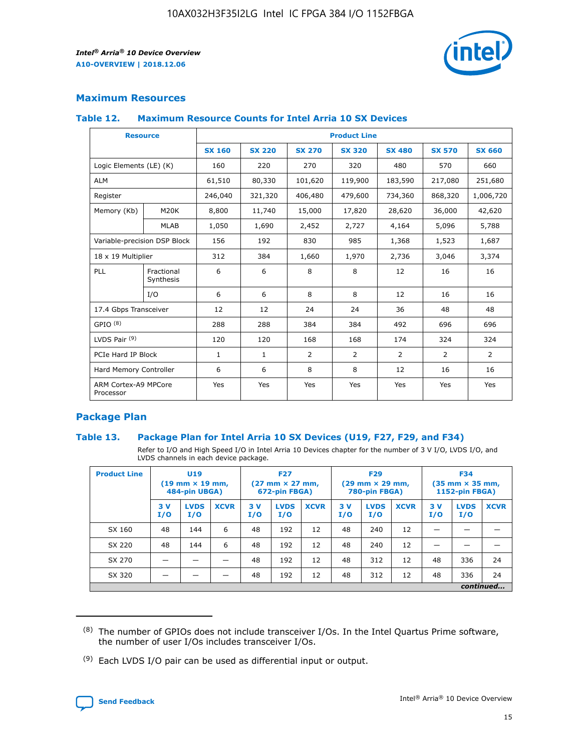## Maximum Resources

### Table 12. Maximum Resource Counts for Intel Arria 10 SX Devices

| Resource | | Product Line | | | | | | |
|---|---|---|---|---|---|---|---|---|
| | | SX 160 | SX 220 | SX 270 | SX 320 | SX 480 | SX 570 | SX 660 |
| Logic Elements (LE) (K) | | 160 | 220 | 270 | 320 | 480 | 570 | 660 |
| ALM | | 61,510 | 80,330 | 101,620 | 119,900 | 183,590 | 217,080 | 251,680 |
| Register | | 246,040 | 321,320 | 406,480 | 479,600 | 734,360 | 868,320 | 1,006,720 |
| Memory (Kb) | M20K | 8,800 | 11,740 | 15,000 | 17,820 | 28,620 | 36,000 | 42,620 |
| | MLAB | 1,050 | 1,690 | 2,452 | 2,727 | 4,164 | 5,096 | 5,788 |
| Variable-precision DSP Block | | 156 | 192 | 830 | 985 | 1,368 | 1,523 | 1,687 |
| 18 x 19 Multiplier | | 312 | 384 | 1,660 | 1,970 | 2,736 | 3,046 | 3,374 |
| PLL | Fractional Synthesis | 6 | 6 | 8 | 8 | 12 | 16 | 16 |
| | I/O | 6 | 6 | 8 | 8 | 12 | 16 | 16 |
| 17.4 Gbps Transceiver | | 12 | 12 | 24 | 24 | 36 | 48 | 48 |
| GPIO [8] | | 288 | 288 | 384 | 384 | 492 | 696 | 696 |
| LVDS Pair [9] | | 120 | 120 | 168 | 168 | 174 | 324 | 324 |
| PCIe Hard IP Block | | 1 | 1 | 2 | 2 | 2 | 2 | 2 |
| Hard Memory Controller | | 6 | 6 | 8 | 8 | 12 | 16 | 16 |
| ARM Cortex-A9 MPCore Processor | | Yes | Yes | Yes | Yes | Yes | Yes | Yes |

## Package Plan

### Table 13. Package Plan for Intel Arria 10 SX Devices (U19, F27, F29, and F34)

Refer to I/O and High Speed I/O in Intel Arria 10 Devices chapter for the number of 3 V I/O, LVDS I/O, and LVDS channels in each device package.

| Product Line | U19 (19 mm × 19 mm, 484-pin UBGA) | | | F27 (27 mm × 27 mm, 672-pin FBGA) | | | F29 (29 mm × 29 mm, 780-pin FBGA) | | | F34 (35 mm × 35 mm, 1152-pin FBGA) | | |
|---|---|---|---|---|---|---|---|---|---|---|---|---|
| | 3 V I/O | LVDS I/O | XCVR | 3 V I/O | LVDS I/O | XCVR | 3 V I/O | LVDS I/O | XCVR | 3 V I/O | LVDS I/O | XCVR |
| SX 160 | 48 | 144 | 6 | 48 | 192 | 12 | 48 | 240 | 12 | — | — | — |
| SX 220 | 48 | 144 | 6 | 48 | 192 | 12 | 48 | 240 | 12 | — | — | — |
| SX 270 | — | — | — | 48 | 192 | 12 | 48 | 312 | 12 | 48 | 336 | 24 |
| SX 320 | — | — | — | 48 | 192 | 12 | 48 | 312 | 12 | 48 | 336 | 24 |

*continued...*

---

(8) The number of GPIOs does not include transceiver I/Os. In the Intel Quartus Prime software, the number of user I/Os includes transceiver I/Os.

(9) Each LVDS I/O pair can be used as differential input or output.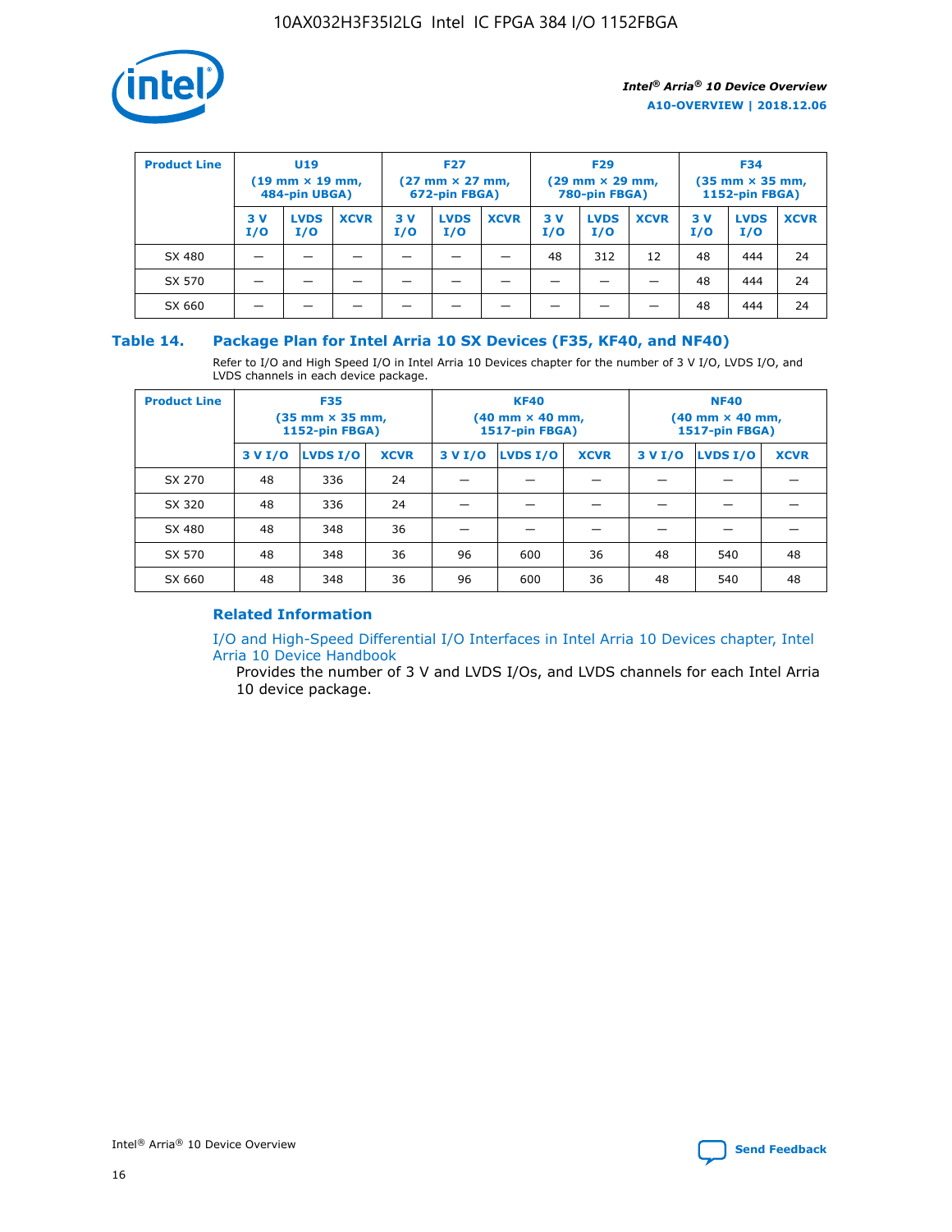| Product Line | U19 (19 mm × 19 mm, 484-pin UBGA) | | | F27 (27 mm × 27 mm, 672-pin FBGA) | | | F29 (29 mm × 29 mm, 780-pin FBGA) | | | F34 (35 mm × 35 mm, 1152-pin FBGA) | | |
|---|---|---|---|---|---|---|---|---|---|---|---|---|
| | 3 V I/O | LVDS I/O | XCVR | 3 V I/O | LVDS I/O | XCVR | 3 V I/O | LVDS I/O | XCVR | 3 V I/O | LVDS I/O | XCVR |
| SX 480 | — | — | — | — | — | — | 48 | 312 | 12 | 48 | 444 | 24 |
| SX 570 | — | — | — | — | — | — | — | — | — | 48 | 444 | 24 |
| SX 660 | — | — | — | — | — | — | — | — | — | 48 | 444 | 24 |

### Table 14. Package Plan for Intel Arria 10 SX Devices (F35, KF40, and NF40)

Refer to I/O and High Speed I/O in Intel Arria 10 Devices chapter for the number of 3 V I/O, LVDS I/O, and LVDS channels in each device package.

| Product Line | F35 (35 mm × 35 mm, 1152-pin FBGA) | | | KF40 (40 mm × 40 mm, 1517-pin FBGA) | | | NF40 (40 mm × 40 mm, 1517-pin FBGA) | | |
|---|---|---|---|---|---|---|---|---|---|
| | 3 V I/O | LVDS I/O | XCVR | 3 V I/O | LVDS I/O | XCVR | 3 V I/O | LVDS I/O | XCVR |
| SX 270 | 48 | 336 | 24 | — | — | — | — | — | — |
| SX 320 | 48 | 336 | 24 | — | — | — | — | — | — |
| SX 480 | 48 | 348 | 36 | — | — | — | — | — | — |
| SX 570 | 48 | 348 | 36 | 96 | 600 | 36 | 48 | 540 | 48 |
| SX 660 | 48 | 348 | 36 | 96 | 600 | 36 | 48 | 540 | 48 |

### Related Information

I/O and High-Speed Differential I/O Interfaces in Intel Arria 10 Devices chapter, Intel Arria 10 Device Handbook

Provides the number of 3 V and LVDS I/Os, and LVDS channels for each Intel Arria 10 device package.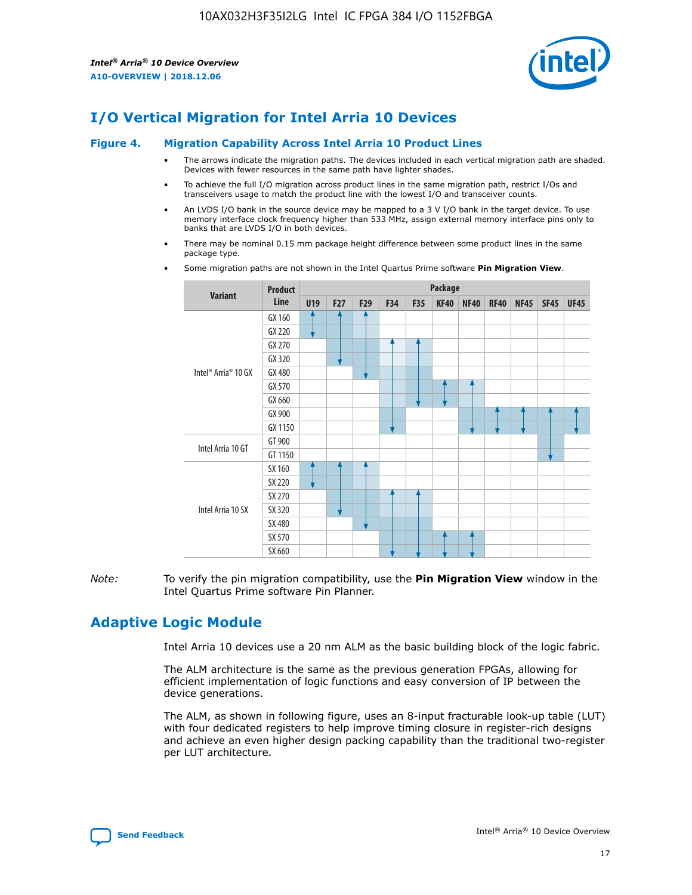# I/O Vertical Migration for Intel Arria 10 Devices

**Figure 4. Migration Capability Across Intel Arria 10 Product Lines**

- The arrows indicate the migration paths. The devices included in each vertical migration path are shaded. Devices with fewer resources in the same path have lighter shades.
- To achieve the full I/O migration across product lines in the same migration path, restrict I/Os and transceivers usage to match the product line with the lowest I/O and transceiver counts.
- An LVDS I/O bank in the source device may be mapped to a 3 V I/O bank in the target device. To use memory interface clock frequency higher than 533 MHz, assign external memory interface pins only to banks that are LVDS I/O in both devices.
- There may be nominal 0.15 mm package height difference between some product lines in the same package type.
- Some migration paths are not shown in the Intel Quartus Prime software **Pin Migration View**.

| Variant | Product Line | Package | | | | | | | | | | |
|---|---|---|---|---|---|---|---|---|---|---|---|---|
| | | U19 | F27 | F29 | F34 | F35 | KF40 | NF40 | RF40 | NF45 | SF45 | UF45 |
| Intel® Arria® 10 GX | GX 160 | | | | | | | | | | | |
| | GX 220 | | | | | | | | | | | |
| | GX 270 | | | | | | | | | | | |
| | GX 320 | | | | | | | | | | | |
| | GX 480 | | | | | | | | | | | |
| | GX 570 | | | | | | | | | | | |
| | GX 660 | | | | | | | | | | | |
| | GX 900 | | | | | | | | | | | |
| | GX 1150 | | | | | | | | | | | |
| Intel Arria 10 GT | GT 900 | | | | | | | | | | | |
| | GT 1150 | | | | | | | | | | | |
| Intel Arria 10 SX | SX 160 | | | | | | | | | | | |
| | SX 220 | | | | | | | | | | | |
| | SX 270 | | | | | | | | | | | |
| | SX 320 | | | | | | | | | | | |
| | SX 480 | | | | | | | | | | | |
| | SX 570 | | | | | | | | | | | |
| | SX 660 | | | | | | | | | | | |

*Note:* To verify the pin migration compatibility, use the **Pin Migration View** window in the Intel Quartus Prime software Pin Planner.

# Adaptive Logic Module

Intel Arria 10 devices use a 20 nm ALM as the basic building block of the logic fabric.

The ALM architecture is the same as the previous generation FPGAs, allowing for efficient implementation of logic functions and easy conversion of IP between the device generations.

The ALM, as shown in following figure, uses an 8-input fracturable look-up table (LUT) with four dedicated registers to help improve timing closure in register-rich designs and achieve an even higher design packing capability than the traditional two-register per LUT architecture.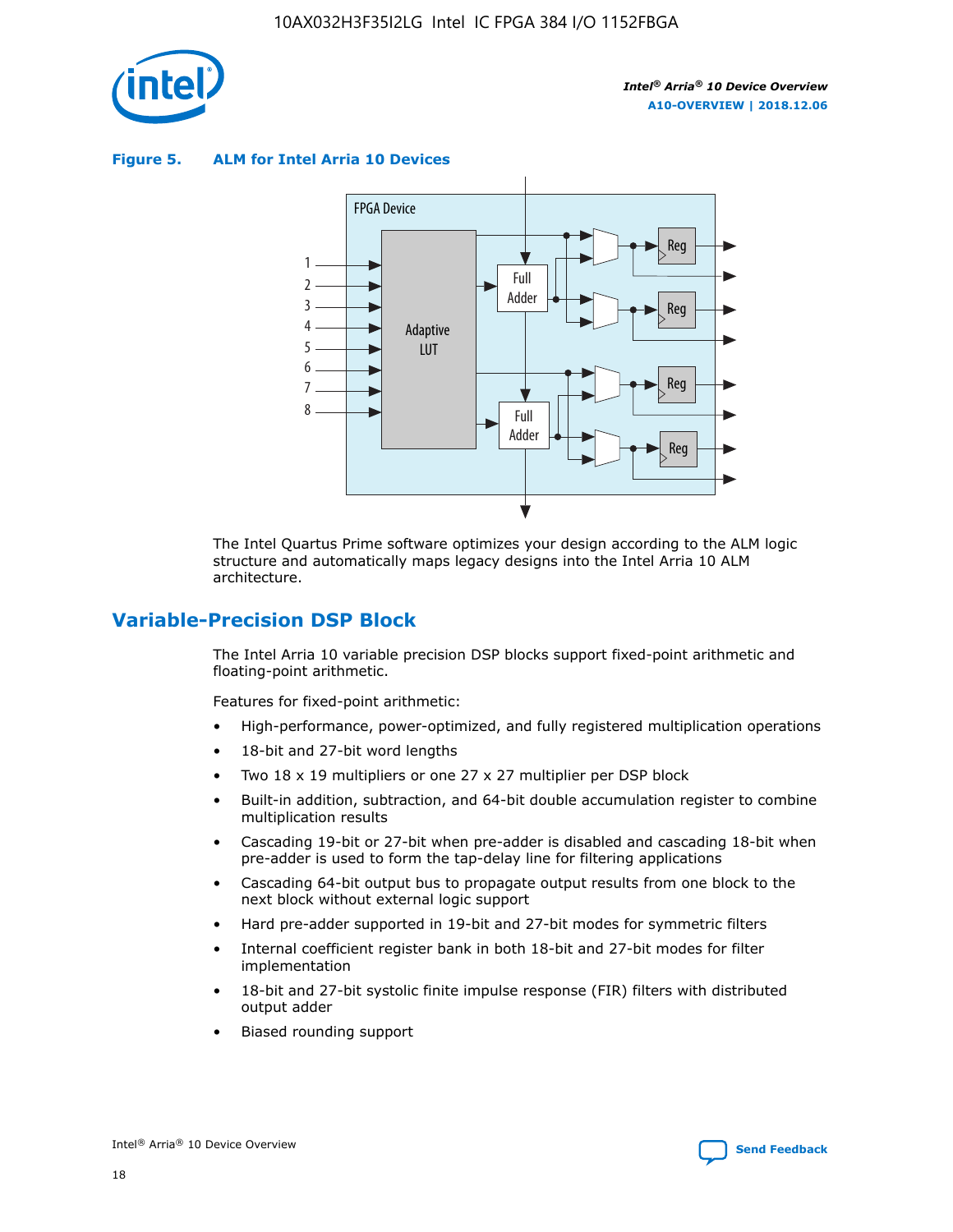**Figure 5. ALM for Intel Arria 10 Devices**

The Intel Quartus Prime software optimizes your design according to the ALM logic structure and automatically maps legacy designs into the Intel Arria 10 ALM architecture.

## Variable-Precision DSP Block

The Intel Arria 10 variable precision DSP blocks support fixed-point arithmetic and floating-point arithmetic.

Features for fixed-point arithmetic:

- High-performance, power-optimized, and fully registered multiplication operations
- 18-bit and 27-bit word lengths
- Two 18 x 19 multipliers or one 27 x 27 multiplier per DSP block
- Built-in addition, subtraction, and 64-bit double accumulation register to combine multiplication results
- Cascading 19-bit or 27-bit when pre-adder is disabled and cascading 18-bit when pre-adder is used to form the tap-delay line for filtering applications
- Cascading 64-bit output bus to propagate output results from one block to the next block without external logic support
- Hard pre-adder supported in 19-bit and 27-bit modes for symmetric filters
- Internal coefficient register bank in both 18-bit and 27-bit modes for filter implementation
- 18-bit and 27-bit systolic finite impulse response (FIR) filters with distributed output adder
- Biased rounding support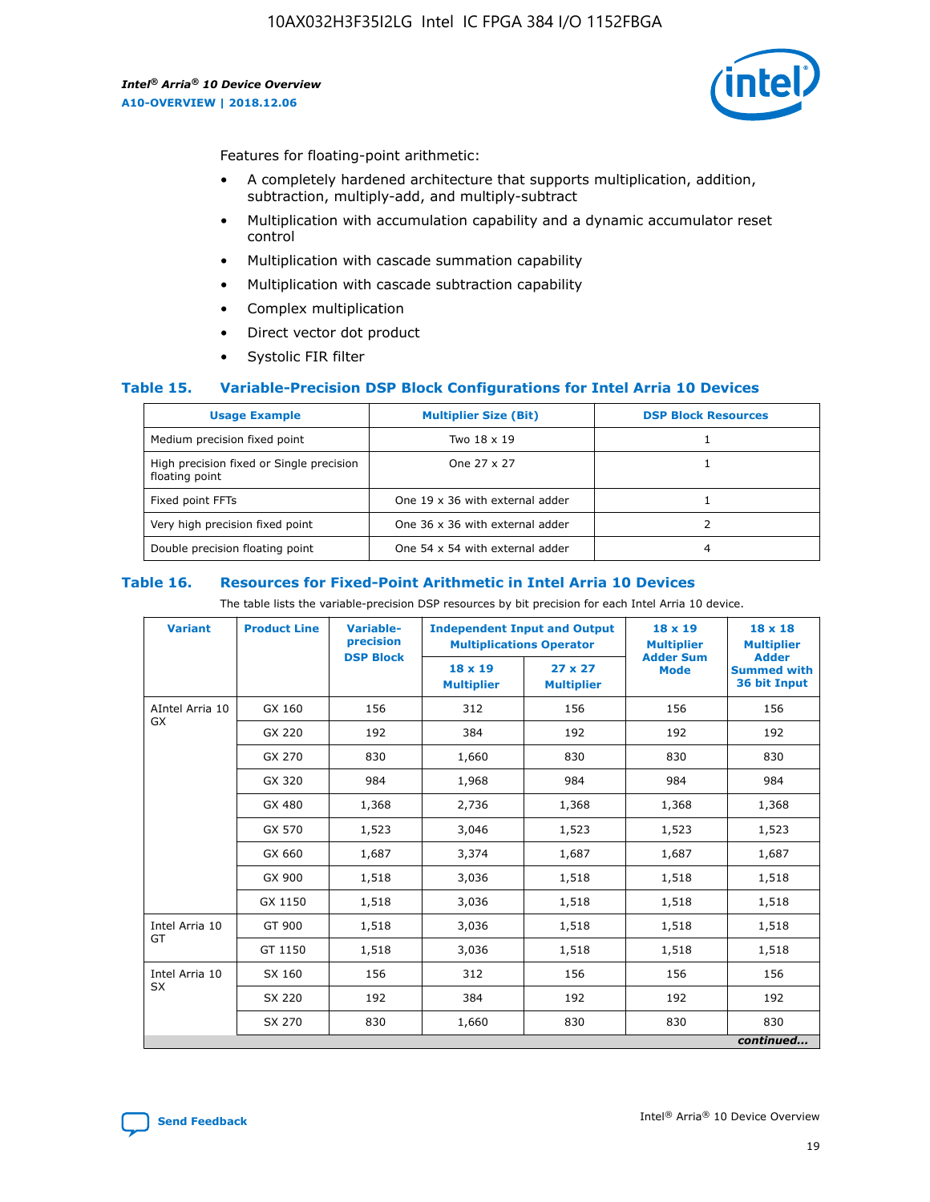Features for floating-point arithmetic:

- A completely hardened architecture that supports multiplication, addition, subtraction, multiply-add, and multiply-subtract
- Multiplication with accumulation capability and a dynamic accumulator reset control
- Multiplication with cascade summation capability
- Multiplication with cascade subtraction capability
- Complex multiplication
- Direct vector dot product
- Systolic FIR filter

### Table 15. Variable-Precision DSP Block Configurations for Intel Arria 10 Devices

| Usage Example | Multiplier Size (Bit) | DSP Block Resources |
|---|---|---|
| Medium precision fixed point | Two 18 x 19 | 1 |
| High precision fixed or Single precision floating point | One 27 x 27 | 1 |
| Fixed point FFTs | One 19 x 36 with external adder | 1 |
| Very high precision fixed point | One 36 x 36 with external adder | 2 |
| Double precision floating point | One 54 x 54 with external adder | 4 |

### Table 16. Resources for Fixed-Point Arithmetic in Intel Arria 10 Devices

The table lists the variable-precision DSP resources by bit precision for each Intel Arria 10 device.

| Variant | Product Line | Variable-precision DSP Block | Independent Input and Output Multiplications Operator | | 18 x 19 Multiplier Adder Sum Mode | 18 x 18 Multiplier Adder Summed with 36 bit Input |
|---|---|---|---|---|---|---|
| | | | 18 x 19 Multiplier | 27 x 27 Multiplier | | |
| AIntel Arria 10 GX | GX 160 | 156 | 312 | 156 | 156 | 156 |
| | GX 220 | 192 | 384 | 192 | 192 | 192 |
| | GX 270 | 830 | 1,660 | 830 | 830 | 830 |
| | GX 320 | 984 | 1,968 | 984 | 984 | 984 |
| | GX 480 | 1,368 | 2,736 | 1,368 | 1,368 | 1,368 |
| | GX 570 | 1,523 | 3,046 | 1,523 | 1,523 | 1,523 |
| | GX 660 | 1,687 | 3,374 | 1,687 | 1,687 | 1,687 |
| | GX 900 | 1,518 | 3,036 | 1,518 | 1,518 | 1,518 |
| | GX 1150 | 1,518 | 3,036 | 1,518 | 1,518 | 1,518 |
| Intel Arria 10 GT | GT 900 | 1,518 | 3,036 | 1,518 | 1,518 | 1,518 |
| | GT 1150 | 1,518 | 3,036 | 1,518 | 1,518 | 1,518 |
| Intel Arria 10 SX | SX 160 | 156 | 312 | 156 | 156 | 156 |
| | SX 220 | 192 | 384 | 192 | 192 | 192 |
| | SX 270 | 830 | 1,660 | 830 | 830 | 830 |

*continued...*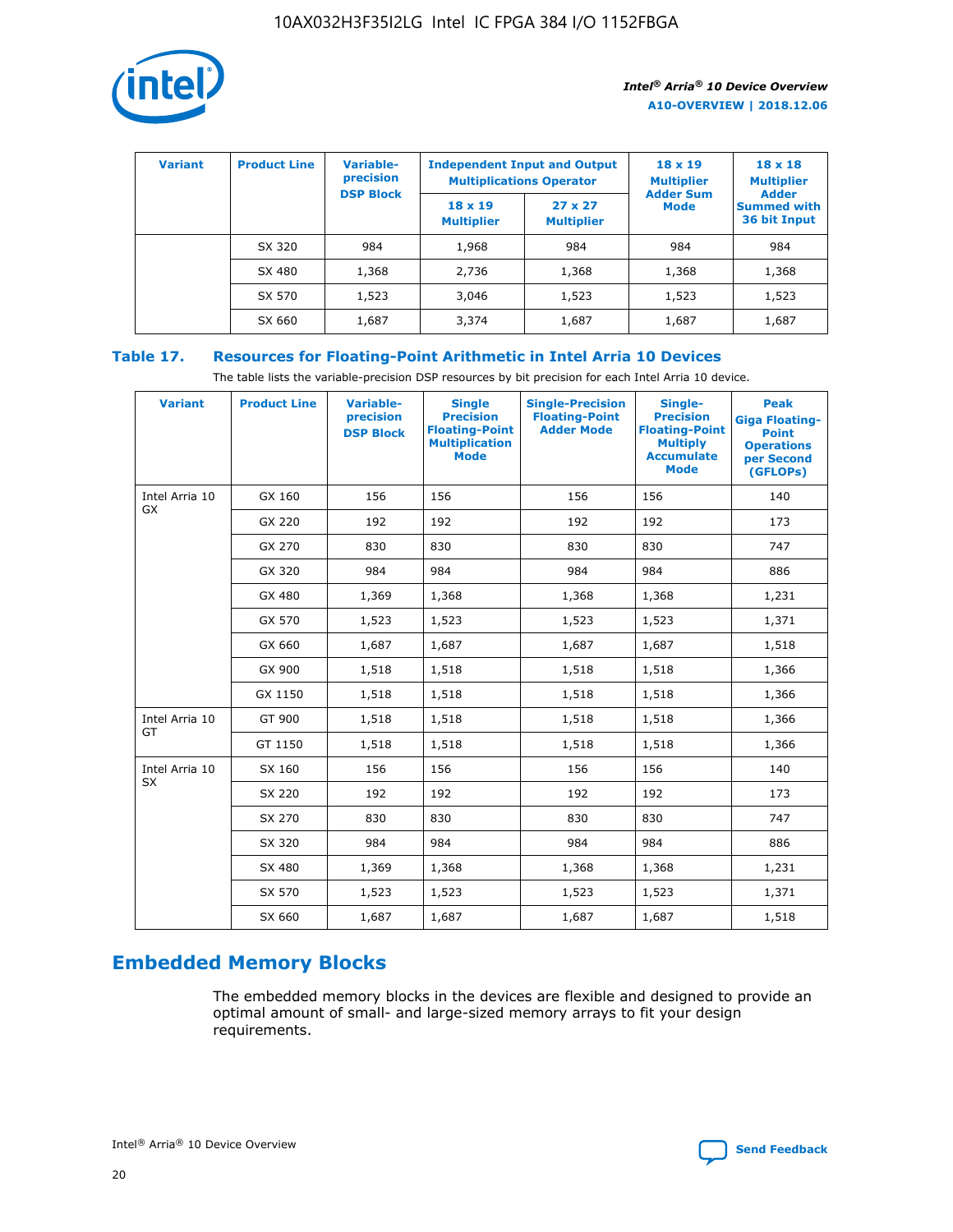| Variant | Product Line | Variable-precision DSP Block | Independent Input and Output Multiplications Operator | | 18 x 19 Multiplier Adder Sum Mode | 18 x 18 Multiplier Adder Summed with 36 bit Input |
|---|---|---|---|---|---|---|
| | | | 18 x 19 Multiplier | 27 x 27 Multiplier | | |
| | SX 320 | 984 | 1,968 | 984 | 984 | 984 |
| | SX 480 | 1,368 | 2,736 | 1,368 | 1,368 | 1,368 |
| | SX 570 | 1,523 | 3,046 | 1,523 | 1,523 | 1,523 |
| | SX 660 | 1,687 | 3,374 | 1,687 | 1,687 | 1,687 |

**Table 17. Resources for Floating-Point Arithmetic in Intel Arria 10 Devices**

The table lists the variable-precision DSP resources by bit precision for each Intel Arria 10 device.

| Variant | Product Line | Variable-precision DSP Block | Single Precision Floating-Point Multiplication Mode | Single-Precision Floating-Point Adder Mode | Single-Precision Floating-Point Multiply Accumulate Mode | Peak Giga Floating-Point Operations per Second (GFLOPs) |
|---|---|---|---|---|---|---|
| Intel Arria 10 GX | GX 160 | 156 | 156 | 156 | 156 | 140 |
| | GX 220 | 192 | 192 | 192 | 192 | 173 |
| | GX 270 | 830 | 830 | 830 | 830 | 747 |
| | GX 320 | 984 | 984 | 984 | 984 | 886 |
| | GX 480 | 1,369 | 1,368 | 1,368 | 1,368 | 1,231 |
| | GX 570 | 1,523 | 1,523 | 1,523 | 1,523 | 1,371 |
| | GX 660 | 1,687 | 1,687 | 1,687 | 1,687 | 1,518 |
| | GX 900 | 1,518 | 1,518 | 1,518 | 1,518 | 1,366 |
| | GX 1150 | 1,518 | 1,518 | 1,518 | 1,518 | 1,366 |
| Intel Arria 10 GT | GT 900 | 1,518 | 1,518 | 1,518 | 1,518 | 1,366 |
| | GT 1150 | 1,518 | 1,518 | 1,518 | 1,518 | 1,366 |
| Intel Arria 10 SX | SX 160 | 156 | 156 | 156 | 156 | 140 |
| | SX 220 | 192 | 192 | 192 | 192 | 173 |
| | SX 270 | 830 | 830 | 830 | 830 | 747 |
| | SX 320 | 984 | 984 | 984 | 984 | 886 |
| | SX 480 | 1,369 | 1,368 | 1,368 | 1,368 | 1,231 |
| | SX 570 | 1,523 | 1,523 | 1,523 | 1,523 | 1,371 |
| | SX 660 | 1,687 | 1,687 | 1,687 | 1,687 | 1,518 |

## Embedded Memory Blocks

The embedded memory blocks in the devices are flexible and designed to provide an optimal amount of small- and large-sized memory arrays to fit your design requirements.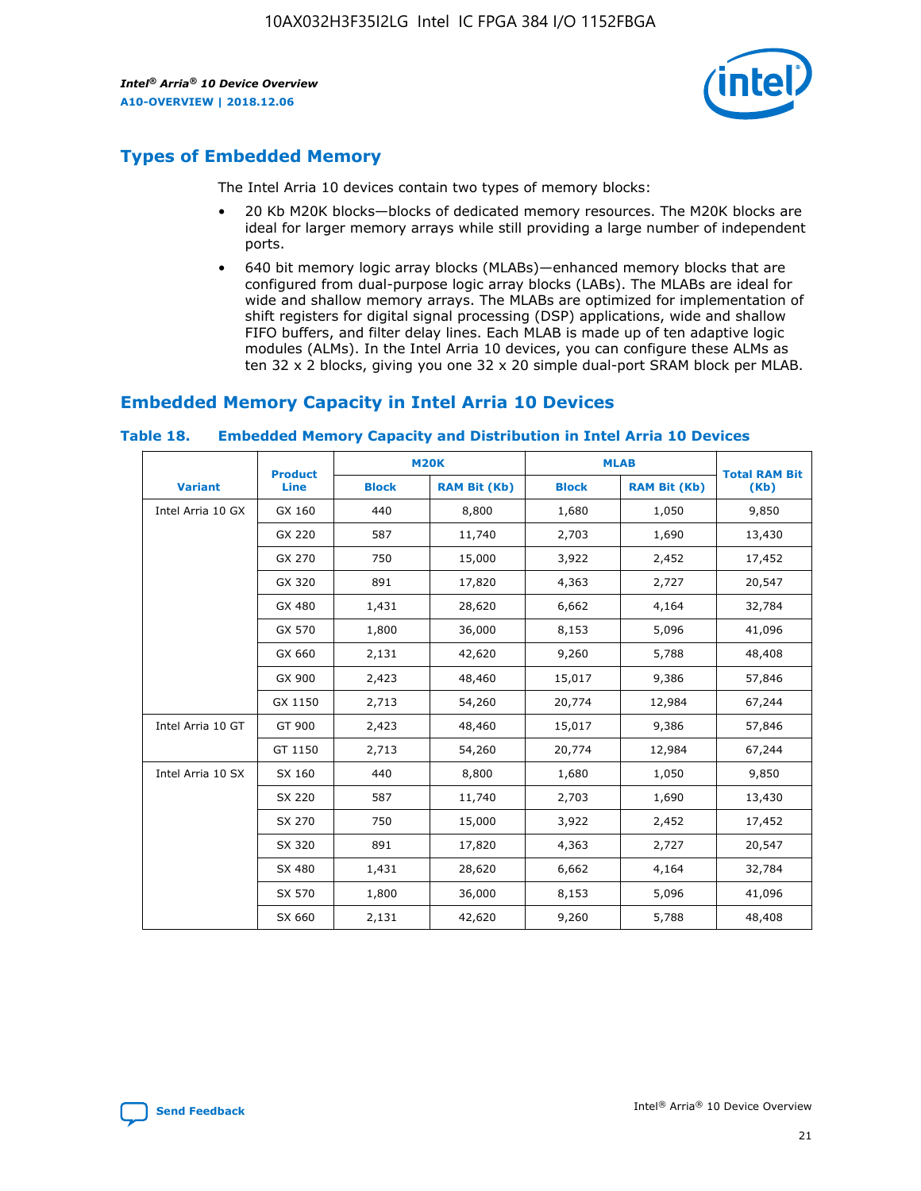## Types of Embedded Memory

The Intel Arria 10 devices contain two types of memory blocks:

- 20 Kb M20K blocks—blocks of dedicated memory resources. The M20K blocks are ideal for larger memory arrays while still providing a large number of independent ports.
- 640 bit memory logic array blocks (MLABs)—enhanced memory blocks that are configured from dual-purpose logic array blocks (LABs). The MLABs are ideal for wide and shallow memory arrays. The MLABs are optimized for implementation of shift registers for digital signal processing (DSP) applications, wide and shallow FIFO buffers, and filter delay lines. Each MLAB is made up of ten adaptive logic modules (ALMs). In the Intel Arria 10 devices, you can configure these ALMs as ten 32 x 2 blocks, giving you one 32 x 20 simple dual-port SRAM block per MLAB.

## Embedded Memory Capacity in Intel Arria 10 Devices

**Table 18. Embedded Memory Capacity and Distribution in Intel Arria 10 Devices**

| Variant | Product Line | M20K | | MLAB | | Total RAM Bit (Kb) |
|---|---|---|---|---|---|---|
| | | Block | RAM Bit (Kb) | Block | RAM Bit (Kb) | |
| Intel Arria 10 GX | GX 160 | 440 | 8,800 | 1,680 | 1,050 | 9,850 |
| | GX 220 | 587 | 11,740 | 2,703 | 1,690 | 13,430 |
| | GX 270 | 750 | 15,000 | 3,922 | 2,452 | 17,452 |
| | GX 320 | 891 | 17,820 | 4,363 | 2,727 | 20,547 |
| | GX 480 | 1,431 | 28,620 | 6,662 | 4,164 | 32,784 |
| | GX 570 | 1,800 | 36,000 | 8,153 | 5,096 | 41,096 |
| | GX 660 | 2,131 | 42,620 | 9,260 | 5,788 | 48,408 |
| | GX 900 | 2,423 | 48,460 | 15,017 | 9,386 | 57,846 |
| | GX 1150 | 2,713 | 54,260 | 20,774 | 12,984 | 67,244 |
| Intel Arria 10 GT | GT 900 | 2,423 | 48,460 | 15,017 | 9,386 | 57,846 |
| | GT 1150 | 2,713 | 54,260 | 20,774 | 12,984 | 67,244 |
| Intel Arria 10 SX | SX 160 | 440 | 8,800 | 1,680 | 1,050 | 9,850 |
| | SX 220 | 587 | 11,740 | 2,703 | 1,690 | 13,430 |
| | SX 270 | 750 | 15,000 | 3,922 | 2,452 | 17,452 |
| | SX 320 | 891 | 17,820 | 4,363 | 2,727 | 20,547 |
| | SX 480 | 1,431 | 28,620 | 6,662 | 4,164 | 32,784 |
| | SX 570 | 1,800 | 36,000 | 8,153 | 5,096 | 41,096 |
| | SX 660 | 2,131 | 42,620 | 9,260 | 5,788 | 48,408 |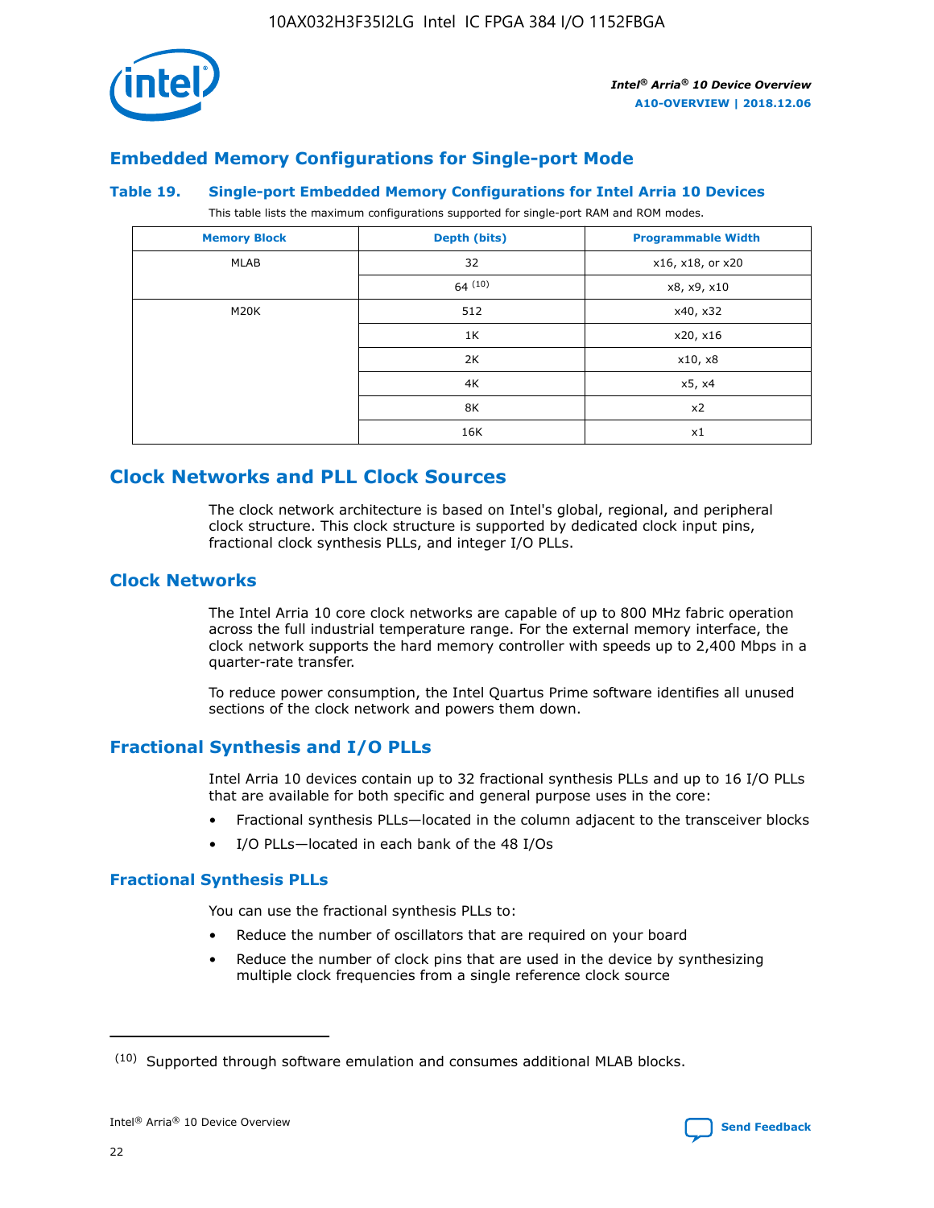## Embedded Memory Configurations for Single-port Mode

**Table 19. Single-port Embedded Memory Configurations for Intel Arria 10 Devices**

This table lists the maximum configurations supported for single-port RAM and ROM modes.

| Memory Block | Depth (bits) | Programmable Width |
|---|---|---|
| MLAB | 32 | x16, x18, or x20 |
| | 64 [(10)] | x8, x9, x10 |
| M20K | 512 | x40, x32 |
| | 1K | x20, x16 |
| | 2K | x10, x8 |
| | 4K | x5, x4 |
| | 8K | x2 |
| | 16K | x1 |

# Clock Networks and PLL Clock Sources

The clock network architecture is based on Intel's global, regional, and peripheral clock structure. This clock structure is supported by dedicated clock input pins, fractional clock synthesis PLLs, and integer I/O PLLs.

## Clock Networks

The Intel Arria 10 core clock networks are capable of up to 800 MHz fabric operation across the full industrial temperature range. For the external memory interface, the clock network supports the hard memory controller with speeds up to 2,400 Mbps in a quarter-rate transfer.

To reduce power consumption, the Intel Quartus Prime software identifies all unused sections of the clock network and powers them down.

## Fractional Synthesis and I/O PLLs

Intel Arria 10 devices contain up to 32 fractional synthesis PLLs and up to 16 I/O PLLs that are available for both specific and general purpose uses in the core:

- Fractional synthesis PLLs—located in the column adjacent to the transceiver blocks
- I/O PLLs—located in each bank of the 48 I/Os

### Fractional Synthesis PLLs

You can use the fractional synthesis PLLs to:

- Reduce the number of oscillators that are required on your board
- Reduce the number of clock pins that are used in the device by synthesizing multiple clock frequencies from a single reference clock source

(10) Supported through software emulation and consumes additional MLAB blocks.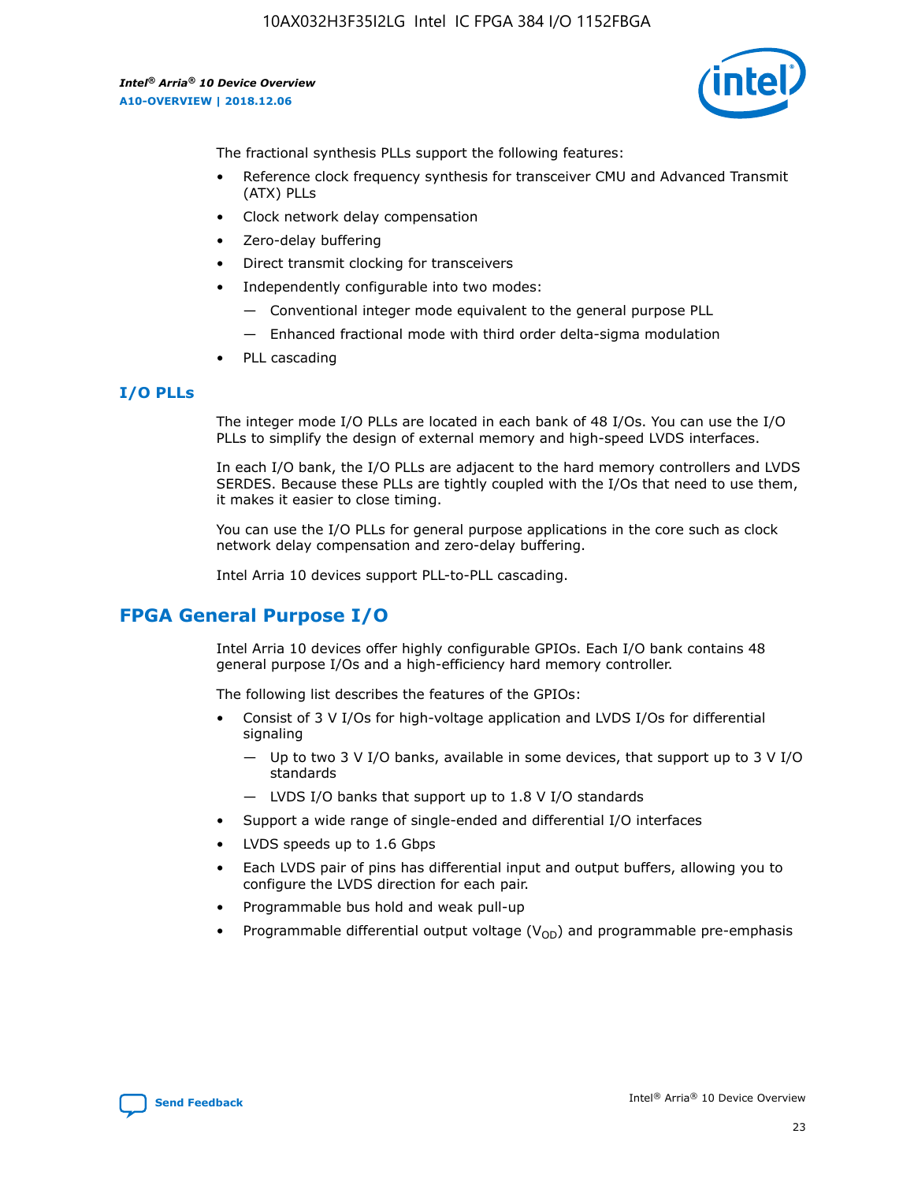The fractional synthesis PLLs support the following features:

- Reference clock frequency synthesis for transceiver CMU and Advanced Transmit (ATX) PLLs
- Clock network delay compensation
- Zero-delay buffering
- Direct transmit clocking for transceivers
- Independently configurable into two modes:
  - Conventional integer mode equivalent to the general purpose PLL
  - Enhanced fractional mode with third order delta-sigma modulation
- PLL cascading

### I/O PLLs

The integer mode I/O PLLs are located in each bank of 48 I/Os. You can use the I/O PLLs to simplify the design of external memory and high-speed LVDS interfaces.

In each I/O bank, the I/O PLLs are adjacent to the hard memory controllers and LVDS SERDES. Because these PLLs are tightly coupled with the I/Os that need to use them, it makes it easier to close timing.

You can use the I/O PLLs for general purpose applications in the core such as clock network delay compensation and zero-delay buffering.

Intel Arria 10 devices support PLL-to-PLL cascading.

## FPGA General Purpose I/O

Intel Arria 10 devices offer highly configurable GPIOs. Each I/O bank contains 48 general purpose I/Os and a high-efficiency hard memory controller.

The following list describes the features of the GPIOs:

- Consist of 3 V I/Os for high-voltage application and LVDS I/Os for differential signaling
  - Up to two 3 V I/O banks, available in some devices, that support up to 3 V I/O standards
  - LVDS I/O banks that support up to 1.8 V I/O standards
- Support a wide range of single-ended and differential I/O interfaces
- LVDS speeds up to 1.6 Gbps
- Each LVDS pair of pins has differential input and output buffers, allowing you to configure the LVDS direction for each pair.
- Programmable bus hold and weak pull-up
- Programmable differential output voltage ($V_{OD}$) and programmable pre-emphasis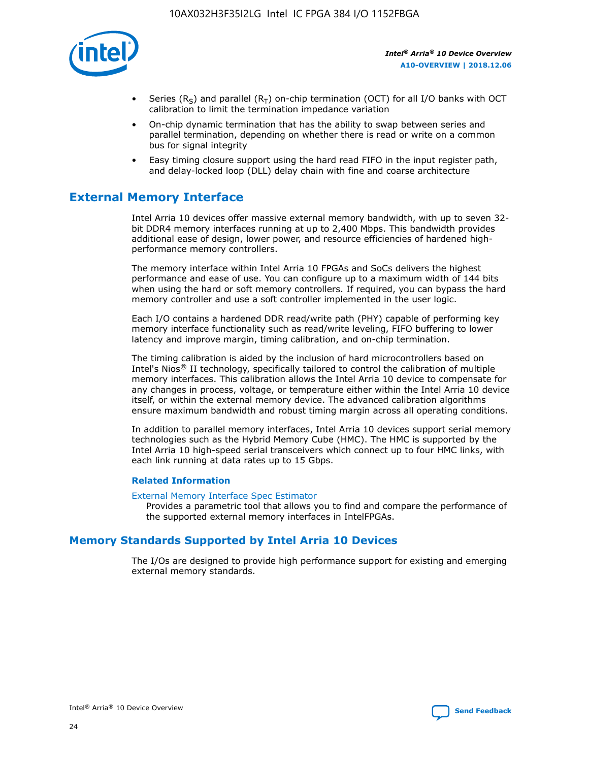- Series ($R_S$) and parallel ($R_T$) on-chip termination (OCT) for all I/O banks with OCT calibration to limit the termination impedance variation
- On-chip dynamic termination that has the ability to swap between series and parallel termination, depending on whether there is read or write on a common bus for signal integrity
- Easy timing closure support using the hard read FIFO in the input register path, and delay-locked loop (DLL) delay chain with fine and coarse architecture

## External Memory Interface

Intel Arria 10 devices offer massive external memory bandwidth, with up to seven 32-bit DDR4 memory interfaces running at up to 2,400 Mbps. This bandwidth provides additional ease of design, lower power, and resource efficiencies of hardened high-performance memory controllers.

The memory interface within Intel Arria 10 FPGAs and SoCs delivers the highest performance and ease of use. You can configure up to a maximum width of 144 bits when using the hard or soft memory controllers. If required, you can bypass the hard memory controller and use a soft controller implemented in the user logic.

Each I/O contains a hardened DDR read/write path (PHY) capable of performing key memory interface functionality such as read/write leveling, FIFO buffering to lower latency and improve margin, timing calibration, and on-chip termination.

The timing calibration is aided by the inclusion of hard microcontrollers based on Intel's Nios® II technology, specifically tailored to control the calibration of multiple memory interfaces. This calibration allows the Intel Arria 10 device to compensate for any changes in process, voltage, or temperature either within the Intel Arria 10 device itself, or within the external memory device. The advanced calibration algorithms ensure maximum bandwidth and robust timing margin across all operating conditions.

In addition to parallel memory interfaces, Intel Arria 10 devices support serial memory technologies such as the Hybrid Memory Cube (HMC). The HMC is supported by the Intel Arria 10 high-speed serial transceivers which connect up to four HMC links, with each link running at data rates up to 15 Gbps.

### Related Information

External Memory Interface Spec Estimator
Provides a parametric tool that allows you to find and compare the performance of the supported external memory interfaces in IntelFPGAs.

## Memory Standards Supported by Intel Arria 10 Devices

The I/Os are designed to provide high performance support for existing and emerging external memory standards.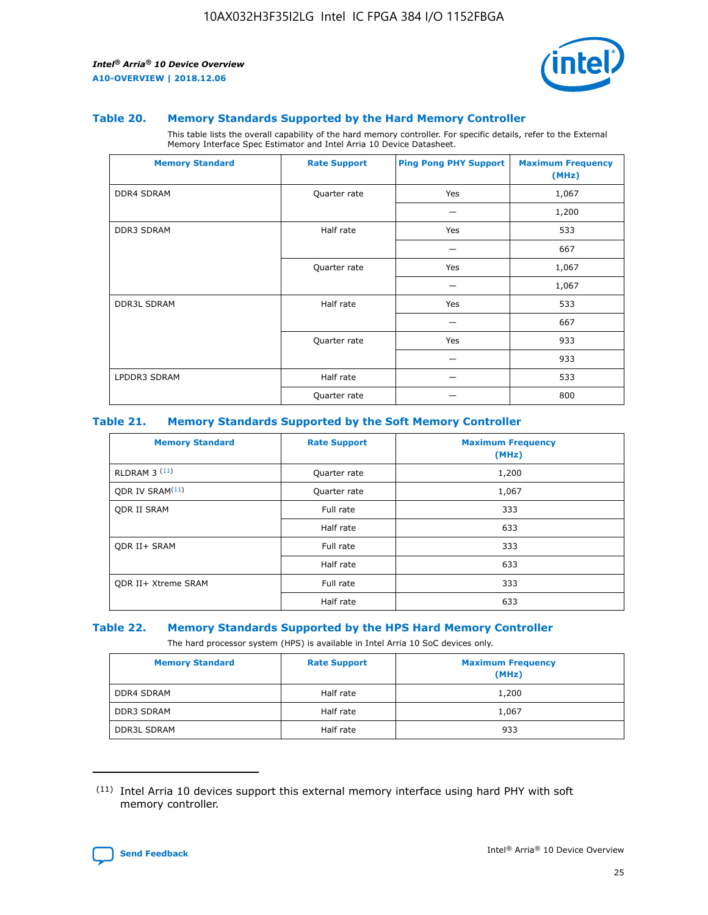### Table 20. Memory Standards Supported by the Hard Memory Controller

This table lists the overall capability of the hard memory controller. For specific details, refer to the External Memory Interface Spec Estimator and Intel Arria 10 Device Datasheet.

| Memory Standard | Rate Support | Ping Pong PHY Support | Maximum Frequency (MHz) |
|---|---|---|---|
| DDR4 SDRAM | Quarter rate | Yes | 1,067 |
| | | — | 1,200 |
| DDR3 SDRAM | Half rate | Yes | 533 |
| | | — | 667 |
| | Quarter rate | Yes | 1,067 |
| | | — | 1,067 |
| DDR3L SDRAM | Half rate | Yes | 533 |
| | | — | 667 |
| | Quarter rate | Yes | 933 |
| | | — | 933 |
| LPDDR3 SDRAM | Half rate | — | 533 |
| | Quarter rate | — | 800 |

### Table 21. Memory Standards Supported by the Soft Memory Controller

| Memory Standard | Rate Support | Maximum Frequency (MHz) |
|---|---|---|
| RLDRAM 3 [11] | Quarter rate | 1,200 |
| QDR IV SRAM[11] | Quarter rate | 1,067 |
| QDR II SRAM | Full rate | 333 |
| | Half rate | 633 |
| QDR II+ SRAM | Full rate | 333 |
| | Half rate | 633 |
| QDR II+ Xtreme SRAM | Full rate | 333 |
| | Half rate | 633 |

### Table 22. Memory Standards Supported by the HPS Hard Memory Controller

The hard processor system (HPS) is available in Intel Arria 10 SoC devices only.

| Memory Standard | Rate Support | Maximum Frequency (MHz) |
|---|---|---|
| DDR4 SDRAM | Half rate | 1,200 |
| DDR3 SDRAM | Half rate | 1,067 |
| DDR3L SDRAM | Half rate | 933 |

(11) Intel Arria 10 devices support this external memory interface using hard PHY with soft memory controller.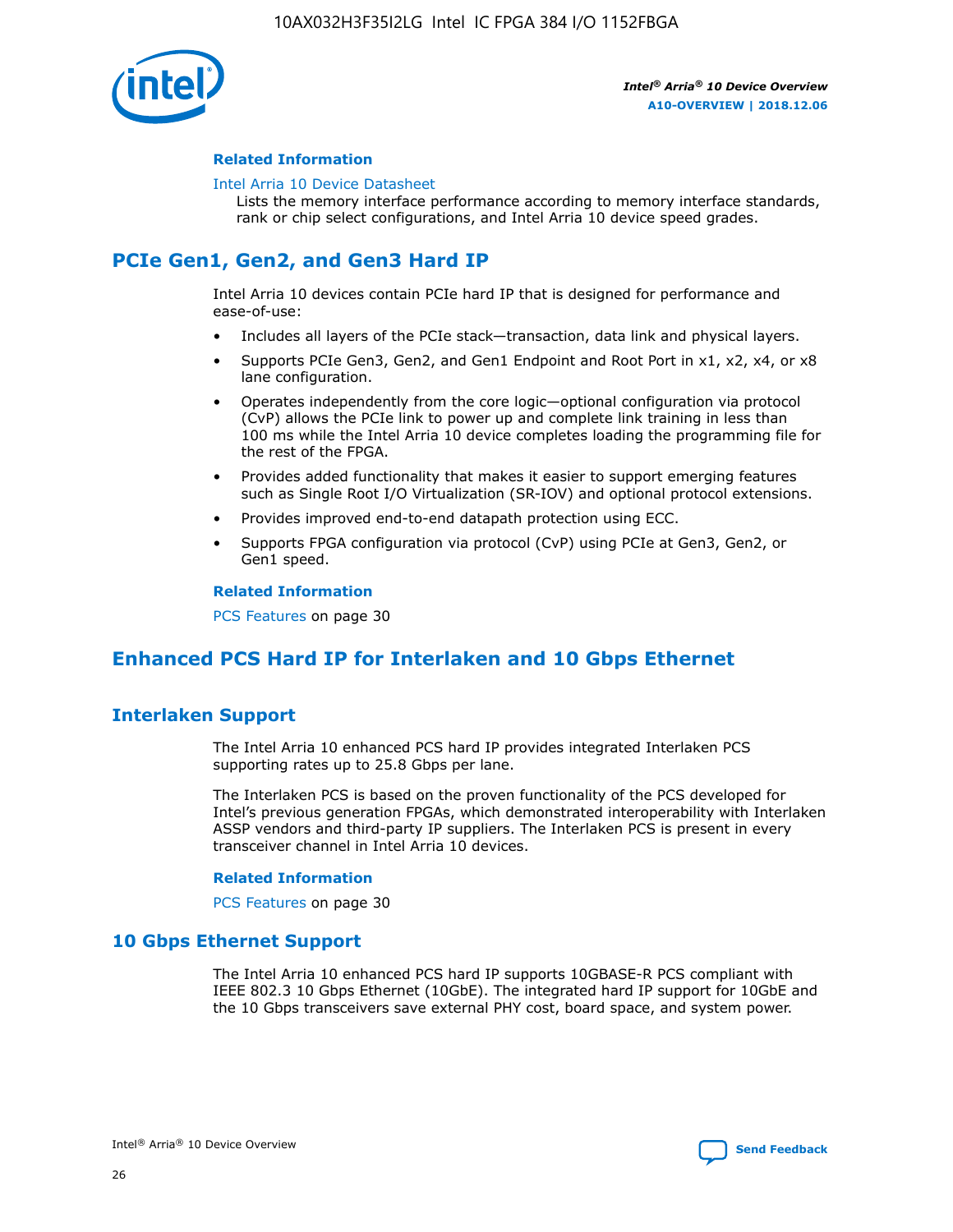#### Related Information

Intel Arria 10 Device Datasheet
Lists the memory interface performance according to memory interface standards, rank or chip select configurations, and Intel Arria 10 device speed grades.

## PCIe Gen1, Gen2, and Gen3 Hard IP

Intel Arria 10 devices contain PCIe hard IP that is designed for performance and ease-of-use:

- Includes all layers of the PCIe stack—transaction, data link and physical layers.
- Supports PCIe Gen3, Gen2, and Gen1 Endpoint and Root Port in x1, x2, x4, or x8 lane configuration.
- Operates independently from the core logic—optional configuration via protocol (CvP) allows the PCIe link to power up and complete link training in less than 100 ms while the Intel Arria 10 device completes loading the programming file for the rest of the FPGA.
- Provides added functionality that makes it easier to support emerging features such as Single Root I/O Virtualization (SR-IOV) and optional protocol extensions.
- Provides improved end-to-end datapath protection using ECC.
- Supports FPGA configuration via protocol (CvP) using PCIe at Gen3, Gen2, or Gen1 speed.

#### Related Information

PCS Features on page 30

## Enhanced PCS Hard IP for Interlaken and 10 Gbps Ethernet

### Interlaken Support

The Intel Arria 10 enhanced PCS hard IP provides integrated Interlaken PCS supporting rates up to 25.8 Gbps per lane.

The Interlaken PCS is based on the proven functionality of the PCS developed for Intel's previous generation FPGAs, which demonstrated interoperability with Interlaken ASSP vendors and third-party IP suppliers. The Interlaken PCS is present in every transceiver channel in Intel Arria 10 devices.

#### Related Information

PCS Features on page 30

### 10 Gbps Ethernet Support

The Intel Arria 10 enhanced PCS hard IP supports 10GBASE-R PCS compliant with IEEE 802.3 10 Gbps Ethernet (10GbE). The integrated hard IP support for 10GbE and the 10 Gbps transceivers save external PHY cost, board space, and system power.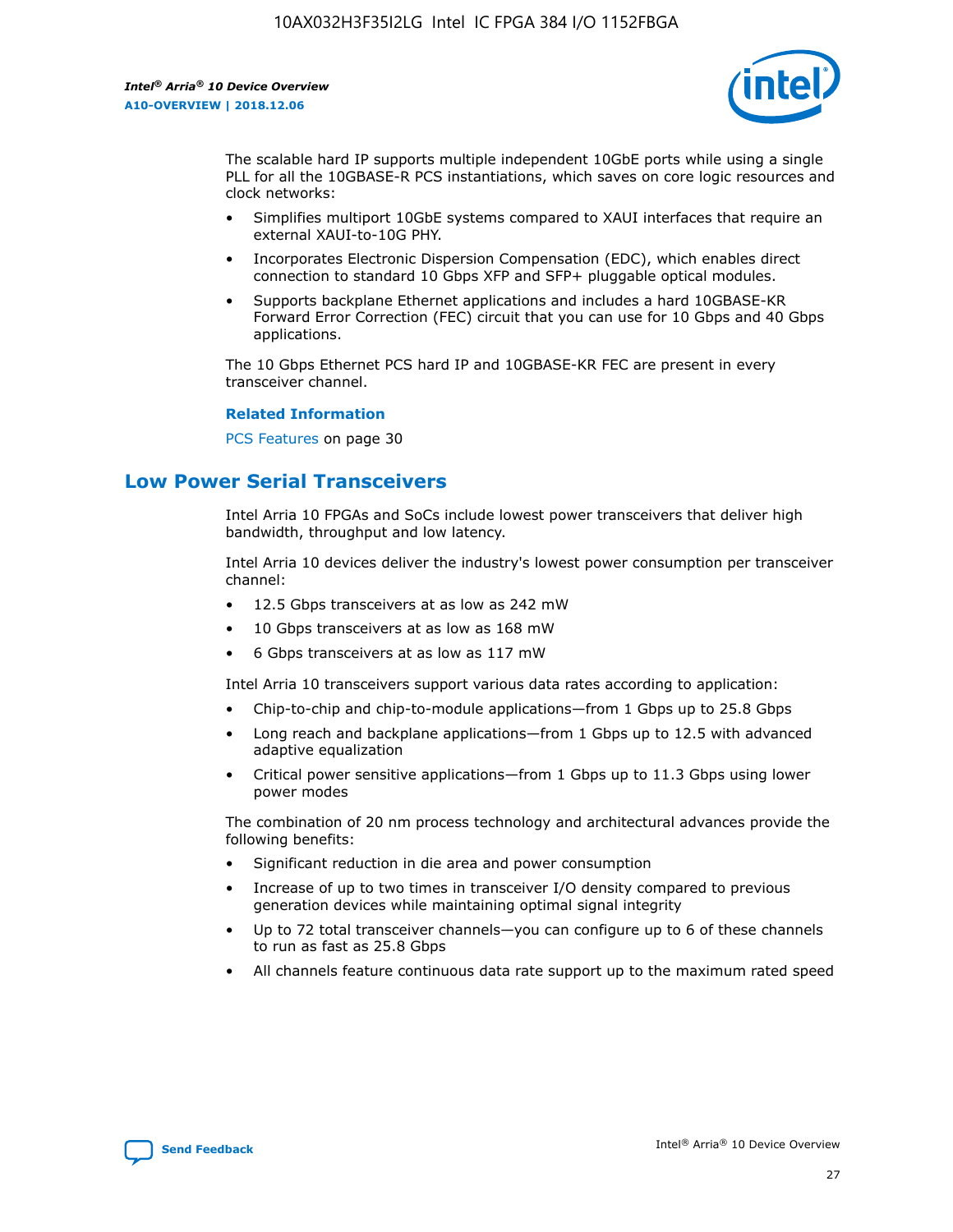The scalable hard IP supports multiple independent 10GbE ports while using a single PLL for all the 10GBASE-R PCS instantiations, which saves on core logic resources and clock networks:

- Simplifies multiport 10GbE systems compared to XAUI interfaces that require an external XAUI-to-10G PHY.
- Incorporates Electronic Dispersion Compensation (EDC), which enables direct connection to standard 10 Gbps XFP and SFP+ pluggable optical modules.
- Supports backplane Ethernet applications and includes a hard 10GBASE-KR Forward Error Correction (FEC) circuit that you can use for 10 Gbps and 40 Gbps applications.

The 10 Gbps Ethernet PCS hard IP and 10GBASE-KR FEC are present in every transceiver channel.

**Related Information**

PCS Features on page 30

## Low Power Serial Transceivers

Intel Arria 10 FPGAs and SoCs include lowest power transceivers that deliver high bandwidth, throughput and low latency.

Intel Arria 10 devices deliver the industry's lowest power consumption per transceiver channel:

- 12.5 Gbps transceivers at as low as 242 mW
- 10 Gbps transceivers at as low as 168 mW
- 6 Gbps transceivers at as low as 117 mW

Intel Arria 10 transceivers support various data rates according to application:

- Chip-to-chip and chip-to-module applications—from 1 Gbps up to 25.8 Gbps
- Long reach and backplane applications—from 1 Gbps up to 12.5 with advanced adaptive equalization
- Critical power sensitive applications—from 1 Gbps up to 11.3 Gbps using lower power modes

The combination of 20 nm process technology and architectural advances provide the following benefits:

- Significant reduction in die area and power consumption
- Increase of up to two times in transceiver I/O density compared to previous generation devices while maintaining optimal signal integrity
- Up to 72 total transceiver channels—you can configure up to 6 of these channels to run as fast as 25.8 Gbps
- All channels feature continuous data rate support up to the maximum rated speed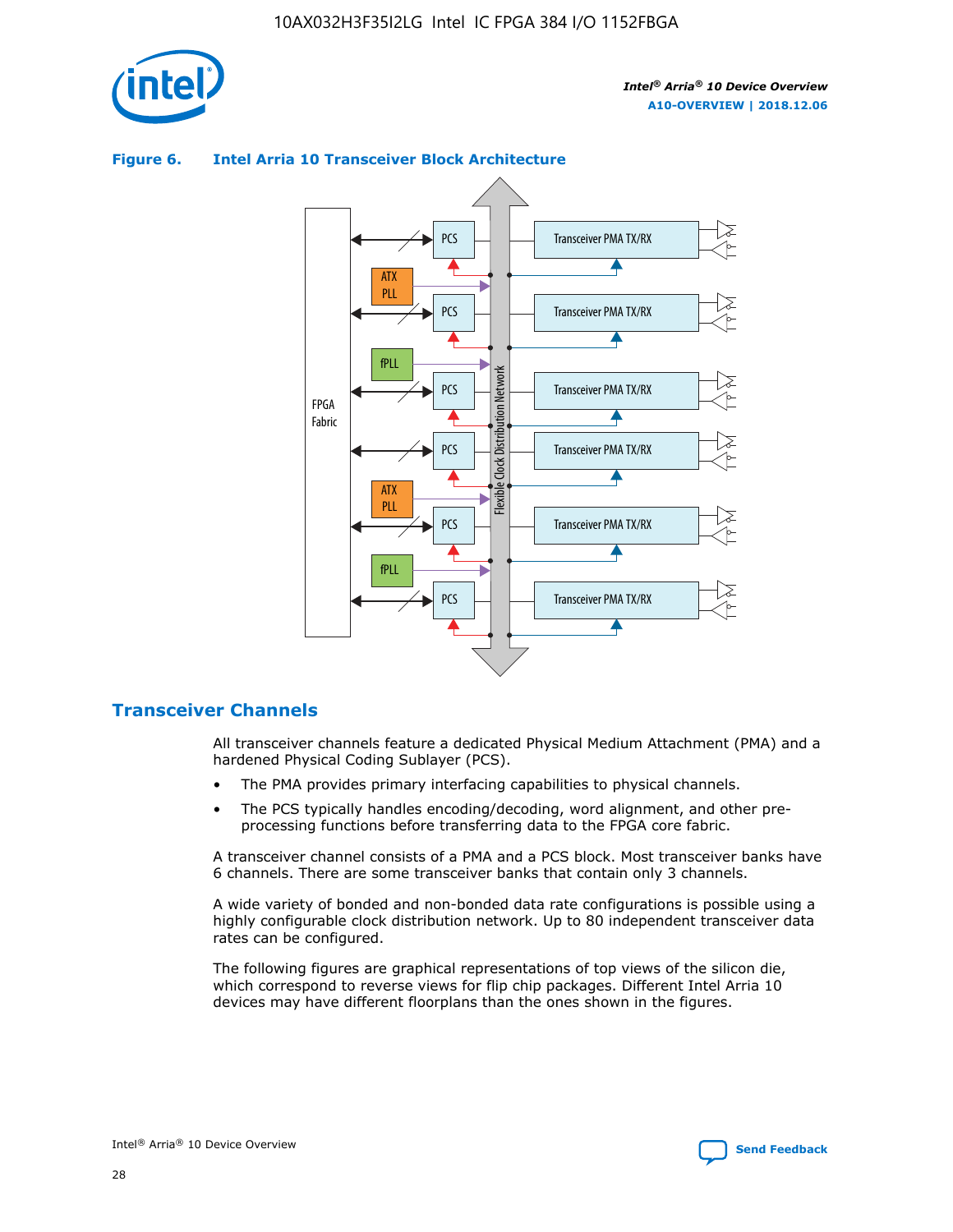**Figure 6. Intel Arria 10 Transceiver Block Architecture**

## Transceiver Channels

All transceiver channels feature a dedicated Physical Medium Attachment (PMA) and a hardened Physical Coding Sublayer (PCS).

- The PMA provides primary interfacing capabilities to physical channels.
- The PCS typically handles encoding/decoding, word alignment, and other pre-processing functions before transferring data to the FPGA core fabric.

A transceiver channel consists of a PMA and a PCS block. Most transceiver banks have 6 channels. There are some transceiver banks that contain only 3 channels.

A wide variety of bonded and non-bonded data rate configurations is possible using a highly configurable clock distribution network. Up to 80 independent transceiver data rates can be configured.

The following figures are graphical representations of top views of the silicon die, which correspond to reverse views for flip chip packages. Different Intel Arria 10 devices may have different floorplans than the ones shown in the figures.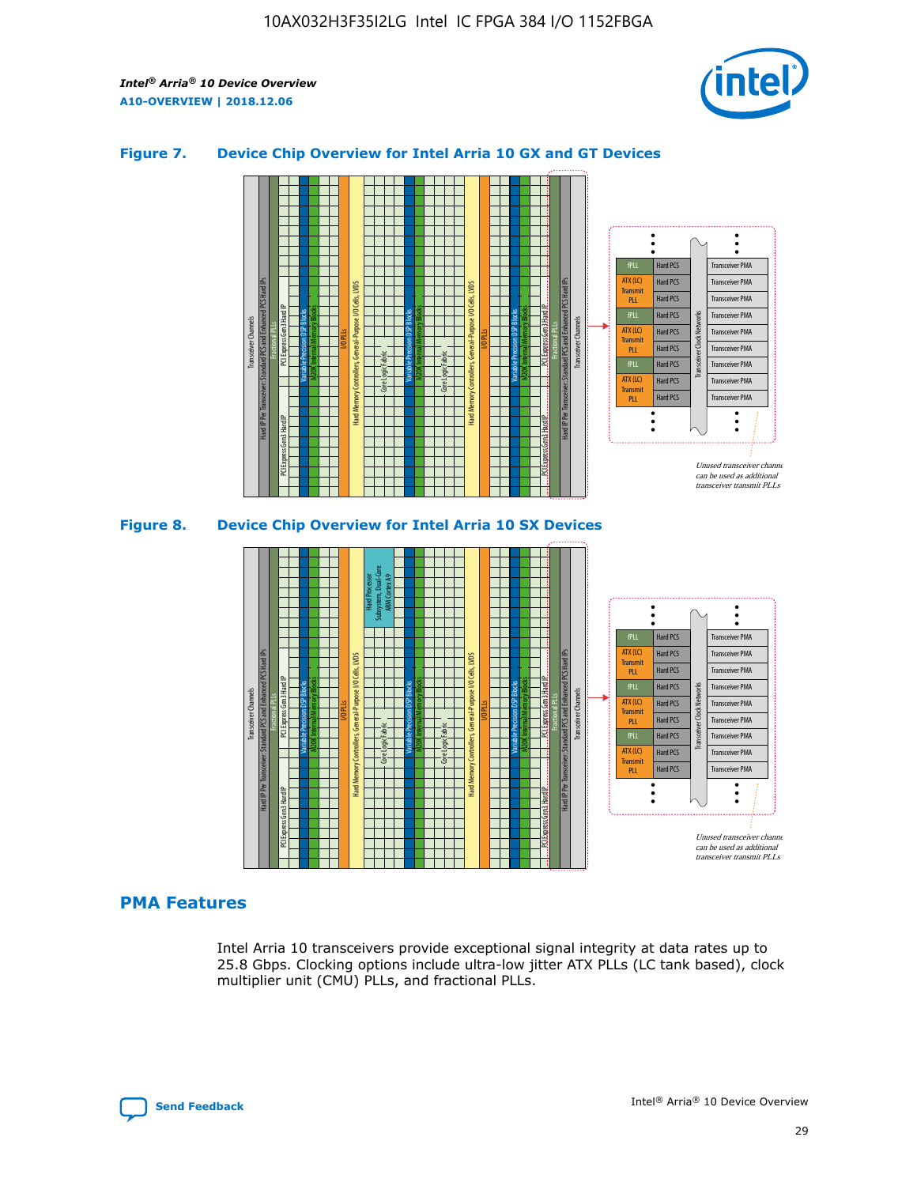## Figure 7. Device Chip Overview for Intel Arria 10 GX and GT Devices

## Figure 8. Device Chip Overview for Intel Arria 10 SX Devices

## PMA Features

Intel Arria 10 transceivers provide exceptional signal integrity at data rates up to 25.8 Gbps. Clocking options include ultra-low jitter ATX PLLs (LC tank based), clock multiplier unit (CMU) PLLs, and fractional PLLs.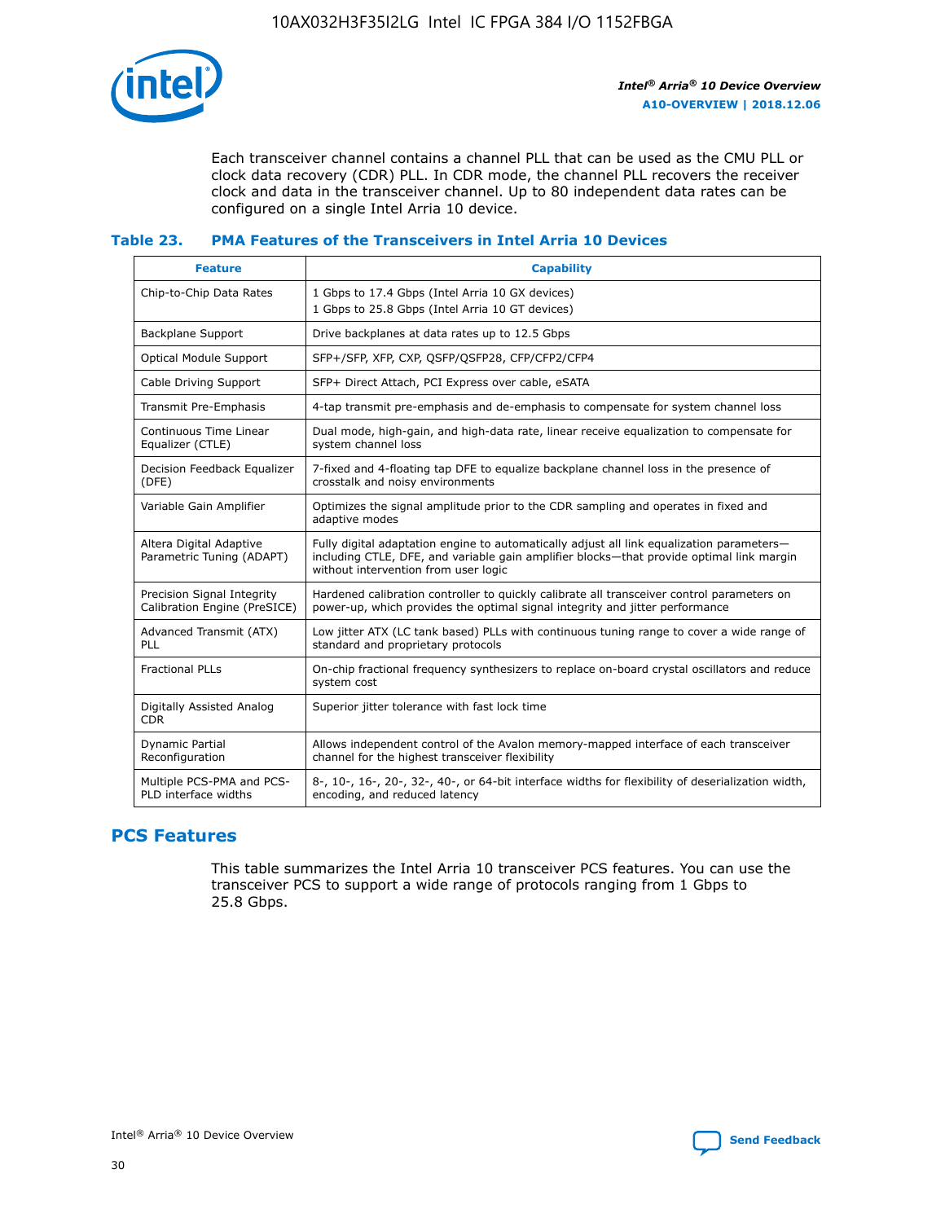Each transceiver channel contains a channel PLL that can be used as the CMU PLL or clock data recovery (CDR) PLL. In CDR mode, the channel PLL recovers the receiver clock and data in the transceiver channel. Up to 80 independent data rates can be configured on a single Intel Arria 10 device.

**Table 23. PMA Features of the Transceivers in Intel Arria 10 Devices**

| Feature | Capability |
| --- | --- |
| Chip-to-Chip Data Rates | 1 Gbps to 17.4 Gbps (Intel Arria 10 GX devices)<br>1 Gbps to 25.8 Gbps (Intel Arria 10 GT devices) |
| Backplane Support | Drive backplanes at data rates up to 12.5 Gbps |
| Optical Module Support | SFP+/SFP, XFP, CXP, QSFP/QSFP28, CFP/CFP2/CFP4 |
| Cable Driving Support | SFP+ Direct Attach, PCI Express over cable, eSATA |
| Transmit Pre-Emphasis | 4-tap transmit pre-emphasis and de-emphasis to compensate for system channel loss |
| Continuous Time Linear Equalizer (CTLE) | Dual mode, high-gain, and high-data rate, linear receive equalization to compensate for system channel loss |
| Decision Feedback Equalizer (DFE) | 7-fixed and 4-floating tap DFE to equalize backplane channel loss in the presence of crosstalk and noisy environments |
| Variable Gain Amplifier | Optimizes the signal amplitude prior to the CDR sampling and operates in fixed and adaptive modes |
| Altera Digital Adaptive Parametric Tuning (ADAPT) | Fully digital adaptation engine to automatically adjust all link equalization parameters—including CTLE, DFE, and variable gain amplifier blocks—that provide optimal link margin without intervention from user logic |
| Precision Signal Integrity Calibration Engine (PreSICE) | Hardened calibration controller to quickly calibrate all transceiver control parameters on power-up, which provides the optimal signal integrity and jitter performance |
| Advanced Transmit (ATX) PLL | Low jitter ATX (LC tank based) PLLs with continuous tuning range to cover a wide range of standard and proprietary protocols |
| Fractional PLLs | On-chip fractional frequency synthesizers to replace on-board crystal oscillators and reduce system cost |
| Digitally Assisted Analog CDR | Superior jitter tolerance with fast lock time |
| Dynamic Partial Reconfiguration | Allows independent control of the Avalon memory-mapped interface of each transceiver channel for the highest transceiver flexibility |
| Multiple PCS-PMA and PCS-PLD interface widths | 8-, 10-, 16-, 20-, 32-, 40-, or 64-bit interface widths for flexibility of deserialization width, encoding, and reduced latency |

## PCS Features

This table summarizes the Intel Arria 10 transceiver PCS features. You can use the transceiver PCS to support a wide range of protocols ranging from 1 Gbps to 25.8 Gbps.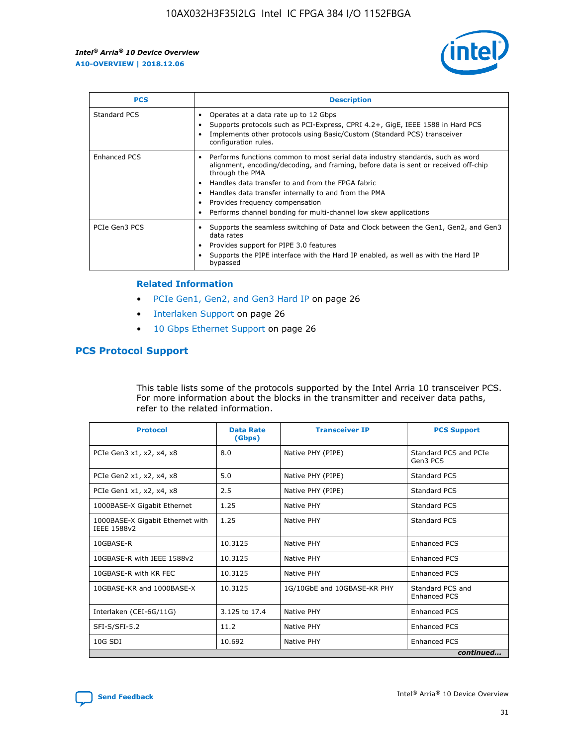| PCS | Description |
| --- | --- |
| Standard PCS | • Operates at a data rate up to 12 Gbps<br>• Supports protocols such as PCI-Express, CPRI 4.2+, GigE, IEEE 1588 in Hard PCS<br>• Implements other protocols using Basic/Custom (Standard PCS) transceiver configuration rules. |
| Enhanced PCS | • Performs functions common to most serial data industry standards, such as word alignment, encoding/decoding, and framing, before data is sent or received off-chip through the PMA<br>• Handles data transfer to and from the FPGA fabric<br>• Handles data transfer internally to and from the PMA<br>• Provides frequency compensation<br>• Performs channel bonding for multi-channel low skew applications |
| PCIe Gen3 PCS | • Supports the seamless switching of Data and Clock between the Gen1, Gen2, and Gen3 data rates<br>• Provides support for PIPE 3.0 features<br>• Supports the PIPE interface with the Hard IP enabled, as well as with the Hard IP bypassed |

**Related Information**

- PCIe Gen1, Gen2, and Gen3 Hard IP on page 26
- Interlaken Support on page 26
- 10 Gbps Ethernet Support on page 26

## PCS Protocol Support

This table lists some of the protocols supported by the Intel Arria 10 transceiver PCS. For more information about the blocks in the transmitter and receiver data paths, refer to the related information.

| Protocol | Data Rate (Gbps) | Transceiver IP | PCS Support |
| --- | --- | --- | --- |
| PCIe Gen3 x1, x2, x4, x8 | 8.0 | Native PHY (PIPE) | Standard PCS and PCIe Gen3 PCS |
| PCIe Gen2 x1, x2, x4, x8 | 5.0 | Native PHY (PIPE) | Standard PCS |
| PCIe Gen1 x1, x2, x4, x8 | 2.5 | Native PHY (PIPE) | Standard PCS |
| 1000BASE-X Gigabit Ethernet | 1.25 | Native PHY | Standard PCS |
| 1000BASE-X Gigabit Ethernet with IEEE 1588v2 | 1.25 | Native PHY | Standard PCS |
| 10GBASE-R | 10.3125 | Native PHY | Enhanced PCS |
| 10GBASE-R with IEEE 1588v2 | 10.3125 | Native PHY | Enhanced PCS |
| 10GBASE-R with KR FEC | 10.3125 | Native PHY | Enhanced PCS |
| 10GBASE-KR and 1000BASE-X | 10.3125 | 1G/10GbE and 10GBASE-KR PHY | Standard PCS and Enhanced PCS |
| Interlaken (CEI-6G/11G) | 3.125 to 17.4 | Native PHY | Enhanced PCS |
| SFI-S/SFI-5.2 | 11.2 | Native PHY | Enhanced PCS |
| 10G SDI | 10.692 | Native PHY | Enhanced PCS |

*continued...*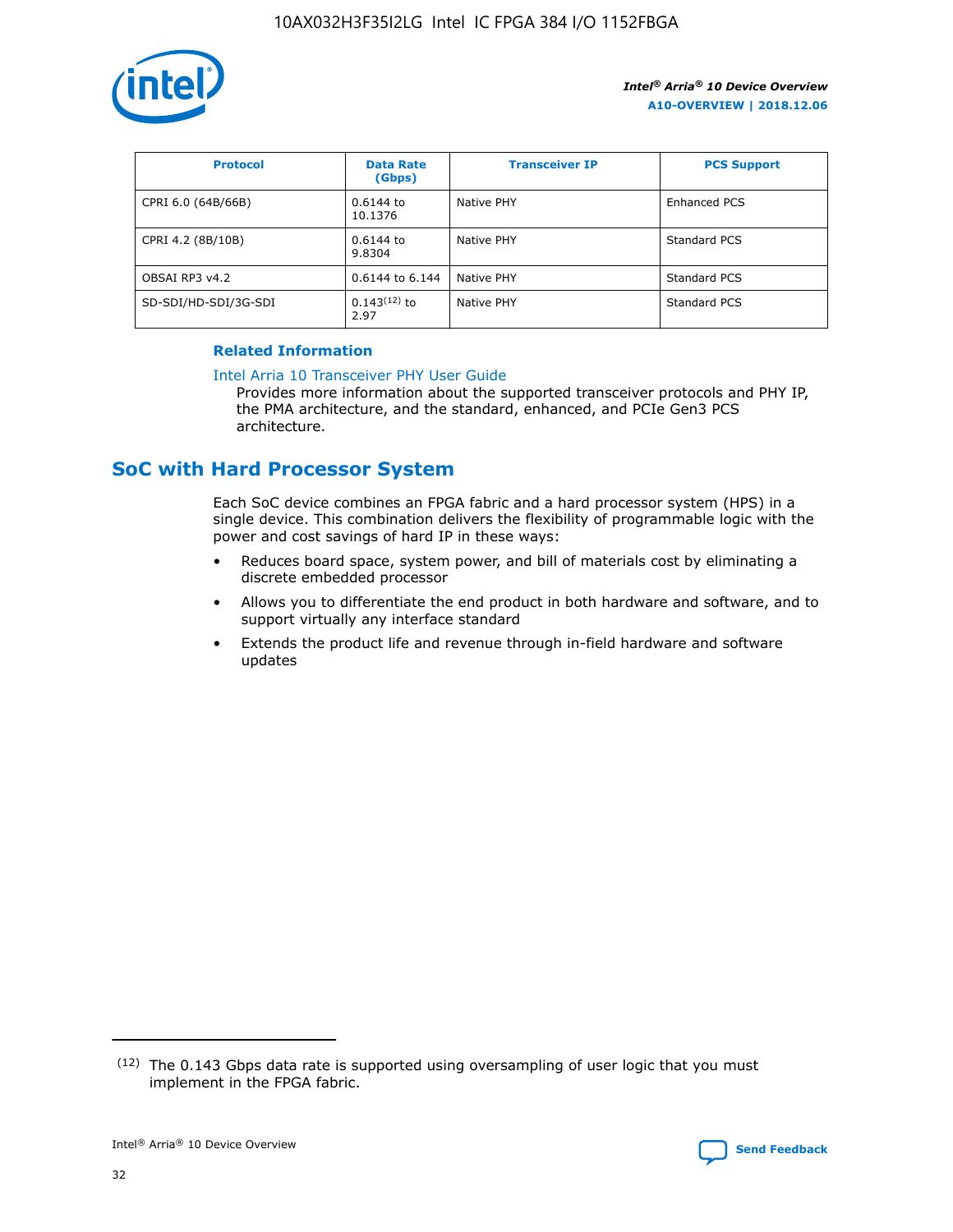| Protocol | Data Rate (Gbps) | Transceiver IP | PCS Support |
| --- | --- | --- | --- |
| CPRI 6.0 (64B/66B) | 0.6144 to 10.1376 | Native PHY | Enhanced PCS |
| CPRI 4.2 (8B/10B) | 0.6144 to 9.8304 | Native PHY | Standard PCS |
| OBSAI RP3 v4.2 | 0.6144 to 6.144 | Native PHY | Standard PCS |
| SD-SDI/HD-SDI/3G-SDI | 0.143[12] to 2.97 | Native PHY | Standard PCS |

**Related Information**

Intel Arria 10 Transceiver PHY User Guide

Provides more information about the supported transceiver protocols and PHY IP, the PMA architecture, and the standard, enhanced, and PCIe Gen3 PCS architecture.

## SoC with Hard Processor System

Each SoC device combines an FPGA fabric and a hard processor system (HPS) in a single device. This combination delivers the flexibility of programmable logic with the power and cost savings of hard IP in these ways:

- Reduces board space, system power, and bill of materials cost by eliminating a discrete embedded processor
- Allows you to differentiate the end product in both hardware and software, and to support virtually any interface standard
- Extends the product life and revenue through in-field hardware and software updates

(12) The 0.143 Gbps data rate is supported using oversampling of user logic that you must implement in the FPGA fabric.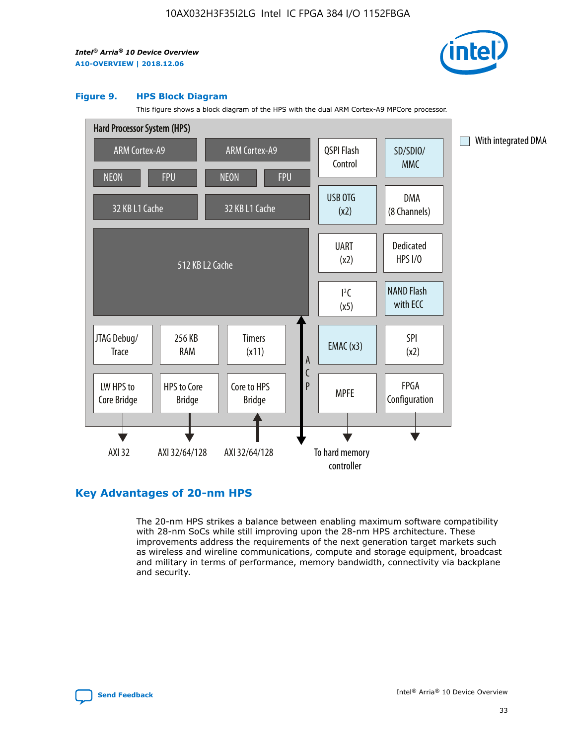**Figure 9. HPS Block Diagram**

This figure shows a block diagram of the HPS with the dual ARM Cortex-A9 MPCore processor.

## Key Advantages of 20-nm HPS

The 20-nm HPS strikes a balance between enabling maximum software compatibility with 28-nm SoCs while still improving upon the 28-nm HPS architecture. These improvements address the requirements of the next generation target markets such as wireless and wireline communications, compute and storage equipment, broadcast and military in terms of performance, memory bandwidth, connectivity via backplane and security.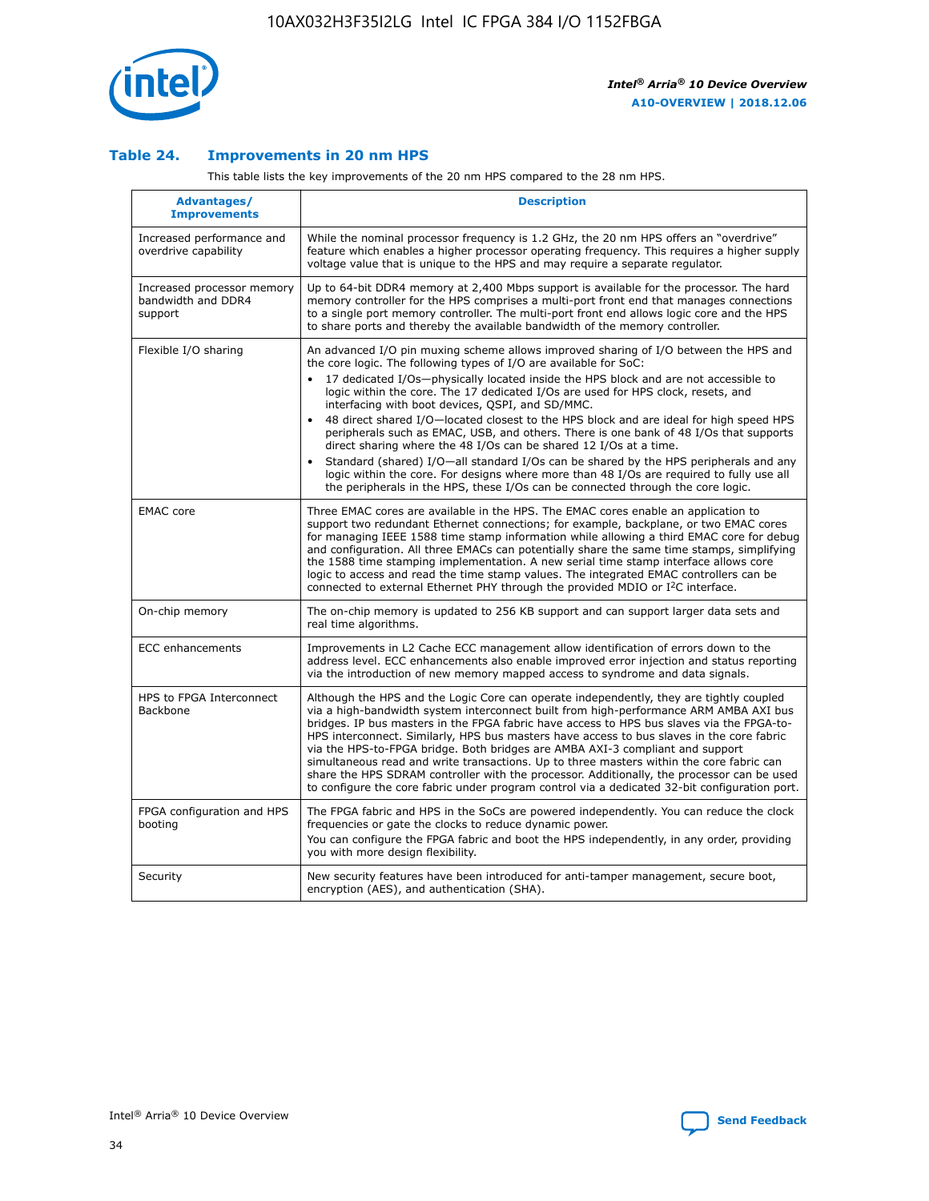### Table 24. Improvements in 20 nm HPS

This table lists the key improvements of the 20 nm HPS compared to the 28 nm HPS.

| Advantages/ Improvements | Description |
|---|---|
| Increased performance and overdrive capability | While the nominal processor frequency is 1.2 GHz, the 20 nm HPS offers an "overdrive" feature which enables a higher processor operating frequency. This requires a higher supply voltage value that is unique to the HPS and may require a separate regulator. |
| Increased processor memory bandwidth and DDR4 support | Up to 64-bit DDR4 memory at 2,400 Mbps support is available for the processor. The hard memory controller for the HPS comprises a multi-port front end that manages connections to a single port memory controller. The multi-port front end allows logic core and the HPS to share ports and thereby the available bandwidth of the memory controller. |
| Flexible I/O sharing | An advanced I/O pin muxing scheme allows improved sharing of I/O between the HPS and the core logic. The following types of I/O are available for SoC:<br>• 17 dedicated I/Os—physically located inside the HPS block and are not accessible to logic within the core. The 17 dedicated I/Os are used for HPS clock, resets, and interfacing with boot devices, QSPI, and SD/MMC.<br>• 48 direct shared I/O—located closest to the HPS block and are ideal for high speed HPS peripherals such as EMAC, USB, and others. There is one bank of 48 I/Os that supports direct sharing where the 48 I/Os can be shared 12 I/Os at a time.<br>• Standard (shared) I/O—all standard I/Os can be shared by the HPS peripherals and any logic within the core. For designs where more than 48 I/Os are required to fully use all the peripherals in the HPS, these I/Os can be connected through the core logic. |
| EMAC core | Three EMAC cores are available in the HPS. The EMAC cores enable an application to support two redundant Ethernet connections; for example, backplane, or two EMAC cores for managing IEEE 1588 time stamp information while allowing a third EMAC core for debug and configuration. All three EMACs can potentially share the same time stamps, simplifying the 1588 time stamping implementation. A new serial time stamp interface allows core logic to access and read the time stamp values. The integrated EMAC controllers can be connected to external Ethernet PHY through the provided MDIO or I$^2$C interface. |
| On-chip memory | The on-chip memory is updated to 256 KB support and can support larger data sets and real time algorithms. |
| ECC enhancements | Improvements in L2 Cache ECC management allow identification of errors down to the address level. ECC enhancements also enable improved error injection and status reporting via the introduction of new memory mapped access to syndrome and data signals. |
| HPS to FPGA Interconnect Backbone | Although the HPS and the Logic Core can operate independently, they are tightly coupled via a high-bandwidth system interconnect built from high-performance ARM AMBA AXI bus bridges. IP bus masters in the FPGA fabric have access to HPS bus slaves via the FPGA-to-HPS interconnect. Similarly, HPS bus masters have access to bus slaves in the core fabric via the HPS-to-FPGA bridge. Both bridges are AMBA AXI-3 compliant and support simultaneous read and write transactions. Up to three masters within the core fabric can share the HPS SDRAM controller with the processor. Additionally, the processor can be used to configure the core fabric under program control via a dedicated 32-bit configuration port. |
| FPGA configuration and HPS booting | The FPGA fabric and HPS in the SoCs are powered independently. You can reduce the clock frequencies or gate the clocks to reduce dynamic power.<br>You can configure the FPGA fabric and boot the HPS independently, in any order, providing you with more design flexibility. |
| Security | New security features have been introduced for anti-tamper management, secure boot, encryption (AES), and authentication (SHA). |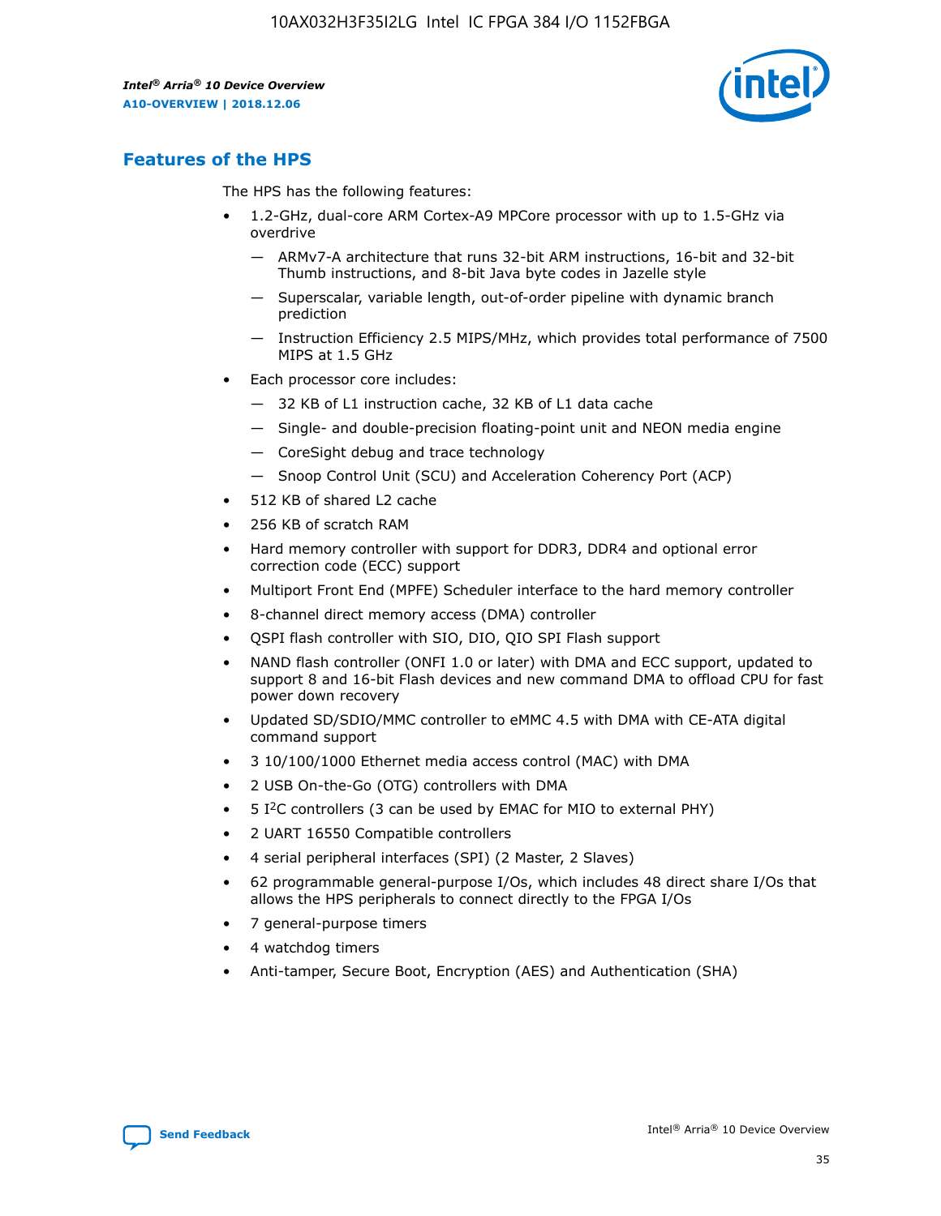## Features of the HPS

The HPS has the following features:

- 1.2-GHz, dual-core ARM Cortex-A9 MPCore processor with up to 1.5-GHz via overdrive
  - — ARMv7-A architecture that runs 32-bit ARM instructions, 16-bit and 32-bit Thumb instructions, and 8-bit Java byte codes in Jazelle style
  - — Superscalar, variable length, out-of-order pipeline with dynamic branch prediction
  - — Instruction Efficiency 2.5 MIPS/MHz, which provides total performance of 7500 MIPS at 1.5 GHz
- Each processor core includes:
  - — 32 KB of L1 instruction cache, 32 KB of L1 data cache
  - — Single- and double-precision floating-point unit and NEON media engine
  - — CoreSight debug and trace technology
  - — Snoop Control Unit (SCU) and Acceleration Coherency Port (ACP)
- 512 KB of shared L2 cache
- 256 KB of scratch RAM
- Hard memory controller with support for DDR3, DDR4 and optional error correction code (ECC) support
- Multiport Front End (MPFE) Scheduler interface to the hard memory controller
- 8-channel direct memory access (DMA) controller
- QSPI flash controller with SIO, DIO, QIO SPI Flash support
- NAND flash controller (ONFI 1.0 or later) with DMA and ECC support, updated to support 8 and 16-bit Flash devices and new command DMA to offload CPU for fast power down recovery
- Updated SD/SDIO/MMC controller to eMMC 4.5 with DMA with CE-ATA digital command support
- 3 10/100/1000 Ethernet media access control (MAC) with DMA
- 2 USB On-the-Go (OTG) controllers with DMA
- 5 I$^2$C controllers (3 can be used by EMAC for MIO to external PHY)
- 2 UART 16550 Compatible controllers
- 4 serial peripheral interfaces (SPI) (2 Master, 2 Slaves)
- 62 programmable general-purpose I/Os, which includes 48 direct share I/Os that allows the HPS peripherals to connect directly to the FPGA I/Os
- 7 general-purpose timers
- 4 watchdog timers
- Anti-tamper, Secure Boot, Encryption (AES) and Authentication (SHA)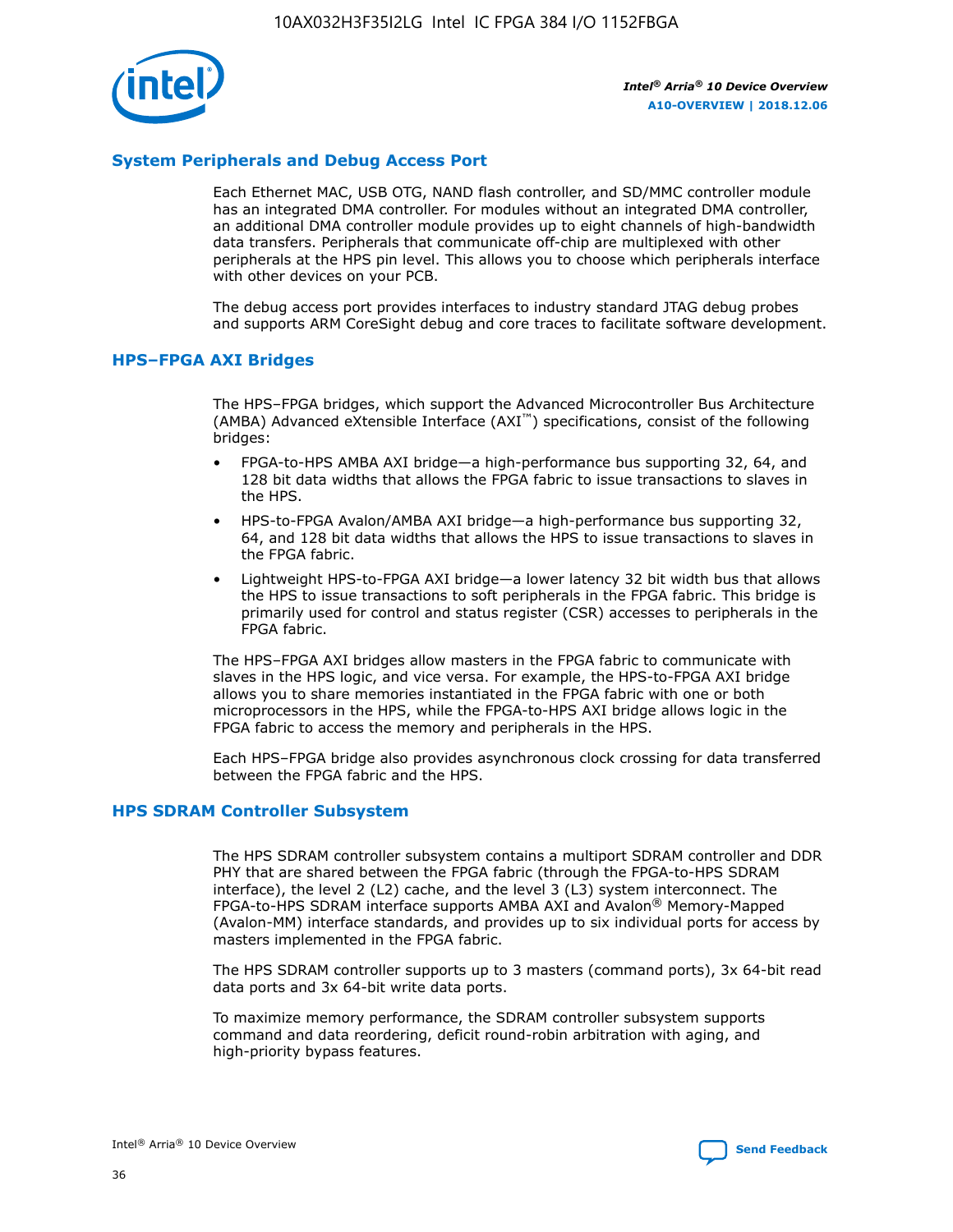## System Peripherals and Debug Access Port

Each Ethernet MAC, USB OTG, NAND flash controller, and SD/MMC controller module has an integrated DMA controller. For modules without an integrated DMA controller, an additional DMA controller module provides up to eight channels of high-bandwidth data transfers. Peripherals that communicate off-chip are multiplexed with other peripherals at the HPS pin level. This allows you to choose which peripherals interface with other devices on your PCB.

The debug access port provides interfaces to industry standard JTAG debug probes and supports ARM CoreSight debug and core traces to facilitate software development.

## HPS–FPGA AXI Bridges

The HPS–FPGA bridges, which support the Advanced Microcontroller Bus Architecture (AMBA) Advanced eXtensible Interface (AXI™) specifications, consist of the following bridges:

- FPGA-to-HPS AMBA AXI bridge—a high-performance bus supporting 32, 64, and 128 bit data widths that allows the FPGA fabric to issue transactions to slaves in the HPS.
- HPS-to-FPGA Avalon/AMBA AXI bridge—a high-performance bus supporting 32, 64, and 128 bit data widths that allows the HPS to issue transactions to slaves in the FPGA fabric.
- Lightweight HPS-to-FPGA AXI bridge—a lower latency 32 bit width bus that allows the HPS to issue transactions to soft peripherals in the FPGA fabric. This bridge is primarily used for control and status register (CSR) accesses to peripherals in the FPGA fabric.

The HPS–FPGA AXI bridges allow masters in the FPGA fabric to communicate with slaves in the HPS logic, and vice versa. For example, the HPS-to-FPGA AXI bridge allows you to share memories instantiated in the FPGA fabric with one or both microprocessors in the HPS, while the FPGA-to-HPS AXI bridge allows logic in the FPGA fabric to access the memory and peripherals in the HPS.

Each HPS–FPGA bridge also provides asynchronous clock crossing for data transferred between the FPGA fabric and the HPS.

## HPS SDRAM Controller Subsystem

The HPS SDRAM controller subsystem contains a multiport SDRAM controller and DDR PHY that are shared between the FPGA fabric (through the FPGA-to-HPS SDRAM interface), the level 2 (L2) cache, and the level 3 (L3) system interconnect. The FPGA-to-HPS SDRAM interface supports AMBA AXI and Avalon® Memory-Mapped (Avalon-MM) interface standards, and provides up to six individual ports for access by masters implemented in the FPGA fabric.

The HPS SDRAM controller supports up to 3 masters (command ports), 3x 64-bit read data ports and 3x 64-bit write data ports.

To maximize memory performance, the SDRAM controller subsystem supports command and data reordering, deficit round-robin arbitration with aging, and high-priority bypass features.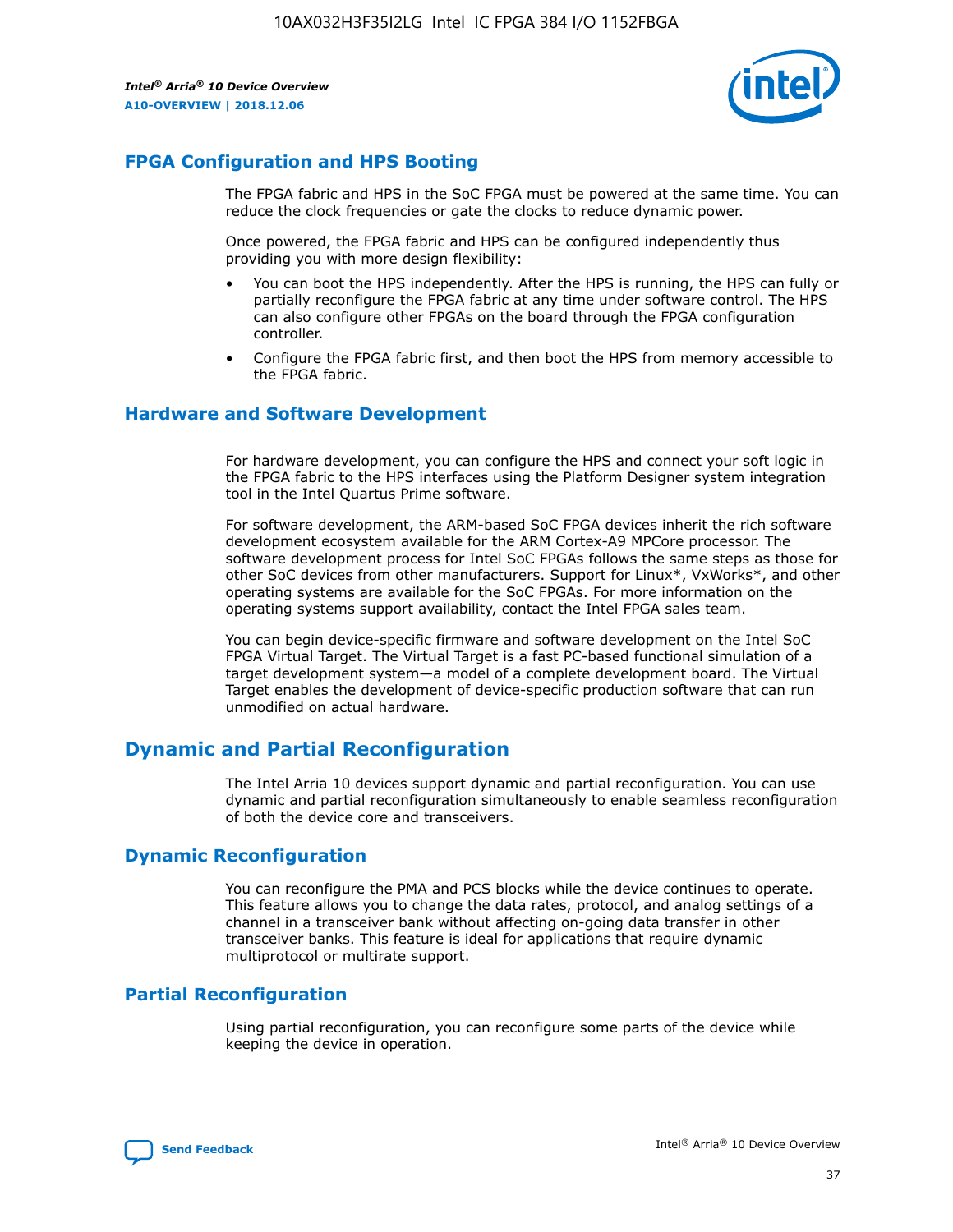## FPGA Configuration and HPS Booting

The FPGA fabric and HPS in the SoC FPGA must be powered at the same time. You can reduce the clock frequencies or gate the clocks to reduce dynamic power.

Once powered, the FPGA fabric and HPS can be configured independently thus providing you with more design flexibility:

- You can boot the HPS independently. After the HPS is running, the HPS can fully or partially reconfigure the FPGA fabric at any time under software control. The HPS can also configure other FPGAs on the board through the FPGA configuration controller.
- Configure the FPGA fabric first, and then boot the HPS from memory accessible to the FPGA fabric.

## Hardware and Software Development

For hardware development, you can configure the HPS and connect your soft logic in the FPGA fabric to the HPS interfaces using the Platform Designer system integration tool in the Intel Quartus Prime software.

For software development, the ARM-based SoC FPGA devices inherit the rich software development ecosystem available for the ARM Cortex-A9 MPCore processor. The software development process for Intel SoC FPGAs follows the same steps as those for other SoC devices from other manufacturers. Support for Linux*, VxWorks*, and other operating systems are available for the SoC FPGAs. For more information on the operating systems support availability, contact the Intel FPGA sales team.

You can begin device-specific firmware and software development on the Intel SoC FPGA Virtual Target. The Virtual Target is a fast PC-based functional simulation of a target development system—a model of a complete development board. The Virtual Target enables the development of device-specific production software that can run unmodified on actual hardware.

# Dynamic and Partial Reconfiguration

The Intel Arria 10 devices support dynamic and partial reconfiguration. You can use dynamic and partial reconfiguration simultaneously to enable seamless reconfiguration of both the device core and transceivers.

## Dynamic Reconfiguration

You can reconfigure the PMA and PCS blocks while the device continues to operate. This feature allows you to change the data rates, protocol, and analog settings of a channel in a transceiver bank without affecting on-going data transfer in other transceiver banks. This feature is ideal for applications that require dynamic multiprotocol or multirate support.

## Partial Reconfiguration

Using partial reconfiguration, you can reconfigure some parts of the device while keeping the device in operation.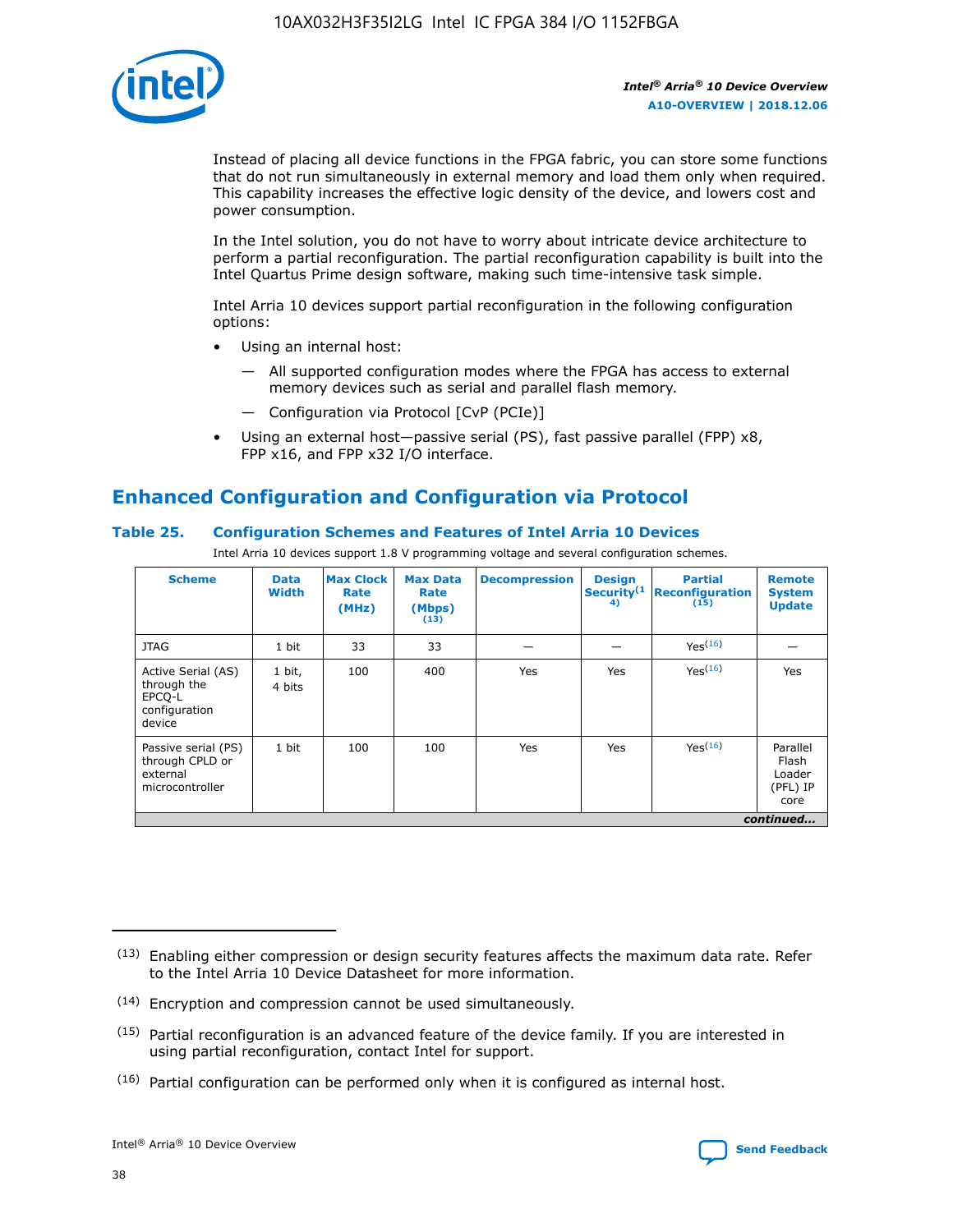Instead of placing all device functions in the FPGA fabric, you can store some functions that do not run simultaneously in external memory and load them only when required. This capability increases the effective logic density of the device, and lowers cost and power consumption.

In the Intel solution, you do not have to worry about intricate device architecture to perform a partial reconfiguration. The partial reconfiguration capability is built into the Intel Quartus Prime design software, making such time-intensive task simple.

Intel Arria 10 devices support partial reconfiguration in the following configuration options:

- Using an internal host:
  - All supported configuration modes where the FPGA has access to external memory devices such as serial and parallel flash memory.
  - Configuration via Protocol [CvP (PCIe)]
- Using an external host—passive serial (PS), fast passive parallel (FPP) x8, FPP x16, and FPP x32 I/O interface.

## Enhanced Configuration and Configuration via Protocol

### Table 25. Configuration Schemes and Features of Intel Arria 10 Devices

Intel Arria 10 devices support 1.8 V programming voltage and several configuration schemes.

| Scheme | Data Width | Max Clock Rate (MHz) | Max Data Rate (Mbps) (13) | Decompression | Design Security (14) | Partial Reconfiguration (15) | Remote System Update |
|---|---|---|---|---|---|---|---|
| JTAG | 1 bit | 33 | 33 | — | — | Yes(16) | — |
| Active Serial (AS) through the EPCQ-L configuration device | 1 bit, 4 bits | 100 | 400 | Yes | Yes | Yes(16) | Yes |
| Passive serial (PS) through CPLD or external microcontroller | 1 bit | 100 | 100 | Yes | Yes | Yes(16) | Parallel Flash Loader (PFL) IP core |

*continued...*

(13) Enabling either compression or design security features affects the maximum data rate. Refer to the Intel Arria 10 Device Datasheet for more information.

(14) Encryption and compression cannot be used simultaneously.

(15) Partial reconfiguration is an advanced feature of the device family. If you are interested in using partial reconfiguration, contact Intel for support.

(16) Partial configuration can be performed only when it is configured as internal host.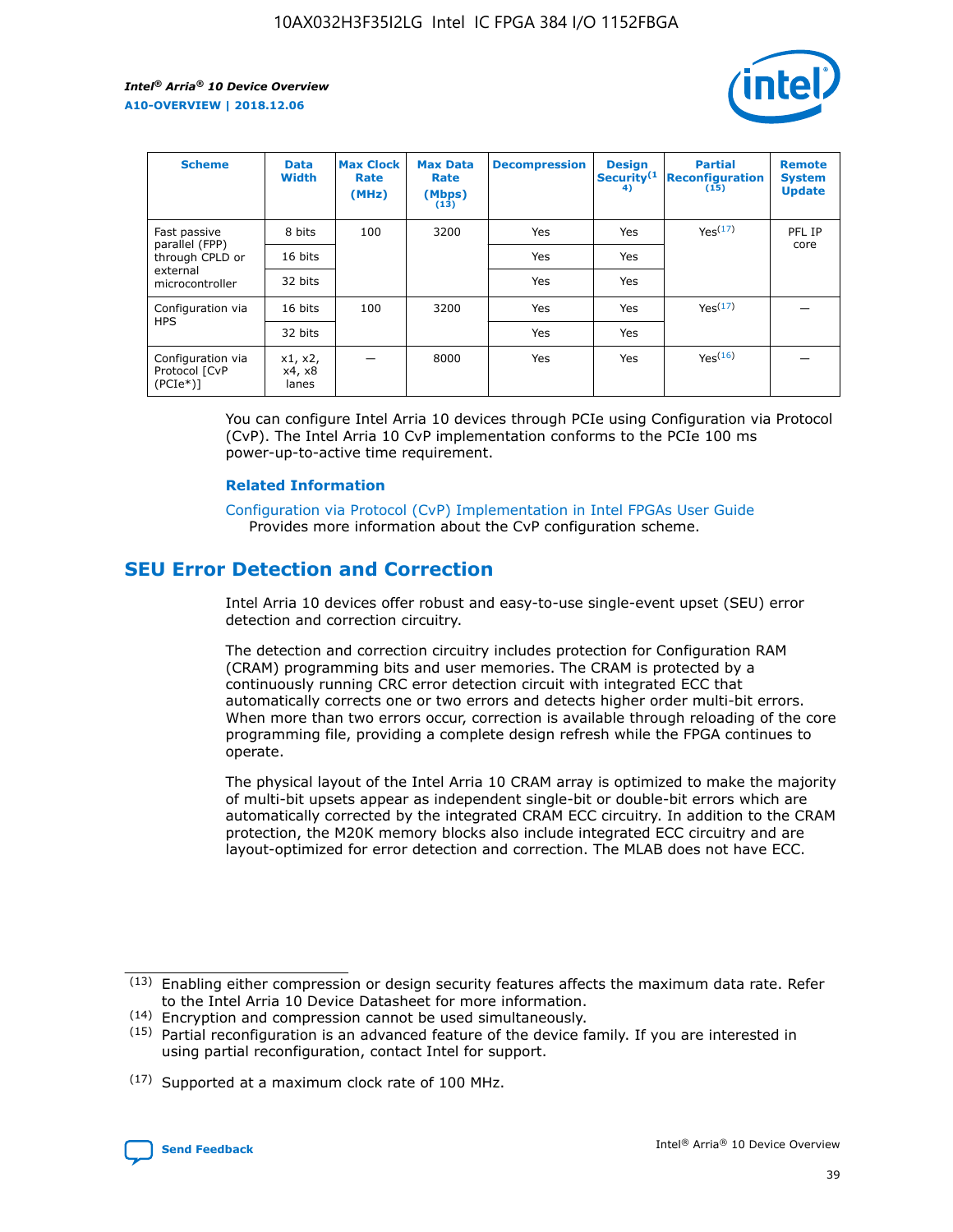| Scheme | Data Width | Max Clock Rate (MHz) | Max Data Rate (Mbps) (13) | Decompression | Design Security(14) | Partial Reconfiguration (15) | Remote System Update |
| --- | --- | --- | --- | --- | --- | --- | --- |
| Fast passive parallel (FPP) through CPLD or external microcontroller | 8 bits | 100 | 3200 | Yes | Yes | Yes(17) | PFL IP core |
| | 16 bits | | | Yes | Yes | | |
| | 32 bits | | | Yes | Yes | | |
| Configuration via HPS | 16 bits | 100 | 3200 | Yes | Yes | Yes(17) | — |
| | 32 bits | | | Yes | Yes | | |
| Configuration via Protocol [CvP (PCIe*)] | x1, x2, x4, x8 lanes | — | 8000 | Yes | Yes | Yes(16) | — |

You can configure Intel Arria 10 devices through PCIe using Configuration via Protocol (CvP). The Intel Arria 10 CvP implementation conforms to the PCIe 100 ms power-up-to-active time requirement.

**Related Information**

Configuration via Protocol (CvP) Implementation in Intel FPGAs User Guide
Provides more information about the CvP configuration scheme.

## SEU Error Detection and Correction

Intel Arria 10 devices offer robust and easy-to-use single-event upset (SEU) error detection and correction circuitry.

The detection and correction circuitry includes protection for Configuration RAM (CRAM) programming bits and user memories. The CRAM is protected by a continuously running CRC error detection circuit with integrated ECC that automatically corrects one or two errors and detects higher order multi-bit errors. When more than two errors occur, correction is available through reloading of the core programming file, providing a complete design refresh while the FPGA continues to operate.

The physical layout of the Intel Arria 10 CRAM array is optimized to make the majority of multi-bit upsets appear as independent single-bit or double-bit errors which are automatically corrected by the integrated CRAM ECC circuitry. In addition to the CRAM protection, the M20K memory blocks also include integrated ECC circuitry and are layout-optimized for error detection and correction. The MLAB does not have ECC.

(13) Enabling either compression or design security features affects the maximum data rate. Refer to the Intel Arria 10 Device Datasheet for more information.

(14) Encryption and compression cannot be used simultaneously.

(15) Partial reconfiguration is an advanced feature of the device family. If you are interested in using partial reconfiguration, contact Intel for support.

(17) Supported at a maximum clock rate of 100 MHz.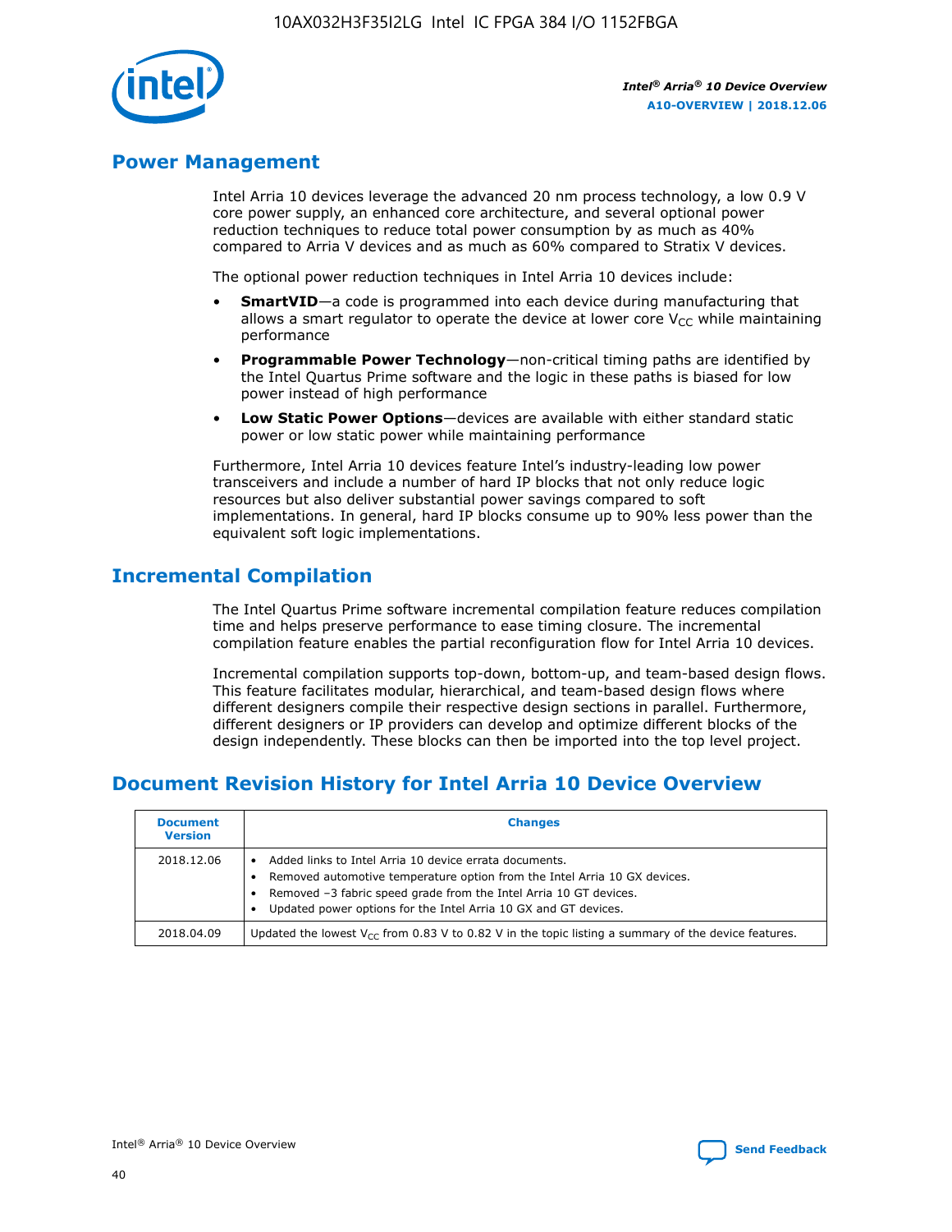## Power Management

Intel Arria 10 devices leverage the advanced 20 nm process technology, a low 0.9 V core power supply, an enhanced core architecture, and several optional power reduction techniques to reduce total power consumption by as much as 40% compared to Arria V devices and as much as 60% compared to Stratix V devices.

The optional power reduction techniques in Intel Arria 10 devices include:

- **SmartVID**—a code is programmed into each device during manufacturing that allows a smart regulator to operate the device at lower core $V_{CC}$ while maintaining performance
- **Programmable Power Technology**—non-critical timing paths are identified by the Intel Quartus Prime software and the logic in these paths is biased for low power instead of high performance
- **Low Static Power Options**—devices are available with either standard static power or low static power while maintaining performance

Furthermore, Intel Arria 10 devices feature Intel's industry-leading low power transceivers and include a number of hard IP blocks that not only reduce logic resources but also deliver substantial power savings compared to soft implementations. In general, hard IP blocks consume up to 90% less power than the equivalent soft logic implementations.

## Incremental Compilation

The Intel Quartus Prime software incremental compilation feature reduces compilation time and helps preserve performance to ease timing closure. The incremental compilation feature enables the partial reconfiguration flow for Intel Arria 10 devices.

Incremental compilation supports top-down, bottom-up, and team-based design flows. This feature facilitates modular, hierarchical, and team-based design flows where different designers compile their respective design sections in parallel. Furthermore, different designers or IP providers can develop and optimize different blocks of the design independently. These blocks can then be imported into the top level project.

## Document Revision History for Intel Arria 10 Device Overview

| Document Version | Changes |
| --- | --- |
| 2018.12.06 | • Added links to Intel Arria 10 device errata documents.<br>• Removed automotive temperature option from the Intel Arria 10 GX devices.<br>• Removed –3 fabric speed grade from the Intel Arria 10 GT devices.<br>• Updated power options for the Intel Arria 10 GX and GT devices. |
| 2018.04.09 | Updated the lowest $V_{CC}$ from 0.83 V to 0.82 V in the topic listing a summary of the device features. |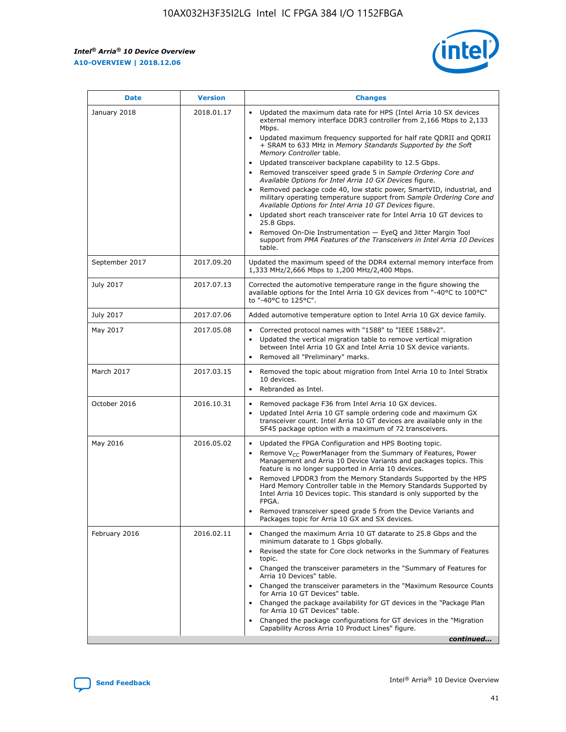| Date | Version | Changes |
| --- | --- | --- |
| January 2018 | 2018.01.17 | • Updated the maximum data rate for HPS (Intel Arria 10 SX devices external memory interface DDR3 controller from 2,166 Mbps to 2,133 Mbps.<br>• Updated maximum frequency supported for half rate QDRII and QDRII + SRAM to 633 MHz in *Memory Standards Supported by the Soft Memory Controller* table.<br>• Updated transceiver backplane capability to 12.5 Gbps.<br>• Removed transceiver speed grade 5 in *Sample Ordering Core and Available Options for Intel Arria 10 GX Devices* figure.<br>• Removed package code 40, low static power, SmartVID, industrial, and military operating temperature support from *Sample Ordering Core and Available Options for Intel Arria 10 GT Devices* figure.<br>• Updated short reach transceiver rate for Intel Arria 10 GT devices to 25.8 Gbps.<br>• Removed On-Die Instrumentation — EyeQ and Jitter Margin Tool support from *PMA Features of the Transceivers in Intel Arria 10 Devices* table. |
| September 2017 | 2017.09.20 | Updated the maximum speed of the DDR4 external memory interface from 1,333 MHz/2,666 Mbps to 1,200 MHz/2,400 Mbps. |
| July 2017 | 2017.07.13 | Corrected the automotive temperature range in the figure showing the available options for the Intel Arria 10 GX devices from "-40°C to 100°C" to "-40°C to 125°C". |
| July 2017 | 2017.07.06 | Added automotive temperature option to Intel Arria 10 GX device family. |
| May 2017 | 2017.05.08 | • Corrected protocol names with "1588" to "IEEE 1588v2".<br>• Updated the vertical migration table to remove vertical migration between Intel Arria 10 GX and Intel Arria 10 SX device variants.<br>• Removed all "Preliminary" marks. |
| March 2017 | 2017.03.15 | • Removed the topic about migration from Intel Arria 10 to Intel Stratix 10 devices.<br>• Rebranded as Intel. |
| October 2016 | 2016.10.31 | • Removed package F36 from Intel Arria 10 GX devices.<br>• Updated Intel Arria 10 GT sample ordering code and maximum GX transceiver count. Intel Arria 10 GT devices are available only in the SF45 package option with a maximum of 72 transceivers. |
| May 2016 | 2016.05.02 | • Updated the FPGA Configuration and HPS Booting topic.<br>• Remove $V_{CC}$ PowerManager from the Summary of Features, Power Management and Arria 10 Device Variants and packages topics. This feature is no longer supported in Arria 10 devices.<br>• Removed LPDDR3 from the Memory Standards Supported by the HPS Hard Memory Controller table in the Memory Standards Supported by Intel Arria 10 Devices topic. This standard is only supported by the FPGA.<br>• Removed transceiver speed grade 5 from the Device Variants and Packages topic for Arria 10 GX and SX devices. |
| February 2016 | 2016.02.11 | • Changed the maximum Arria 10 GT datarate to 25.8 Gbps and the minimum datarate to 1 Gbps globally.<br>• Revised the state for Core clock networks in the Summary of Features topic.<br>• Changed the transceiver parameters in the "Summary of Features for Arria 10 Devices" table.<br>• Changed the transceiver parameters in the "Maximum Resource Counts for Arria 10 GT Devices" table.<br>• Changed the package availability for GT devices in the "Package Plan for Arria 10 GT Devices" table.<br>• Changed the package configurations for GT devices in the "Migration Capability Across Arria 10 Product Lines" figure. |

*continued...*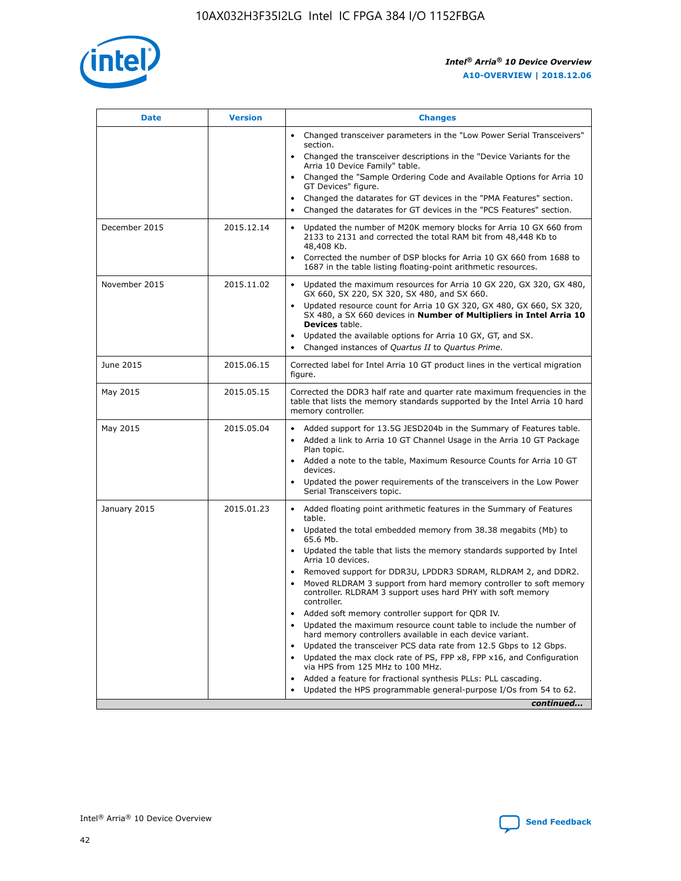| Date | Version | Changes |
| --- | --- | --- |
| | | • Changed transceiver parameters in the "Low Power Serial Transceivers" section.<br>• Changed the transceiver descriptions in the "Device Variants for the Arria 10 Device Family" table.<br>• Changed the "Sample Ordering Code and Available Options for Arria 10 GT Devices" figure.<br>• Changed the datarates for GT devices in the "PMA Features" section.<br>• Changed the datarates for GT devices in the "PCS Features" section. |
| December 2015 | 2015.12.14 | • Updated the number of M20K memory blocks for Arria 10 GX 660 from 2133 to 2131 and corrected the total RAM bit from 48,448 Kb to 48,408 Kb.<br>• Corrected the number of DSP blocks for Arria 10 GX 660 from 1688 to 1687 in the table listing floating-point arithmetic resources. |
| November 2015 | 2015.11.02 | • Updated the maximum resources for Arria 10 GX 220, GX 320, GX 480, GX 660, SX 220, SX 320, SX 480, and SX 660.<br>• Updated resource count for Arria 10 GX 320, GX 480, GX 660, SX 320, SX 480, a SX 660 devices in **Number of Multipliers in Intel Arria 10 Devices** table.<br>• Updated the available options for Arria 10 GX, GT, and SX.<br>• Changed instances of *Quartus II* to *Quartus Prime*. |
| June 2015 | 2015.06.15 | Corrected label for Intel Arria 10 GT product lines in the vertical migration figure. |
| May 2015 | 2015.05.15 | Corrected the DDR3 half rate and quarter rate maximum frequencies in the table that lists the memory standards supported by the Intel Arria 10 hard memory controller. |
| May 2015 | 2015.05.04 | • Added support for 13.5G JESD204b in the Summary of Features table.<br>• Added a link to Arria 10 GT Channel Usage in the Arria 10 GT Package Plan topic.<br>• Added a note to the table, Maximum Resource Counts for Arria 10 GT devices.<br>• Updated the power requirements of the transceivers in the Low Power Serial Transceivers topic. |
| January 2015 | 2015.01.23 | • Added floating point arithmetic features in the Summary of Features table.<br>• Updated the total embedded memory from 38.38 megabits (Mb) to 65.6 Mb.<br>• Updated the table that lists the memory standards supported by Intel Arria 10 devices.<br>• Removed support for DDR3U, LPDDR3 SDRAM, RLDRAM 2, and DDR2.<br>• Moved RLDRAM 3 support from hard memory controller to soft memory controller. RLDRAM 3 support uses hard PHY with soft memory controller.<br>• Added soft memory controller support for QDR IV.<br>• Updated the maximum resource count table to include the number of hard memory controllers available in each device variant.<br>• Updated the transceiver PCS data rate from 12.5 Gbps to 12 Gbps.<br>• Updated the max clock rate of PS, FPP x8, FPP x16, and Configuration via HPS from 125 MHz to 100 MHz.<br>• Added a feature for fractional synthesis PLLs: PLL cascading.<br>• Updated the HPS programmable general-purpose I/Os from 54 to 62. |

*continued...*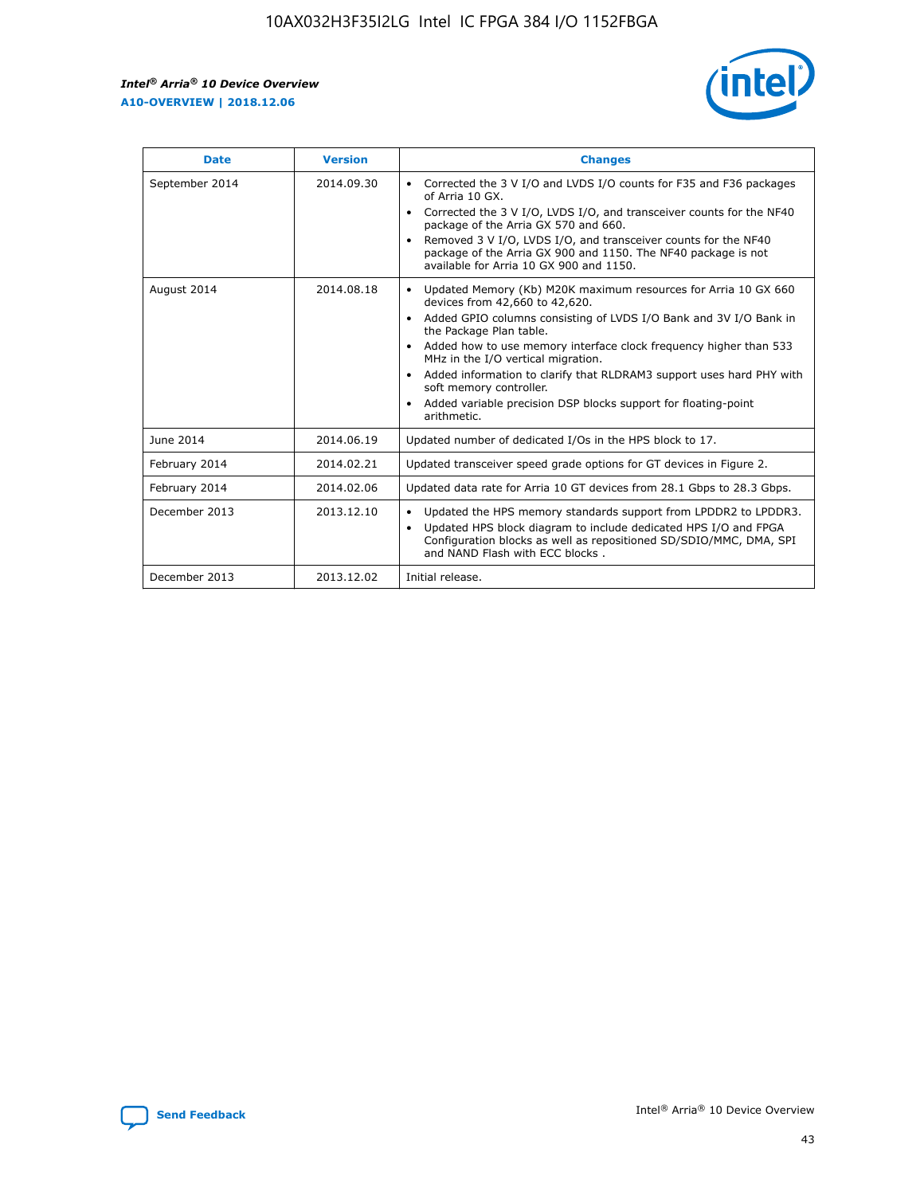| Date | Version | Changes |
| --- | --- | --- |
| September 2014 | 2014.09.30 | • Corrected the 3 V I/O and LVDS I/O counts for F35 and F36 packages of Arria 10 GX. • Corrected the 3 V I/O, LVDS I/O, and transceiver counts for the NF40 package of the Arria GX 570 and 660. • Removed 3 V I/O, LVDS I/O, and transceiver counts for the NF40 package of the Arria GX 900 and 1150. The NF40 package is not available for Arria 10 GX 900 and 1150. |
| August 2014 | 2014.08.18 | • Updated Memory (Kb) M20K maximum resources for Arria 10 GX 660 devices from 42,660 to 42,620. • Added GPIO columns consisting of LVDS I/O Bank and 3V I/O Bank in the Package Plan table. • Added how to use memory interface clock frequency higher than 533 MHz in the I/O vertical migration. • Added information to clarify that RLDRAM3 support uses hard PHY with soft memory controller. • Added variable precision DSP blocks support for floating-point arithmetic. |
| June 2014 | 2014.06.19 | Updated number of dedicated I/Os in the HPS block to 17. |
| February 2014 | 2014.02.21 | Updated transceiver speed grade options for GT devices in Figure 2. |
| February 2014 | 2014.02.06 | Updated data rate for Arria 10 GT devices from 28.1 Gbps to 28.3 Gbps. |
| December 2013 | 2013.12.10 | • Updated the HPS memory standards support from LPDDR2 to LPDDR3. • Updated HPS block diagram to include dedicated HPS I/O and FPGA Configuration blocks as well as repositioned SD/SDIO/MMC, DMA, SPI and NAND Flash with ECC blocks . |
| December 2013 | 2013.12.02 | Initial release. |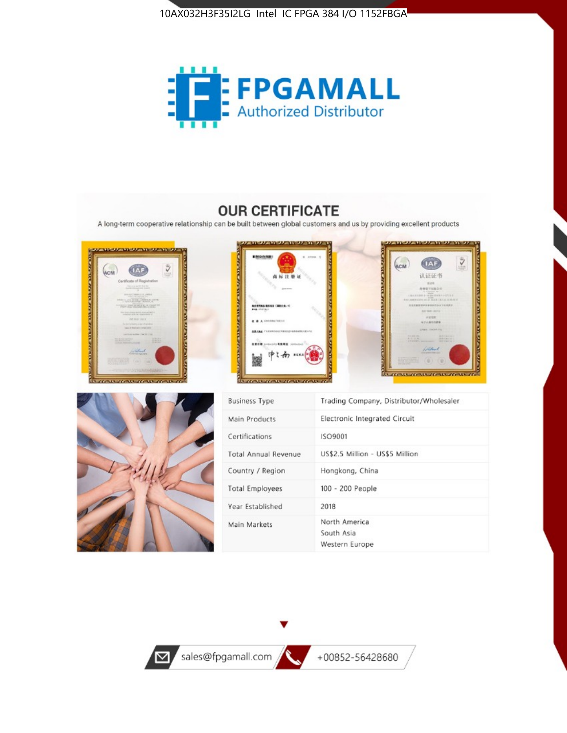FPGAMALL
Authorized Distributor

## OUR CERTIFICATE

A long-term cooperative relationship can be built between global customers and us by providing excellent products

| | |
|---|---|
| Business Type | Trading Company, Distributor/Wholesaler |
| Main Products | Electronic Integrated Circuit |
| Certifications | ISO9001 |
| Total Annual Revenue | US$2.5 Million - US$5 Million |
| Country / Region | Hongkong, China |
| Total Employees | 100 - 200 People |
| Year Established | 2018 |
| Main Markets | North America<br>South Asia<br>Western Europe |

sales@fpgamall.com

+00852-56428680